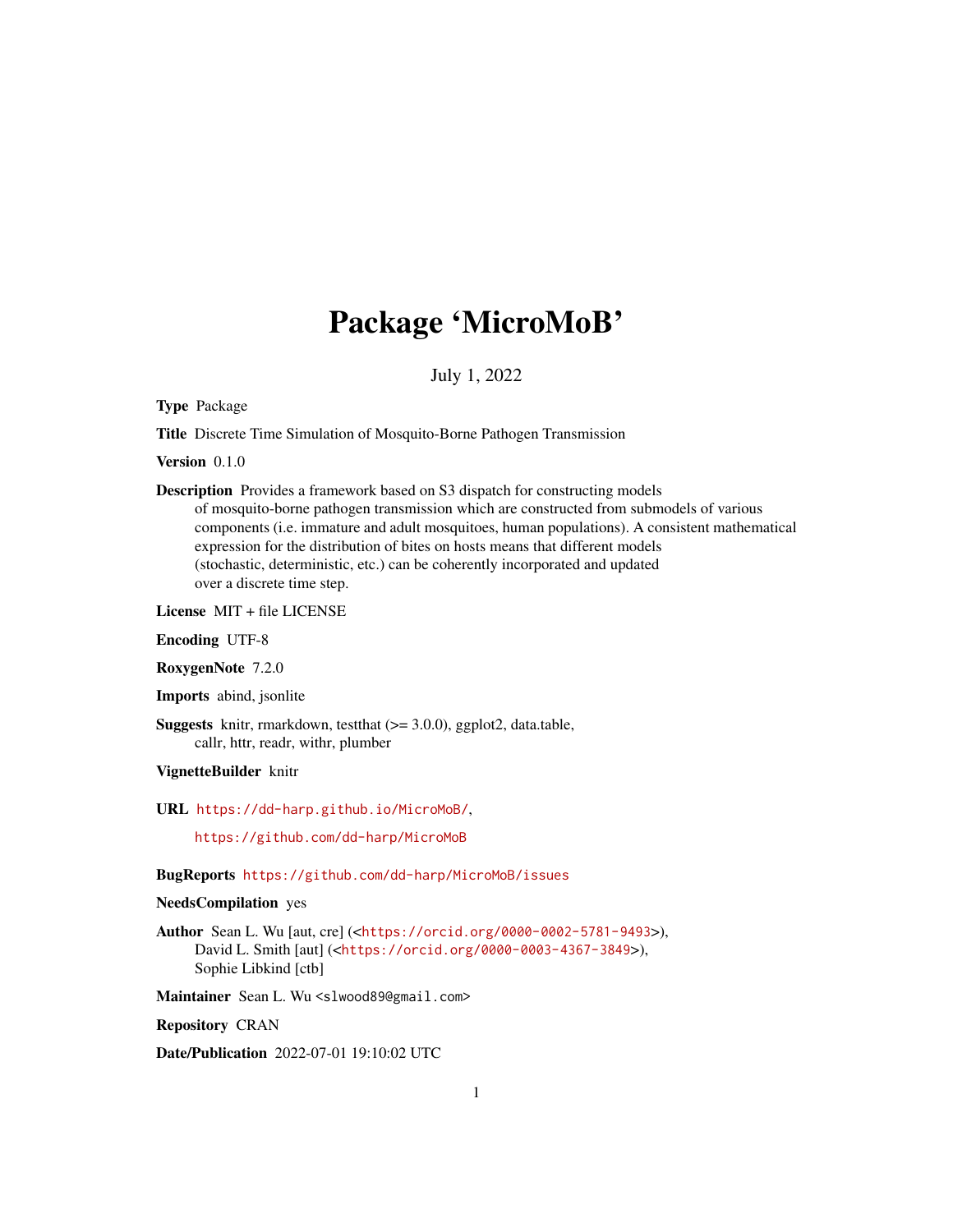# Package 'MicroMoB'

July 1, 2022

**Type** Package

**Title** Discrete Time Simulation of Mosquito-Borne Pathogen Transmission

**Version** 0.1.0

**Description** Provides a framework based on S3 dispatch for constructing models of mosquito-borne pathogen transmission which are constructed from submodels of various components (i.e. immature and adult mosquitoes, human populations). A consistent mathematical expression for the distribution of bites on hosts means that different models (stochastic, deterministic, etc.) can be coherently incorporated and updated over a discrete time step.

**License** MIT + file LICENSE

**Encoding** UTF-8

**RoxygenNote** 7.2.0

**Imports** abind, jsonlite

**Suggests** knitr, rmarkdown, testthat (>= 3.0.0), ggplot2, data.table, callr, httr, readr, withr, plumber

**VignetteBuilder** knitr

**URL** https://dd-harp.github.io/MicroMoB/, https://github.com/dd-harp/MicroMoB

**BugReports** https://github.com/dd-harp/MicroMoB/issues

**NeedsCompilation** yes

**Author** Sean L. Wu [aut, cre] (<https://orcid.org/0000-0002-5781-9493>), David L. Smith [aut] (<https://orcid.org/0000-0003-4367-3849>), Sophie Libkind [ctb]

**Maintainer** Sean L. Wu <slwood89@gmail.com>

**Repository** CRAN

**Date/Publication** 2022-07-01 19:10:02 UTC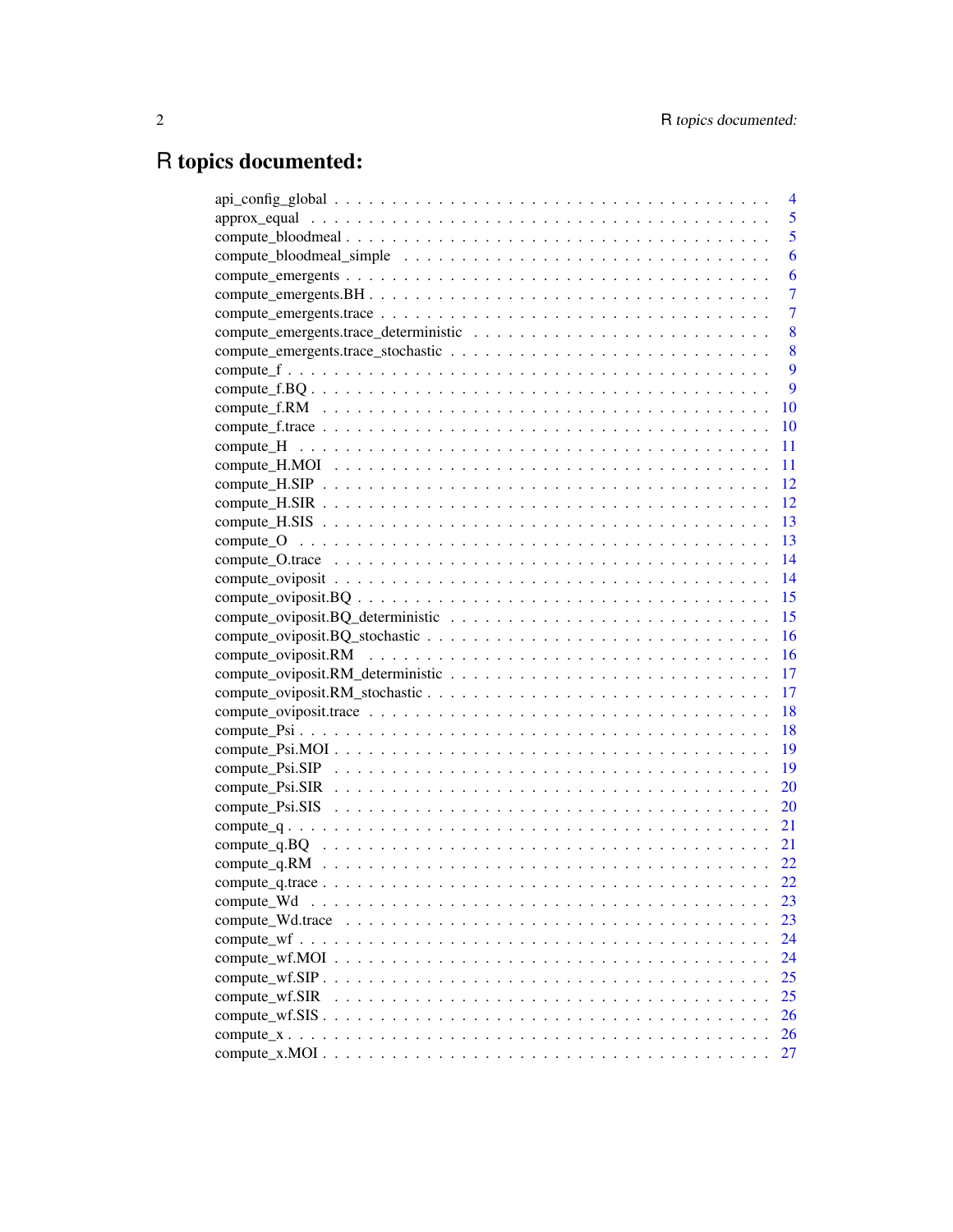# R topics documented:

| | |
|---|---|
| api_config_global | 4 |
| approx_equal | 5 |
| compute_bloodmeal | 5 |
| compute_bloodmeal_simple | 6 |
| compute_emergents | 6 |
| compute_emergents.BH | 7 |
| compute_emergents.trace | 7 |
| compute_emergents.trace_deterministic | 8 |
| compute_emergents.trace_stochastic | 8 |
| compute_f | 9 |
| compute_f.BQ | 9 |
| compute_f.RM | 10 |
| compute_f.trace | 10 |
| compute_H | 11 |
| compute_H.MOI | 11 |
| compute_H.SIP | 12 |
| compute_H.SIR | 12 |
| compute_H.SIS | 13 |
| compute_O | 13 |
| compute_O.trace | 14 |
| compute_oviposit | 14 |
| compute_oviposit.BQ | 15 |
| compute_oviposit.BQ_deterministic | 15 |
| compute_oviposit.BQ_stochastic | 16 |
| compute_oviposit.RM | 16 |
| compute_oviposit.RM_deterministic | 17 |
| compute_oviposit.RM_stochastic | 17 |
| compute_oviposit.trace | 18 |
| compute_Psi | 18 |
| compute_Psi.MOI | 19 |
| compute_Psi.SIP | 19 |
| compute_Psi.SIR | 20 |
| compute_Psi.SIS | 20 |
| compute_q | 21 |
| compute_q.BQ | 21 |
| compute_q.RM | 22 |
| compute_q.trace | 22 |
| compute_Wd | 23 |
| compute_Wd.trace | 23 |
| compute_wf | 24 |
| compute_wf.MOI | 24 |
| compute_wf.SIP | 25 |
| compute_wf.SIR | 25 |
| compute_wf.SIS | 26 |
| compute_x | 26 |
| compute_x.MOI | 27 |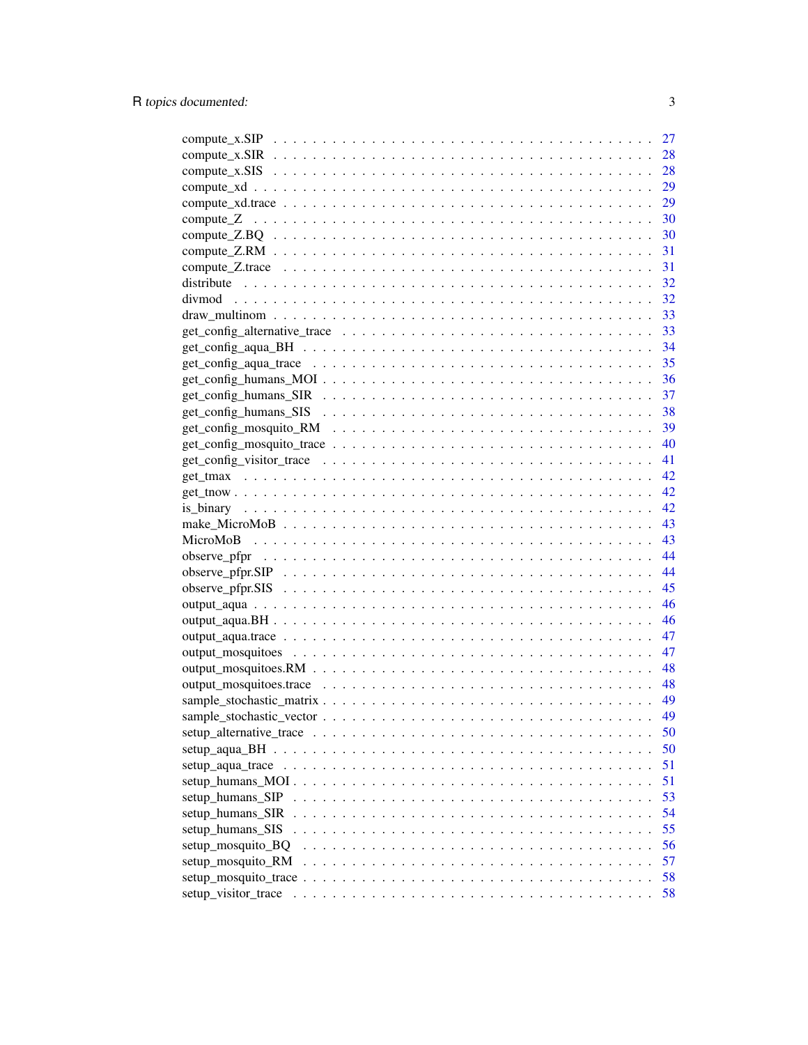compute_x.SIP . . . . . . . . . . . . . . . . . . . . . . . . . . . . . . . . . . . . . . 27
compute_x.SIR . . . . . . . . . . . . . . . . . . . . . . . . . . . . . . . . . . . . . . 28
compute_x.SIS . . . . . . . . . . . . . . . . . . . . . . . . . . . . . . . . . . . . . . 28
compute_xd . . . . . . . . . . . . . . . . . . . . . . . . . . . . . . . . . . . . . . . 29
compute_xd.trace . . . . . . . . . . . . . . . . . . . . . . . . . . . . . . . . . . . . 29
compute_Z . . . . . . . . . . . . . . . . . . . . . . . . . . . . . . . . . . . . . . . . 30
compute_Z.BQ . . . . . . . . . . . . . . . . . . . . . . . . . . . . . . . . . . . . . . 30
compute_Z.RM . . . . . . . . . . . . . . . . . . . . . . . . . . . . . . . . . . . . . . 31
compute_Z.trace . . . . . . . . . . . . . . . . . . . . . . . . . . . . . . . . . . . . . 31
distribute . . . . . . . . . . . . . . . . . . . . . . . . . . . . . . . . . . . . . . . . 32
divmod . . . . . . . . . . . . . . . . . . . . . . . . . . . . . . . . . . . . . . . . . 32
draw_multinom . . . . . . . . . . . . . . . . . . . . . . . . . . . . . . . . . . . . . 33
get_config_alternative_trace . . . . . . . . . . . . . . . . . . . . . . . . . . . . . . 33
get_config_aqua_BH . . . . . . . . . . . . . . . . . . . . . . . . . . . . . . . . . . . 34
get_config_aqua_trace . . . . . . . . . . . . . . . . . . . . . . . . . . . . . . . . . . 35
get_config_humans_MOI . . . . . . . . . . . . . . . . . . . . . . . . . . . . . . . . . 36
get_config_humans_SIR . . . . . . . . . . . . . . . . . . . . . . . . . . . . . . . . . 37
get_config_humans_SIS . . . . . . . . . . . . . . . . . . . . . . . . . . . . . . . . . 38
get_config_mosquito_RM . . . . . . . . . . . . . . . . . . . . . . . . . . . . . . . . 39
get_config_mosquito_trace . . . . . . . . . . . . . . . . . . . . . . . . . . . . . . . 40
get_config_visitor_trace . . . . . . . . . . . . . . . . . . . . . . . . . . . . . . . . 41
get_tmax . . . . . . . . . . . . . . . . . . . . . . . . . . . . . . . . . . . . . . . . 42
get_tnow . . . . . . . . . . . . . . . . . . . . . . . . . . . . . . . . . . . . . . . . 42
is_binary . . . . . . . . . . . . . . . . . . . . . . . . . . . . . . . . . . . . . . . . 42
make_MicroMoB . . . . . . . . . . . . . . . . . . . . . . . . . . . . . . . . . . . . . 43
MicroMoB . . . . . . . . . . . . . . . . . . . . . . . . . . . . . . . . . . . . . . . . 43
observe_pfpr . . . . . . . . . . . . . . . . . . . . . . . . . . . . . . . . . . . . . . 44
observe_pfpr.SIP . . . . . . . . . . . . . . . . . . . . . . . . . . . . . . . . . . . . 44
observe_pfpr.SIS . . . . . . . . . . . . . . . . . . . . . . . . . . . . . . . . . . . . 45
output_aqua . . . . . . . . . . . . . . . . . . . . . . . . . . . . . . . . . . . . . . . 46
output_aqua.BH . . . . . . . . . . . . . . . . . . . . . . . . . . . . . . . . . . . . . 46
output_aqua.trace . . . . . . . . . . . . . . . . . . . . . . . . . . . . . . . . . . . . 47
output_mosquitoes . . . . . . . . . . . . . . . . . . . . . . . . . . . . . . . . . . . 47
output_mosquitoes.RM . . . . . . . . . . . . . . . . . . . . . . . . . . . . . . . . . 48
output_mosquitoes.trace . . . . . . . . . . . . . . . . . . . . . . . . . . . . . . . . 48
sample_stochastic_matrix . . . . . . . . . . . . . . . . . . . . . . . . . . . . . . . . 49
sample_stochastic_vector . . . . . . . . . . . . . . . . . . . . . . . . . . . . . . . . 49
setup_alternative_trace . . . . . . . . . . . . . . . . . . . . . . . . . . . . . . . . . 50
setup_aqua_BH . . . . . . . . . . . . . . . . . . . . . . . . . . . . . . . . . . . . . . 50
setup_aqua_trace . . . . . . . . . . . . . . . . . . . . . . . . . . . . . . . . . . . . . 51
setup_humans_MOI . . . . . . . . . . . . . . . . . . . . . . . . . . . . . . . . . . . . 51
setup_humans_SIP . . . . . . . . . . . . . . . . . . . . . . . . . . . . . . . . . . . . 53
setup_humans_SIR . . . . . . . . . . . . . . . . . . . . . . . . . . . . . . . . . . . . 54
setup_humans_SIS . . . . . . . . . . . . . . . . . . . . . . . . . . . . . . . . . . . . 55
setup_mosquito_BQ . . . . . . . . . . . . . . . . . . . . . . . . . . . . . . . . . . . 56
setup_mosquito_RM . . . . . . . . . . . . . . . . . . . . . . . . . . . . . . . . . . . 57
setup_mosquito_trace . . . . . . . . . . . . . . . . . . . . . . . . . . . . . . . . . . 58
setup_visitor_trace . . . . . . . . . . . . . . . . . . . . . . . . . . . . . . . . . . . 58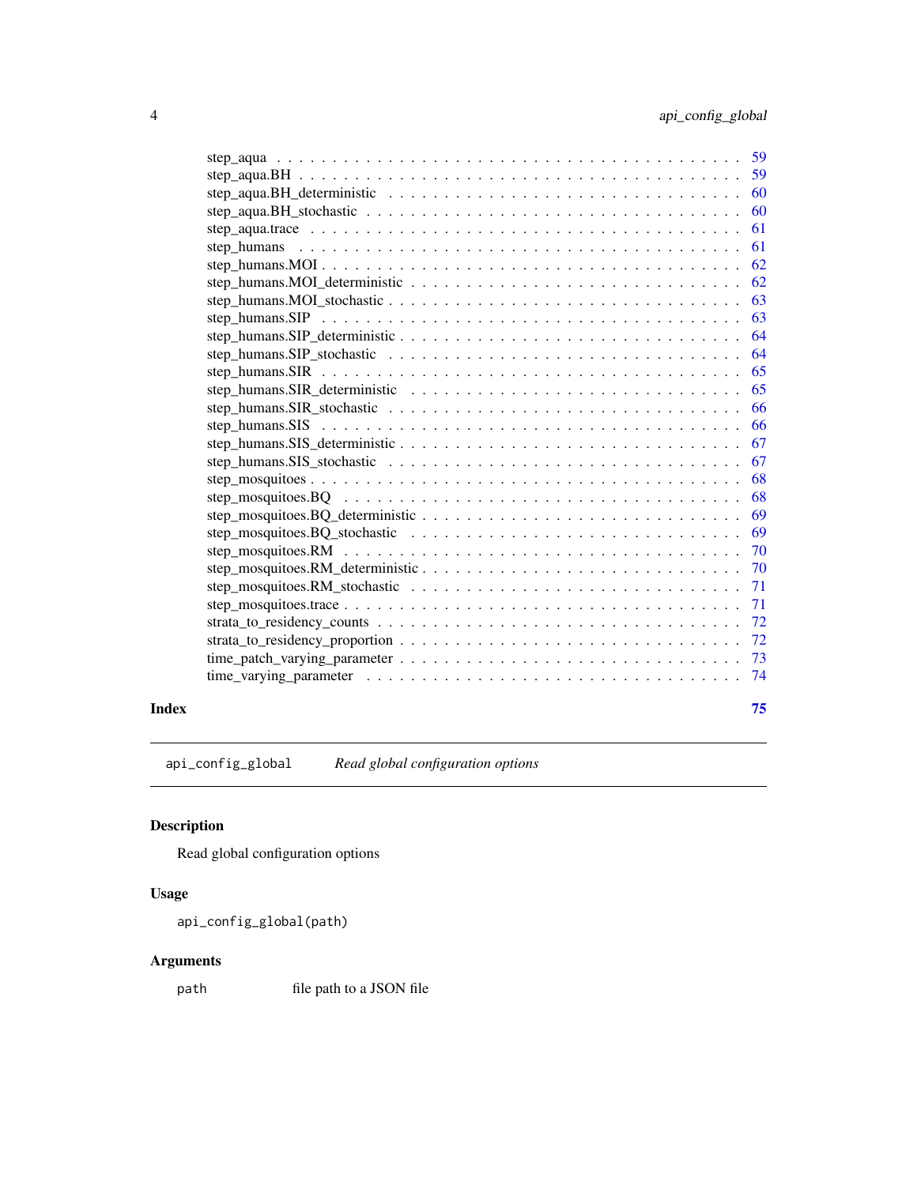step_aqua . . . . . . . . . . . . . . . . . . . . . . . . . . . . . . . . . . . . . 59
step_aqua.BH . . . . . . . . . . . . . . . . . . . . . . . . . . . . . . . . . . . . 59
step_aqua.BH_deterministic . . . . . . . . . . . . . . . . . . . . . . . . . . . . . 60
step_aqua.BH_stochastic . . . . . . . . . . . . . . . . . . . . . . . . . . . . . . 60
step_aqua.trace . . . . . . . . . . . . . . . . . . . . . . . . . . . . . . . . . . 61
step_humans . . . . . . . . . . . . . . . . . . . . . . . . . . . . . . . . . . . . 61
step_humans.MOI . . . . . . . . . . . . . . . . . . . . . . . . . . . . . . . . . . 62
step_humans.MOI_deterministic . . . . . . . . . . . . . . . . . . . . . . . . . . . 62
step_humans.MOI_stochastic . . . . . . . . . . . . . . . . . . . . . . . . . . . . 63
step_humans.SIP . . . . . . . . . . . . . . . . . . . . . . . . . . . . . . . . . . 63
step_humans.SIP_deterministic . . . . . . . . . . . . . . . . . . . . . . . . . . . 64
step_humans.SIP_stochastic . . . . . . . . . . . . . . . . . . . . . . . . . . . . 64
step_humans.SIR . . . . . . . . . . . . . . . . . . . . . . . . . . . . . . . . . . 65
step_humans.SIR_deterministic . . . . . . . . . . . . . . . . . . . . . . . . . . . 65
step_humans.SIR_stochastic . . . . . . . . . . . . . . . . . . . . . . . . . . . . 66
step_humans.SIS . . . . . . . . . . . . . . . . . . . . . . . . . . . . . . . . . . 66
step_humans.SIS_deterministic . . . . . . . . . . . . . . . . . . . . . . . . . . . 67
step_humans.SIS_stochastic . . . . . . . . . . . . . . . . . . . . . . . . . . . . 67
step_mosquitoes . . . . . . . . . . . . . . . . . . . . . . . . . . . . . . . . . . 68
step_mosquitoes.BQ . . . . . . . . . . . . . . . . . . . . . . . . . . . . . . . . 68
step_mosquitoes.BQ_deterministic . . . . . . . . . . . . . . . . . . . . . . . . . . 69
step_mosquitoes.BQ_stochastic . . . . . . . . . . . . . . . . . . . . . . . . . . . 69
step_mosquitoes.RM . . . . . . . . . . . . . . . . . . . . . . . . . . . . . . . . 70
step_mosquitoes.RM_deterministic . . . . . . . . . . . . . . . . . . . . . . . . . . 70
step_mosquitoes.RM_stochastic . . . . . . . . . . . . . . . . . . . . . . . . . . . 71
step_mosquitoes.trace . . . . . . . . . . . . . . . . . . . . . . . . . . . . . . . 71
strata_to_residency_counts . . . . . . . . . . . . . . . . . . . . . . . . . . . . . 72
strata_to_residency_proportion . . . . . . . . . . . . . . . . . . . . . . . . . . . 72
time_patch_varying_parameter . . . . . . . . . . . . . . . . . . . . . . . . . . . . 73
time_varying_parameter . . . . . . . . . . . . . . . . . . . . . . . . . . . . . . . 74

**Index** 75

---

`api_config_global` *Read global configuration options*

---

## Description

Read global configuration options

## Usage

```
api_config_global(path)
```

## Arguments

| | |
|---|---|
| `path` | file path to a JSON file |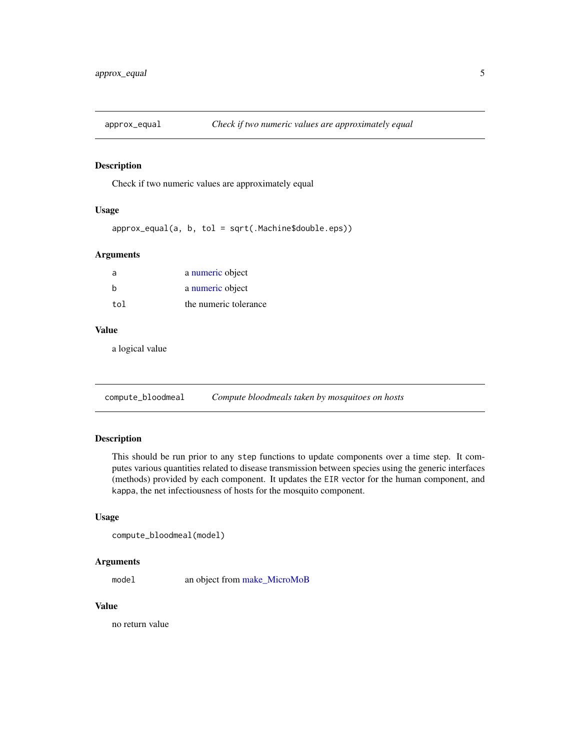## approx_equal — *Check if two numeric values are approximately equal*

### Description

Check if two numeric values are approximately equal

### Usage

```
approx_equal(a, b, tol = sqrt(.Machine$double.eps))
```

### Arguments

| | |
|---|---|
| a | a numeric object |
| b | a numeric object |
| tol | the numeric tolerance |

### Value

a logical value

## compute_bloodmeal — *Compute bloodmeals taken by mosquitoes on hosts*

### Description

This should be run prior to any `step` functions to update components over a time step. It computes various quantities related to disease transmission between species using the generic interfaces (methods) provided by each component. It updates the `EIR` vector for the human component, and `kappa`, the net infectiousness of hosts for the mosquito component.

### Usage

```
compute_bloodmeal(model)
```

### Arguments

| | |
|---|---|
| model | an object from make_MicroMoB |

### Value

no return value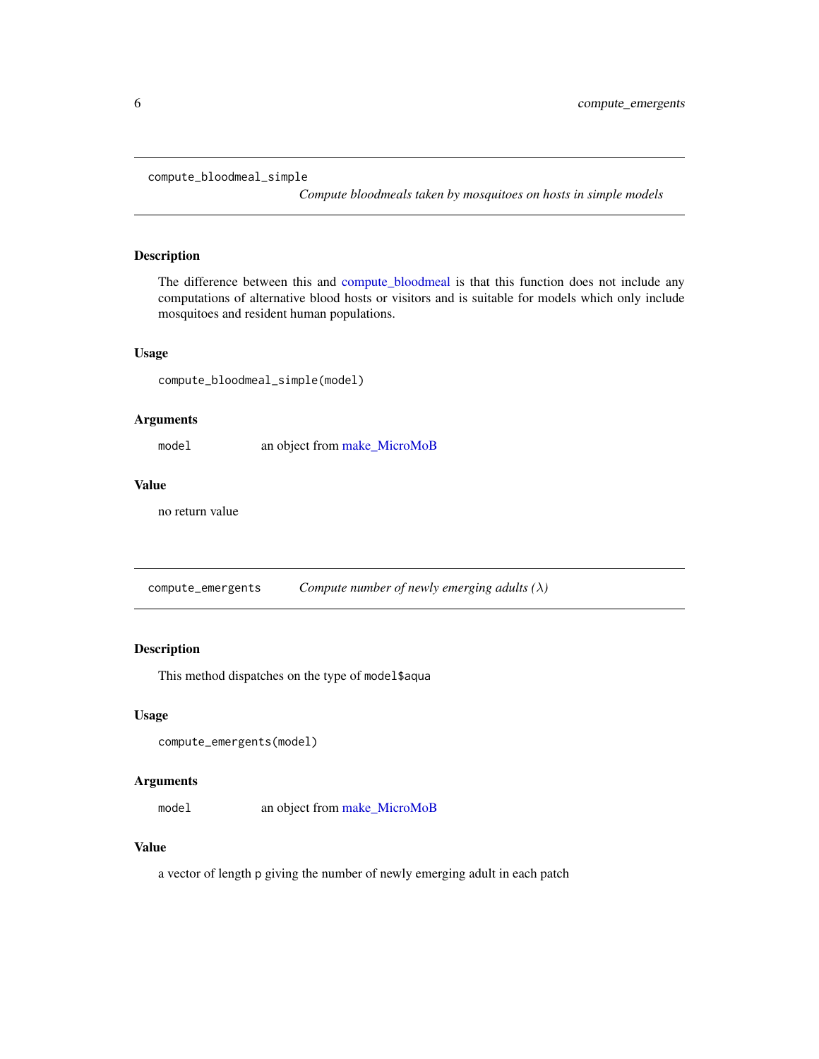## compute_bloodmeal_simple

*Compute bloodmeals taken by mosquitoes on hosts in simple models*

### Description

The difference between this and compute_bloodmeal is that this function does not include any computations of alternative blood hosts or visitors and is suitable for models which only include mosquitoes and resident human populations.

### Usage

```
compute_bloodmeal_simple(model)
```

### Arguments

| | |
|---|---|
| `model` | an object from make_MicroMoB |

### Value

no return value

## compute_emergents

*Compute number of newly emerging adults ($\lambda$)*

### Description

This method dispatches on the type of `model$aqua`

### Usage

```
compute_emergents(model)
```

### Arguments

| | |
|---|---|
| `model` | an object from make_MicroMoB |

### Value

a vector of length `p` giving the number of newly emerging adult in each patch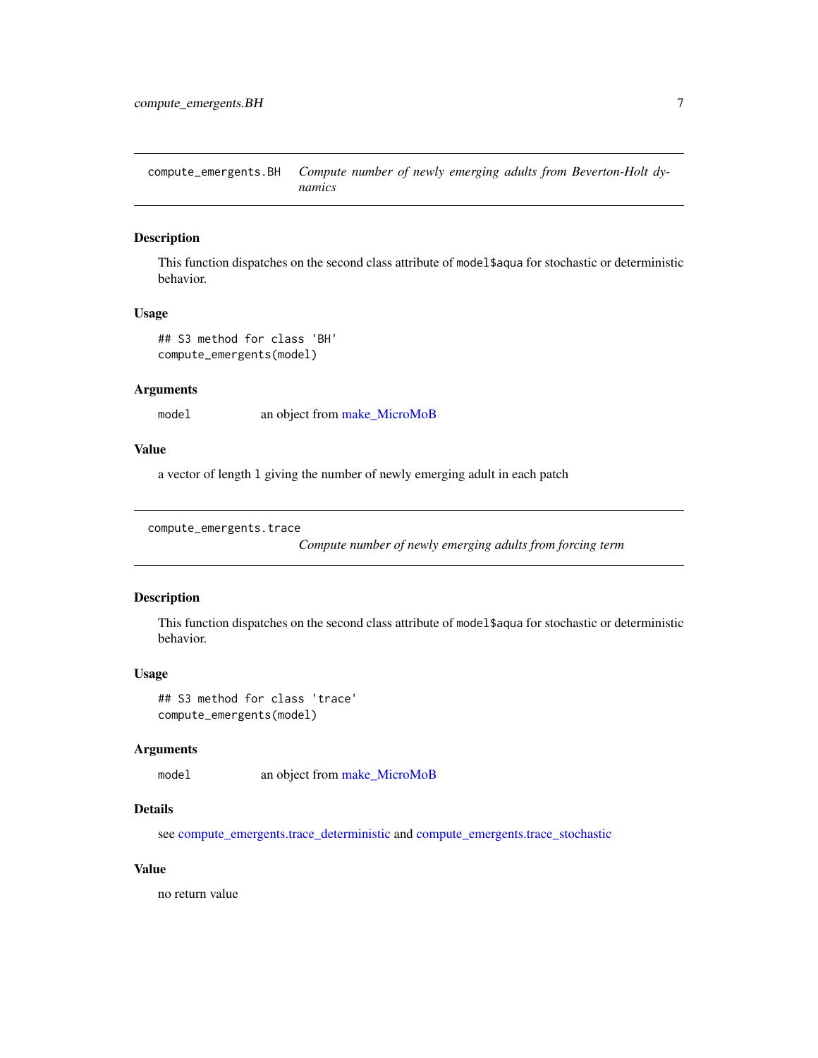## compute_emergents.BH — *Compute number of newly emerging adults from Beverton-Holt dynamics*

### Description

This function dispatches on the second class attribute of `model$aqua` for stochastic or deterministic behavior.

### Usage

```
## S3 method for class 'BH'
compute_emergents(model)
```

### Arguments

| | |
|---|---|
| `model` | an object from make_MicroMoB |

### Value

a vector of length `l` giving the number of newly emerging adult in each patch

## compute_emergents.trace — *Compute number of newly emerging adults from forcing term*

### Description

This function dispatches on the second class attribute of `model$aqua` for stochastic or deterministic behavior.

### Usage

```
## S3 method for class 'trace'
compute_emergents(model)
```

### Arguments

| | |
|---|---|
| `model` | an object from make_MicroMoB |

### Details

see compute_emergents.trace_deterministic and compute_emergents.trace_stochastic

### Value

no return value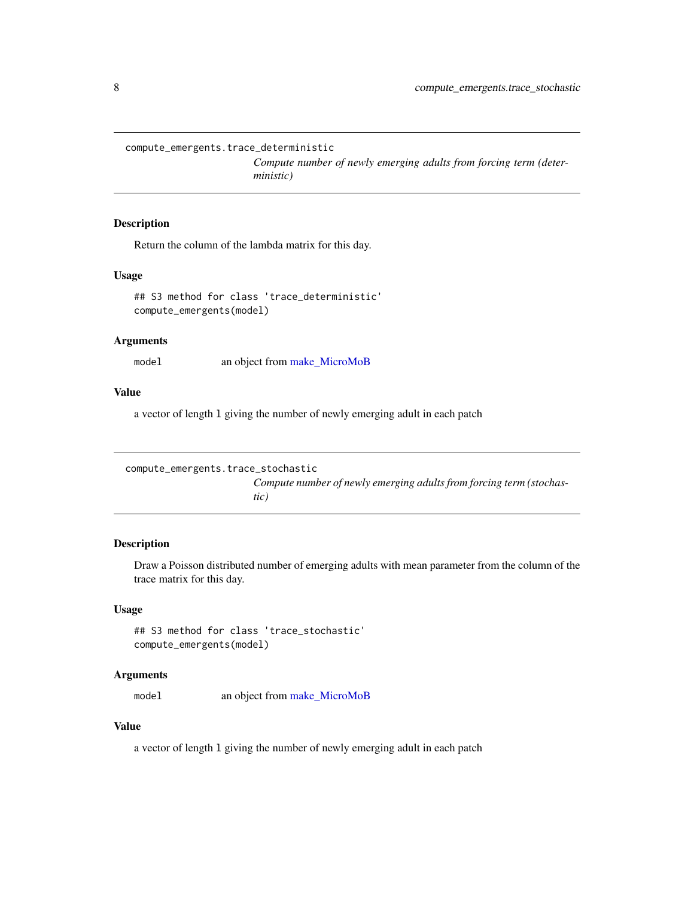## compute_emergents.trace_deterministic

*Compute number of newly emerging adults from forcing term (deterministic)*

### Description

Return the column of the lambda matrix for this day.

### Usage

```
## S3 method for class 'trace_deterministic'
compute_emergents(model)
```

### Arguments

| | |
|---|---|
| model | an object from make_MicroMoB |

### Value

a vector of length `l` giving the number of newly emerging adult in each patch

## compute_emergents.trace_stochastic

*Compute number of newly emerging adults from forcing term (stochastic)*

### Description

Draw a Poisson distributed number of emerging adults with mean parameter from the column of the trace matrix for this day.

### Usage

```
## S3 method for class 'trace_stochastic'
compute_emergents(model)
```

### Arguments

| | |
|---|---|
| model | an object from make_MicroMoB |

### Value

a vector of length `l` giving the number of newly emerging adult in each patch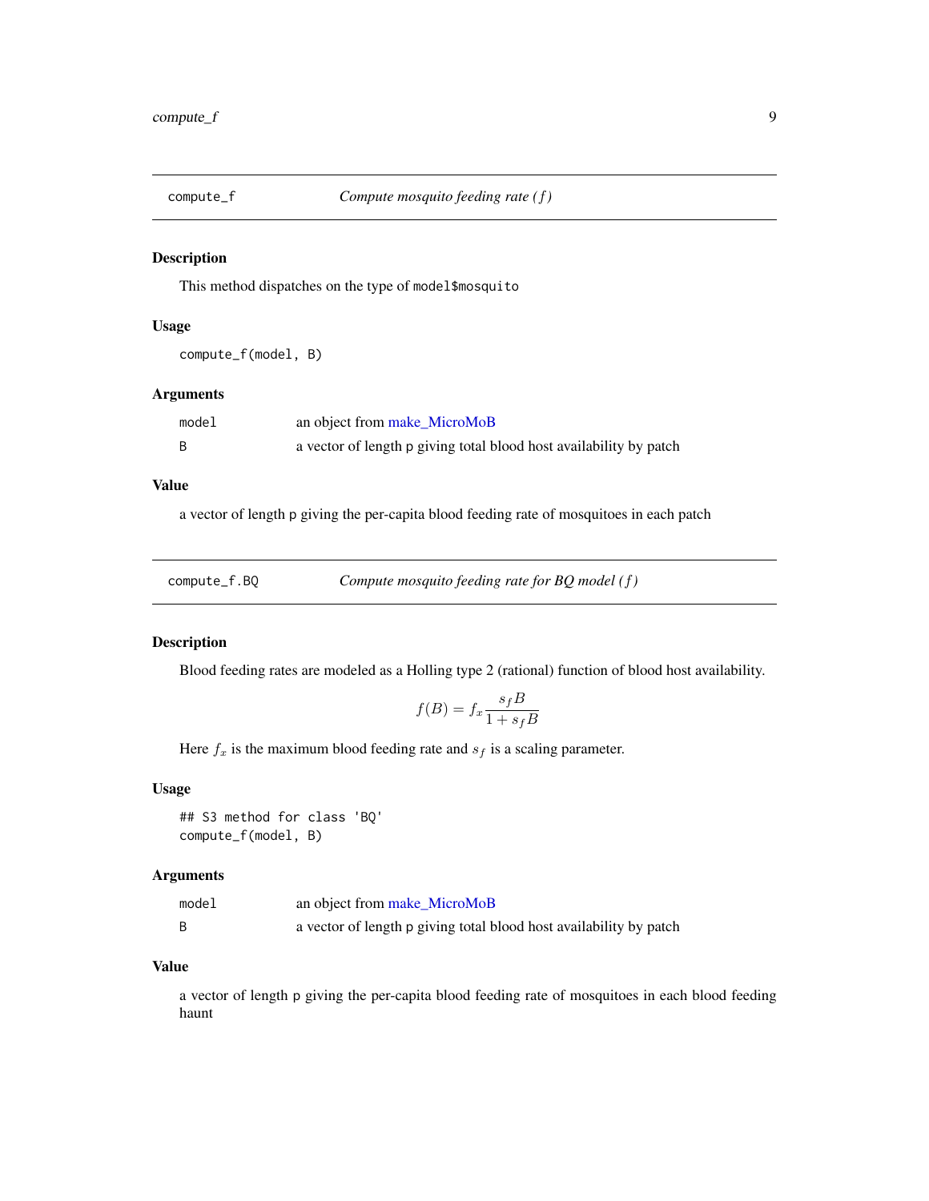## compute_f — *Compute mosquito feeding rate ($f$)*

### Description

This method dispatches on the type of `model$mosquito`

### Usage

```
compute_f(model, B)
```

### Arguments

| | |
|---|---|
| `model` | an object from make_MicroMoB |
| `B` | a vector of length `p` giving total blood host availability by patch |

### Value

a vector of length `p` giving the per-capita blood feeding rate of mosquitoes in each patch

## compute_f.BQ — *Compute mosquito feeding rate for BQ model ($f$)*

### Description

Blood feeding rates are modeled as a Holling type 2 (rational) function of blood host availability.

$$f(B) = f_x \frac{s_f B}{1 + s_f B}$$

Here $f_x$ is the maximum blood feeding rate and $s_f$ is a scaling parameter.

### Usage

```
## S3 method for class 'BQ'
compute_f(model, B)
```

### Arguments

| | |
|---|---|
| `model` | an object from make_MicroMoB |
| `B` | a vector of length `p` giving total blood host availability by patch |

### Value

a vector of length `p` giving the per-capita blood feeding rate of mosquitoes in each blood feeding haunt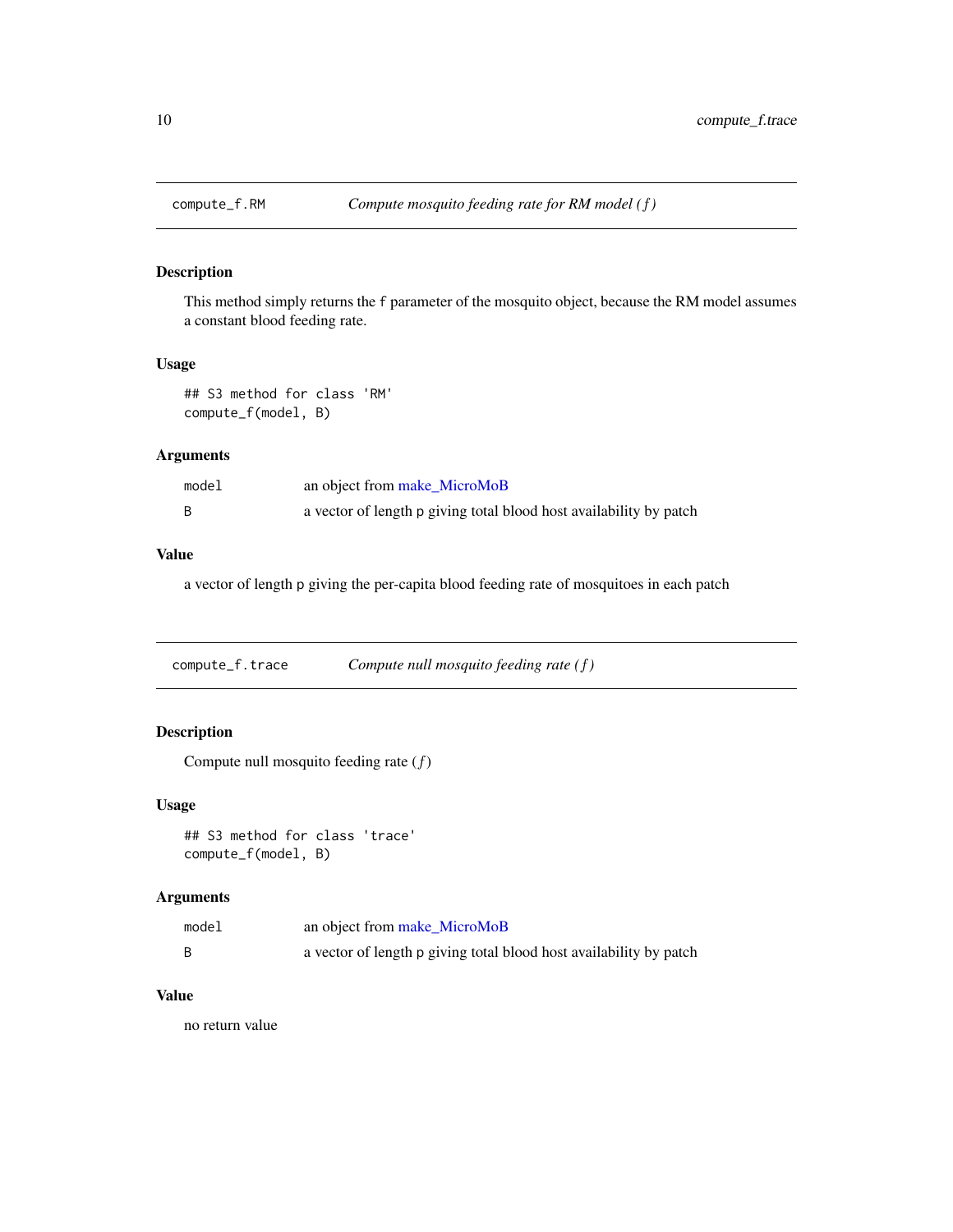## compute_f.RM — *Compute mosquito feeding rate for RM model ($f$)*

### Description

This method simply returns the `f` parameter of the mosquito object, because the RM model assumes a constant blood feeding rate.

### Usage

```
## S3 method for class 'RM'
compute_f(model, B)
```

### Arguments

| | |
|---|---|
| `model` | an object from make_MicroMoB |
| `B` | a vector of length `p` giving total blood host availability by patch |

### Value

a vector of length `p` giving the per-capita blood feeding rate of mosquitoes in each patch

## compute_f.trace — *Compute null mosquito feeding rate ($f$)*

### Description

Compute null mosquito feeding rate ($f$)

### Usage

```
## S3 method for class 'trace'
compute_f(model, B)
```

### Arguments

| | |
|---|---|
| `model` | an object from make_MicroMoB |
| `B` | a vector of length `p` giving total blood host availability by patch |

### Value

no return value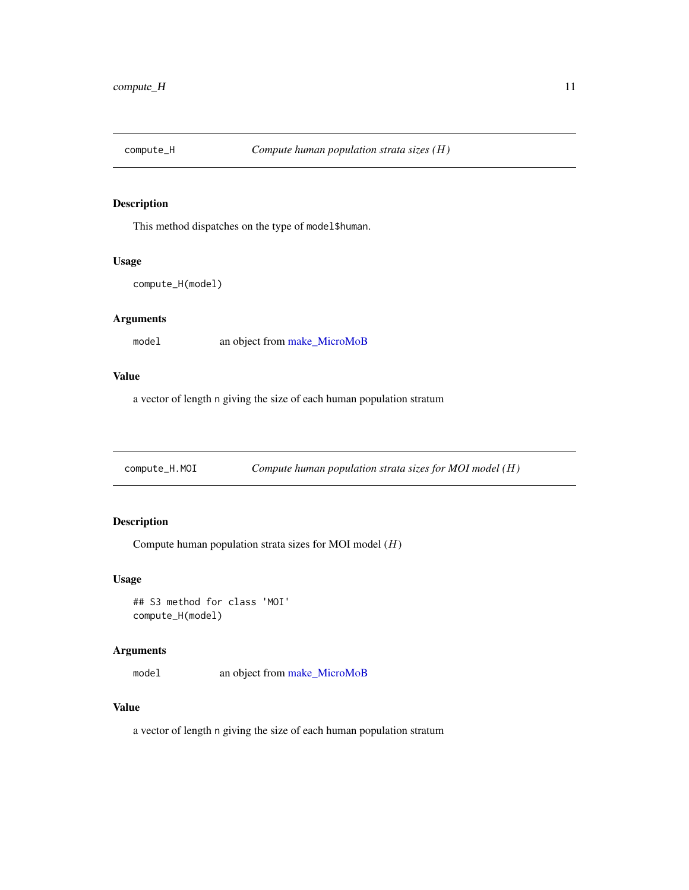## compute_H — *Compute human population strata sizes ($H$)*

### Description

This method dispatches on the type of `model$human`.

### Usage

```
compute_H(model)
```

### Arguments

| | |
|---|---|
| `model` | an object from make_MicroMoB |

### Value

a vector of length `n` giving the size of each human population stratum

## compute_H.MOI — *Compute human population strata sizes for MOI model ($H$)*

### Description

Compute human population strata sizes for MOI model ($H$)

### Usage

```
## S3 method for class 'MOI'
compute_H(model)
```

### Arguments

| | |
|---|---|
| `model` | an object from make_MicroMoB |

### Value

a vector of length `n` giving the size of each human population stratum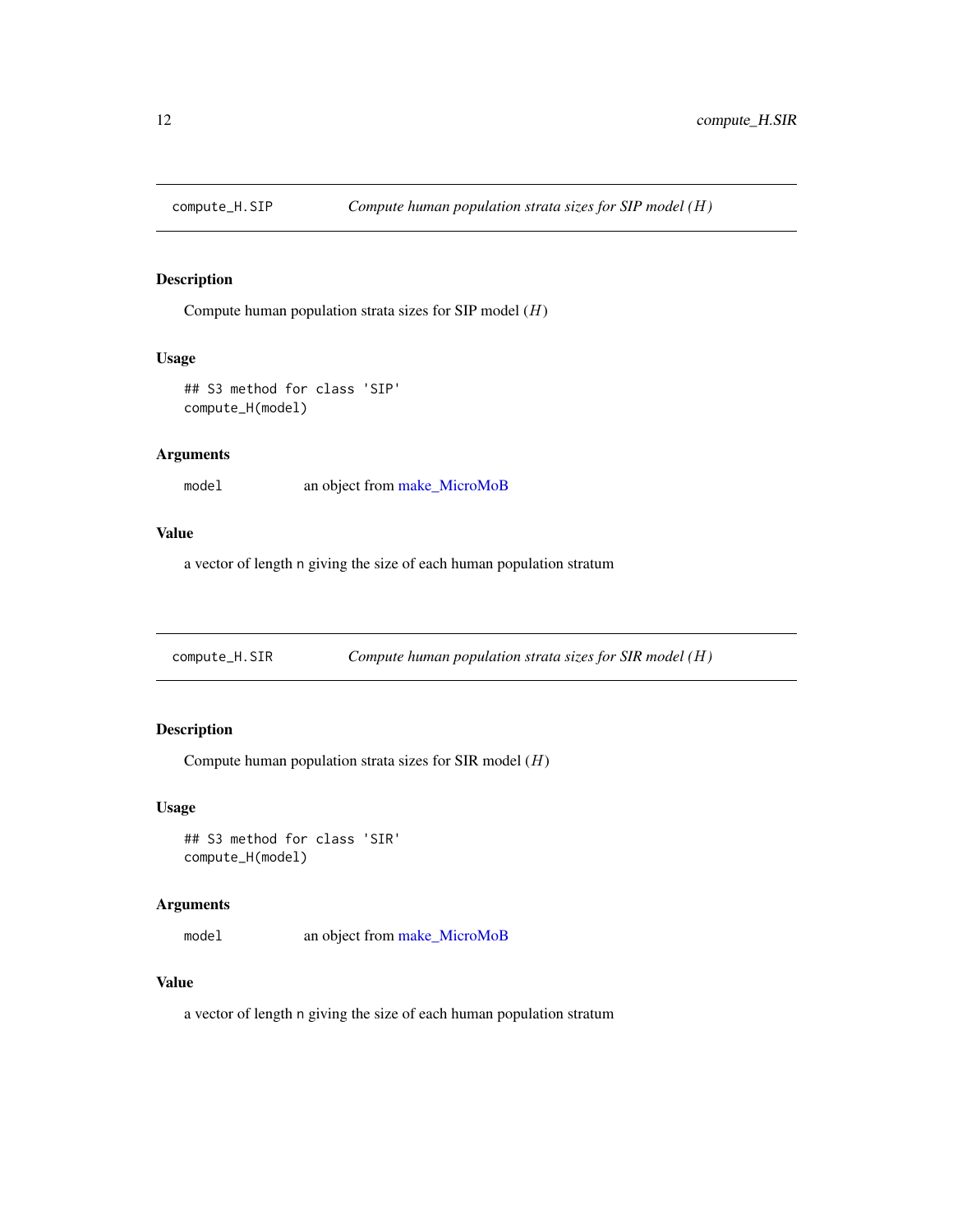## compute_H.SIP — *Compute human population strata sizes for SIP model ($H$)*

### Description

Compute human population strata sizes for SIP model ($H$)

### Usage

```
## S3 method for class 'SIP'
compute_H(model)
```

### Arguments

| | |
|---|---|
| `model` | an object from make_MicroMoB |

### Value

a vector of length `n` giving the size of each human population stratum

## compute_H.SIR — *Compute human population strata sizes for SIR model ($H$)*

### Description

Compute human population strata sizes for SIR model ($H$)

### Usage

```
## S3 method for class 'SIR'
compute_H(model)
```

### Arguments

| | |
|---|---|
| `model` | an object from make_MicroMoB |

### Value

a vector of length `n` giving the size of each human population stratum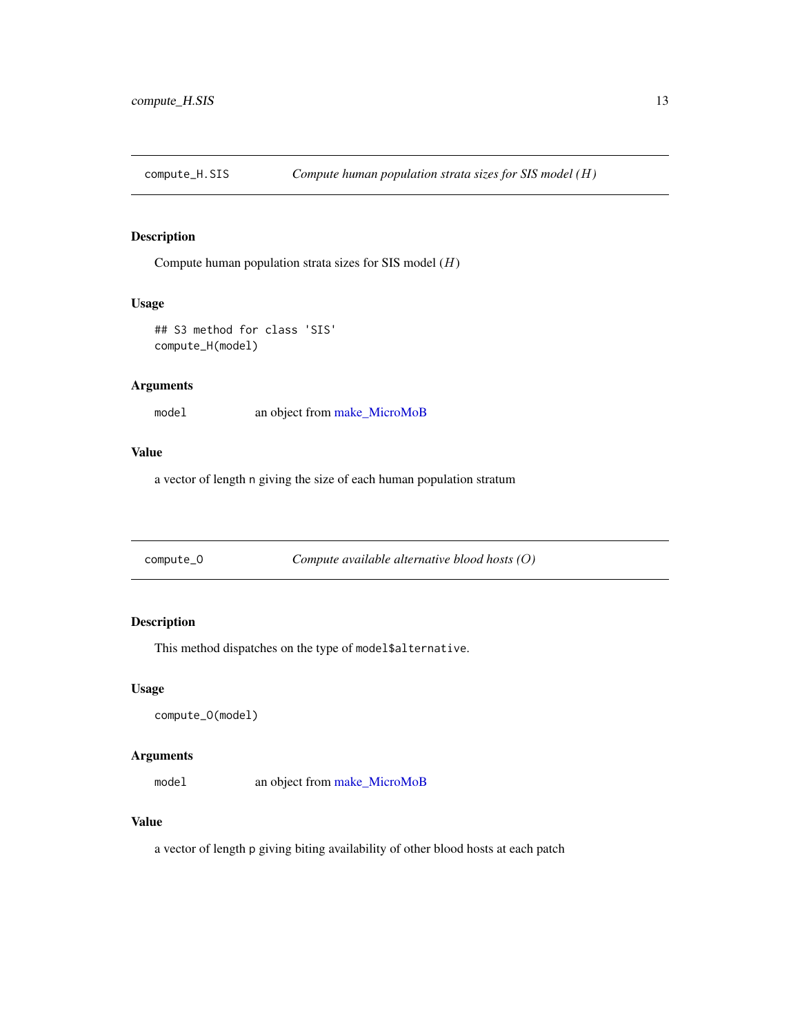## compute_H.SIS — *Compute human population strata sizes for SIS model ($H$)*

### Description

Compute human population strata sizes for SIS model ($H$)

### Usage

```
## S3 method for class 'SIS'
compute_H(model)
```

### Arguments

| | |
|---|---|
| `model` | an object from make_MicroMoB |

### Value

a vector of length `n` giving the size of each human population stratum

## compute_O — *Compute available alternative blood hosts ($O$)*

### Description

This method dispatches on the type of `model$alternative`.

### Usage

```
compute_O(model)
```

### Arguments

| | |
|---|---|
| `model` | an object from make_MicroMoB |

### Value

a vector of length `p` giving biting availability of other blood hosts at each patch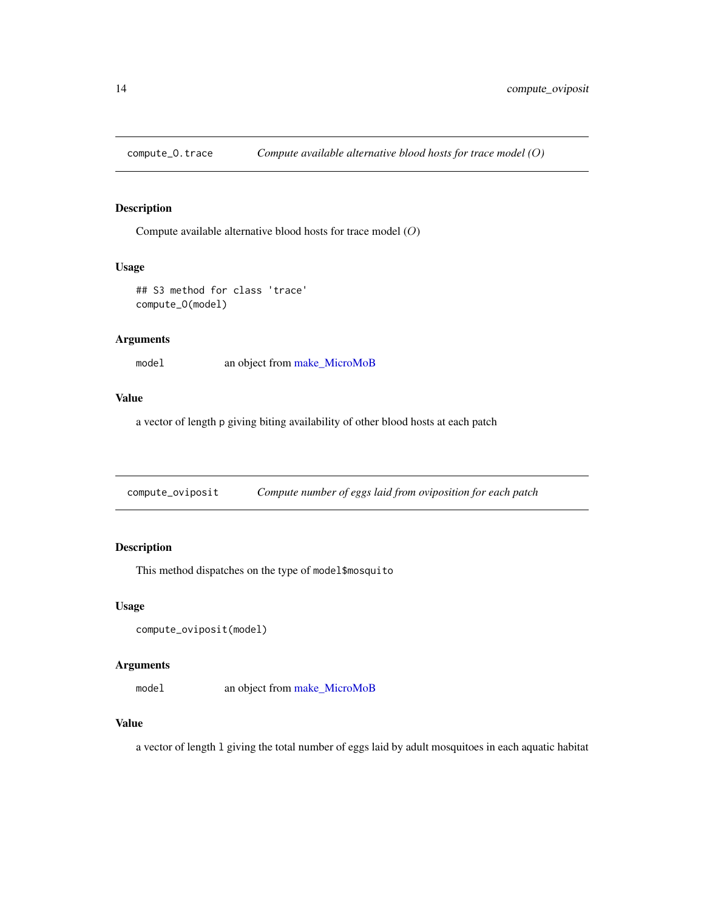## compute_O.trace — *Compute available alternative blood hosts for trace model ($O$)*

### Description

Compute available alternative blood hosts for trace model ($O$)

### Usage

```
## S3 method for class 'trace'
compute_O(model)
```

### Arguments

`model` — an object from make_MicroMoB

### Value

a vector of length `p` giving biting availability of other blood hosts at each patch

## compute_oviposit — *Compute number of eggs laid from oviposition for each patch*

### Description

This method dispatches on the type of `model$mosquito`

### Usage

```
compute_oviposit(model)
```

### Arguments

`model` — an object from make_MicroMoB

### Value

a vector of length `l` giving the total number of eggs laid by adult mosquitoes in each aquatic habitat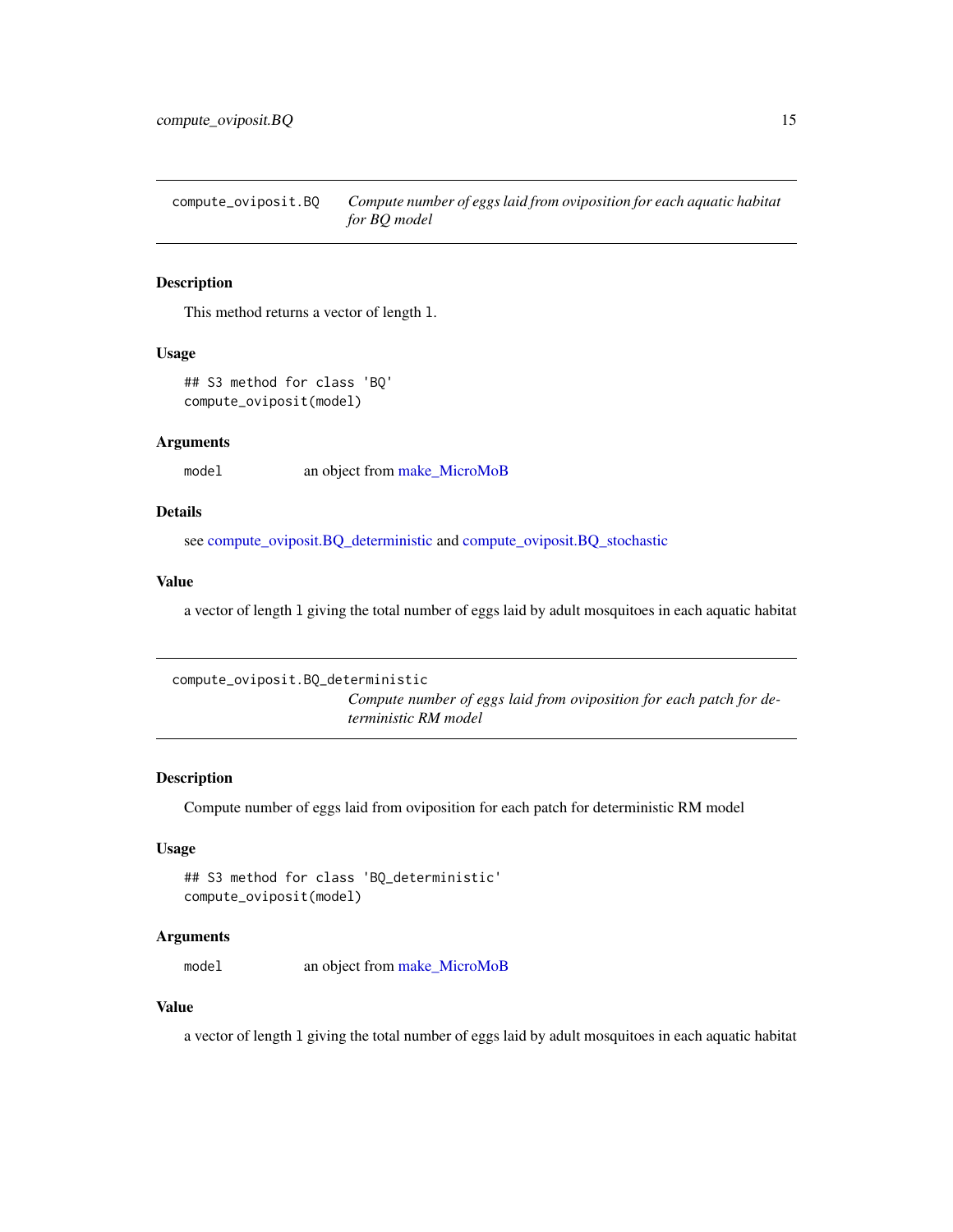## compute_oviposit.BQ — *Compute number of eggs laid from oviposition for each aquatic habitat for BQ model*

### Description

This method returns a vector of length `l`.

### Usage

```
## S3 method for class 'BQ'
compute_oviposit(model)
```

### Arguments

| | |
|---|---|
| `model` | an object from make_MicroMoB |

### Details

see compute_oviposit.BQ_deterministic and compute_oviposit.BQ_stochastic

### Value

a vector of length `l` giving the total number of eggs laid by adult mosquitoes in each aquatic habitat

## compute_oviposit.BQ_deterministic — *Compute number of eggs laid from oviposition for each patch for deterministic RM model*

### Description

Compute number of eggs laid from oviposition for each patch for deterministic RM model

### Usage

```
## S3 method for class 'BQ_deterministic'
compute_oviposit(model)
```

### Arguments

| | |
|---|---|
| `model` | an object from make_MicroMoB |

### Value

a vector of length `l` giving the total number of eggs laid by adult mosquitoes in each aquatic habitat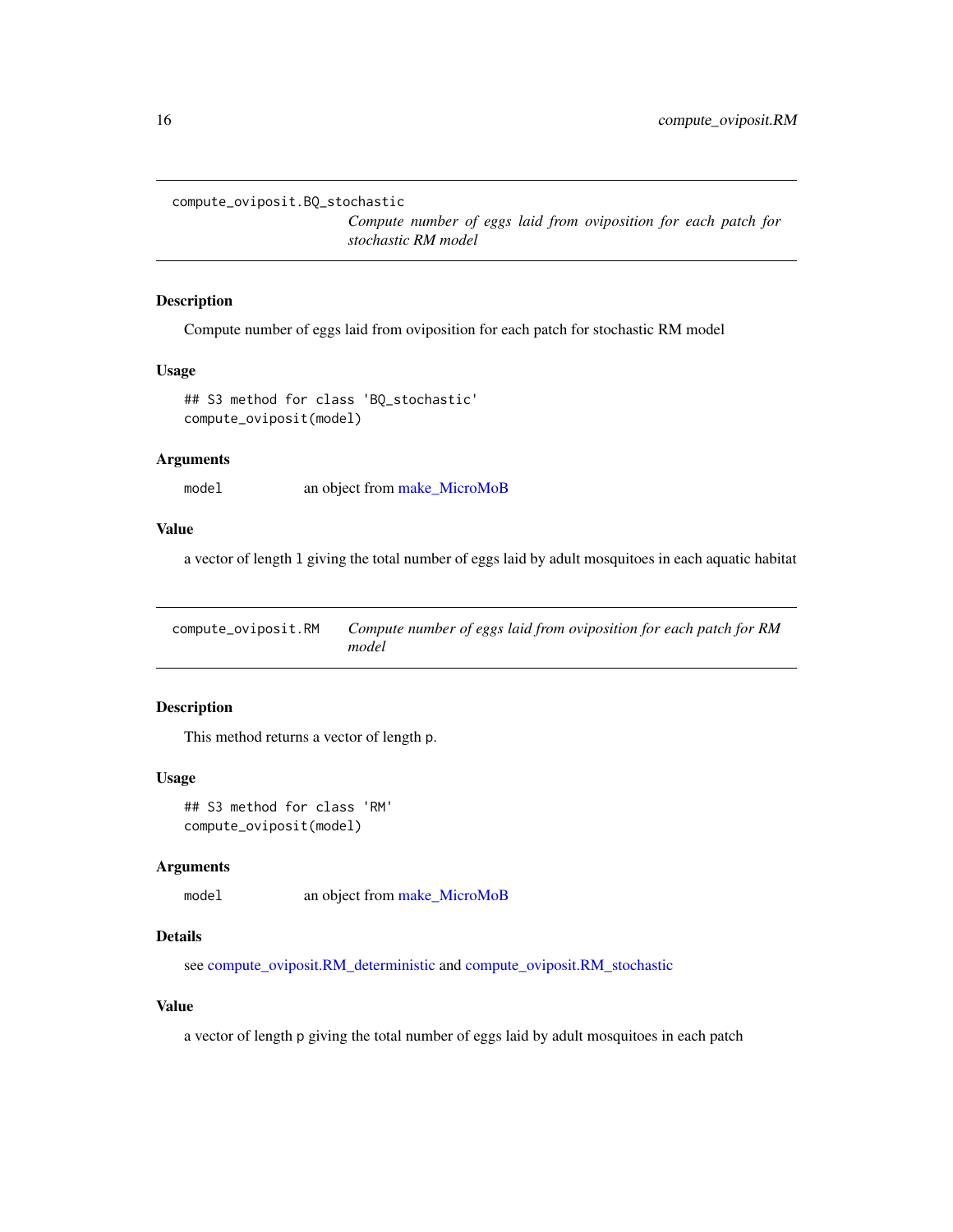## compute_oviposit.BQ_stochastic

*Compute number of eggs laid from oviposition for each patch for stochastic RM model*

### Description

Compute number of eggs laid from oviposition for each patch for stochastic RM model

### Usage

```
## S3 method for class 'BQ_stochastic'
compute_oviposit(model)
```

### Arguments

| | |
|---|---|
| model | an object from make_MicroMoB |

### Value

a vector of length `l` giving the total number of eggs laid by adult mosquitoes in each aquatic habitat

## compute_oviposit.RM

*Compute number of eggs laid from oviposition for each patch for RM model*

### Description

This method returns a vector of length `p`.

### Usage

```
## S3 method for class 'RM'
compute_oviposit(model)
```

### Arguments

| | |
|---|---|
| model | an object from make_MicroMoB |

### Details

see compute_oviposit.RM_deterministic and compute_oviposit.RM_stochastic

### Value

a vector of length `p` giving the total number of eggs laid by adult mosquitoes in each patch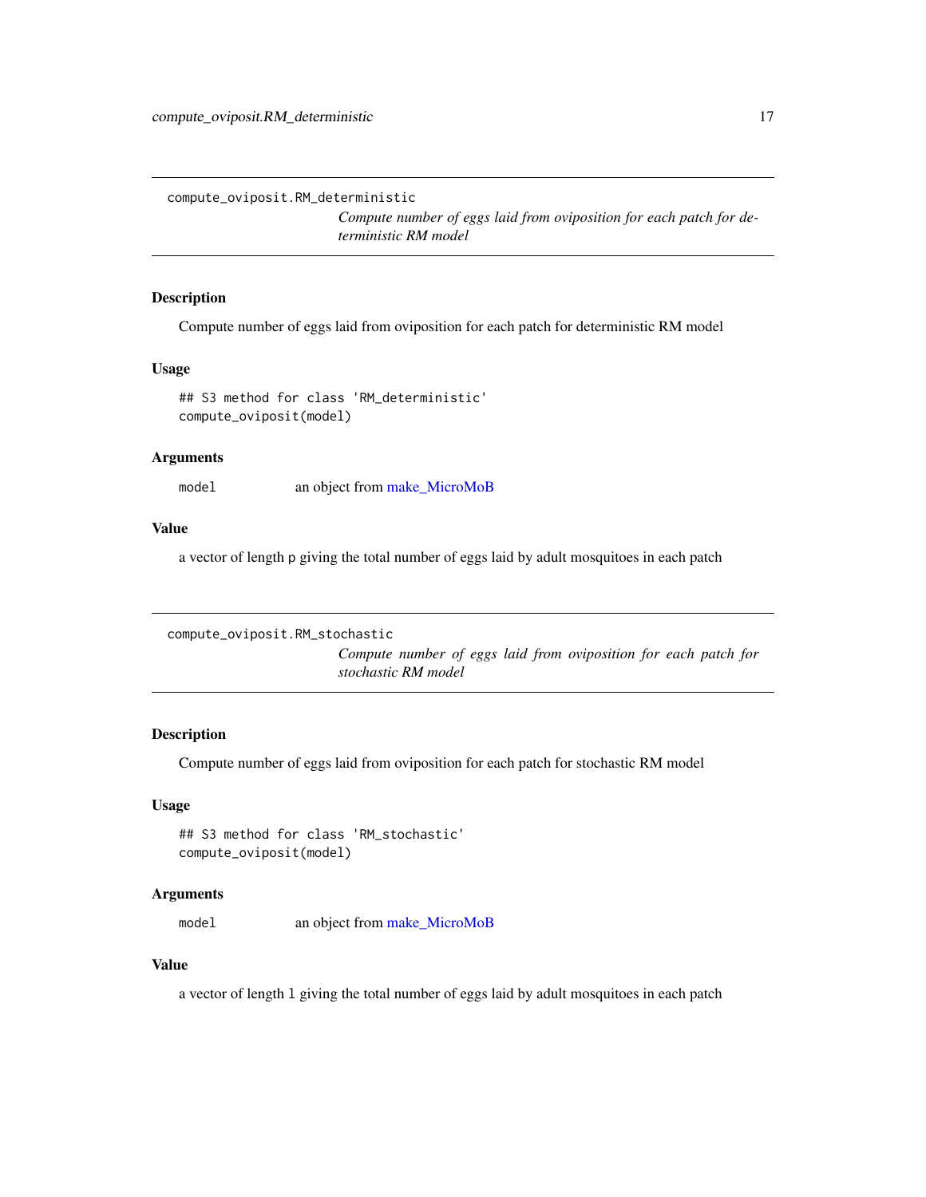## compute_oviposit.RM_deterministic

*Compute number of eggs laid from oviposition for each patch for deterministic RM model*

### Description

Compute number of eggs laid from oviposition for each patch for deterministic RM model

### Usage

```
## S3 method for class 'RM_deterministic'
compute_oviposit(model)
```

### Arguments

| | |
|---|---|
| model | an object from make_MicroMoB |

### Value

a vector of length `p` giving the total number of eggs laid by adult mosquitoes in each patch

## compute_oviposit.RM_stochastic

*Compute number of eggs laid from oviposition for each patch for stochastic RM model*

### Description

Compute number of eggs laid from oviposition for each patch for stochastic RM model

### Usage

```
## S3 method for class 'RM_stochastic'
compute_oviposit(model)
```

### Arguments

| | |
|---|---|
| model | an object from make_MicroMoB |

### Value

a vector of length `l` giving the total number of eggs laid by adult mosquitoes in each patch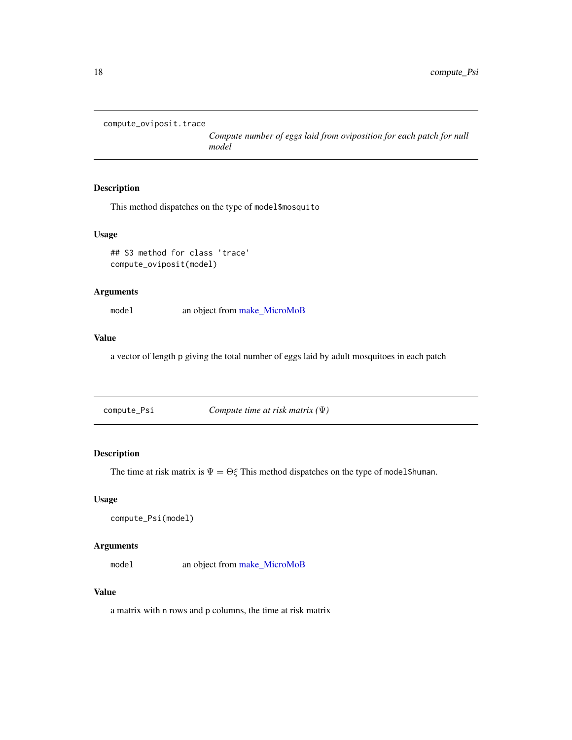## compute_oviposit.trace

*Compute number of eggs laid from oviposition for each patch for null model*

### Description

This method dispatches on the type of `model$mosquito`

### Usage

```
## S3 method for class 'trace'
compute_oviposit(model)
```

### Arguments

`model` an object from make_MicroMoB

### Value

a vector of length `p` giving the total number of eggs laid by adult mosquitoes in each patch

## compute_Psi

*Compute time at risk matrix ($\Psi$)*

### Description

The time at risk matrix is $\Psi = \Theta\xi$ This method dispatches on the type of `model$human`.

### Usage

```
compute_Psi(model)
```

### Arguments

`model` an object from make_MicroMoB

### Value

a matrix with `n` rows and `p` columns, the time at risk matrix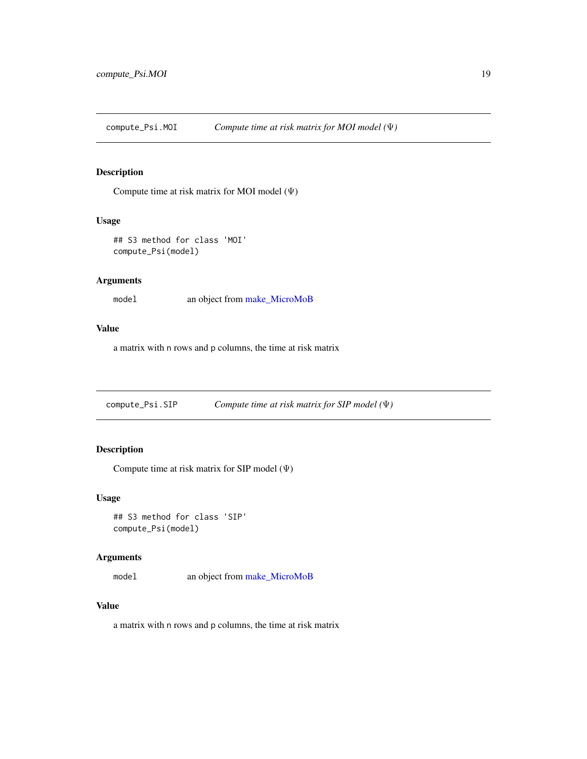## compute_Psi.MOI — *Compute time at risk matrix for MOI model ($\Psi$)*

### Description

Compute time at risk matrix for MOI model ($\Psi$)

### Usage

```
## S3 method for class 'MOI'
compute_Psi(model)
```

### Arguments

`model` an object from make_MicroMoB

### Value

a matrix with `n` rows and `p` columns, the time at risk matrix

## compute_Psi.SIP — *Compute time at risk matrix for SIP model ($\Psi$)*

### Description

Compute time at risk matrix for SIP model ($\Psi$)

### Usage

```
## S3 method for class 'SIP'
compute_Psi(model)
```

### Arguments

`model` an object from make_MicroMoB

### Value

a matrix with `n` rows and `p` columns, the time at risk matrix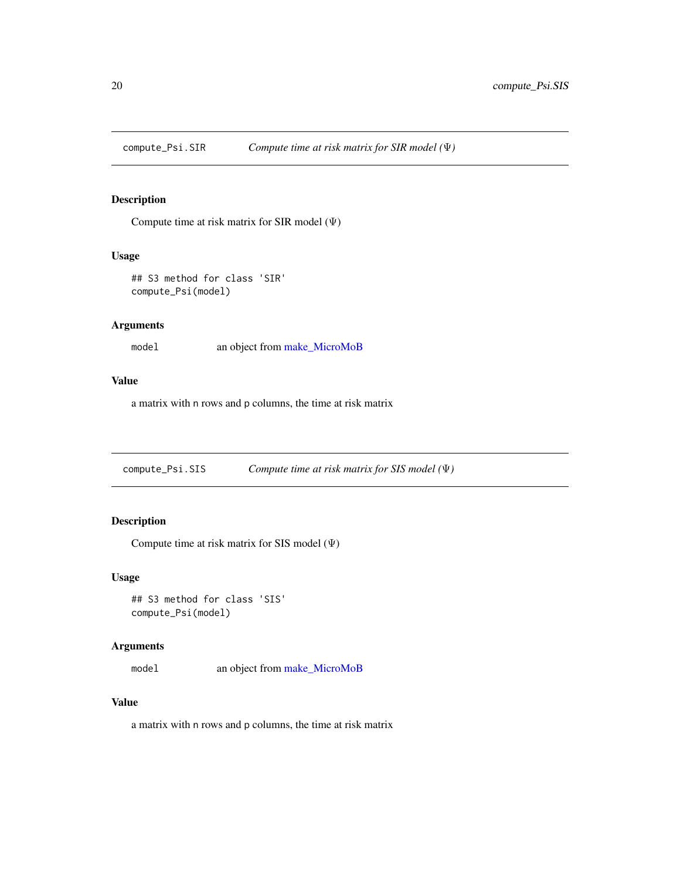## compute_Psi.SIR — *Compute time at risk matrix for SIR model ($\Psi$)*

### Description

Compute time at risk matrix for SIR model ($\Psi$)

### Usage

```
## S3 method for class 'SIR'
compute_Psi(model)
```

### Arguments

| | |
|---|---|
| model | an object from make_MicroMoB |

### Value

a matrix with n rows and p columns, the time at risk matrix

## compute_Psi.SIS — *Compute time at risk matrix for SIS model ($\Psi$)*

### Description

Compute time at risk matrix for SIS model ($\Psi$)

### Usage

```
## S3 method for class 'SIS'
compute_Psi(model)
```

### Arguments

| | |
|---|---|
| model | an object from make_MicroMoB |

### Value

a matrix with n rows and p columns, the time at risk matrix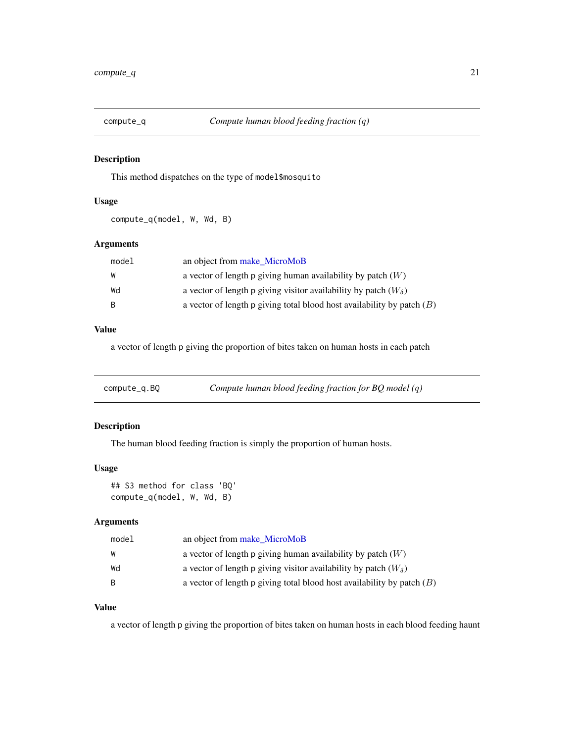## compute_q — *Compute human blood feeding fraction (q)*

### Description

This method dispatches on the type of `model$mosquito`

### Usage

```
compute_q(model, W, Wd, B)
```

### Arguments

| | |
|---|---|
| `model` | an object from make_MicroMoB |
| `W` | a vector of length p giving human availability by patch ($W$) |
| `Wd` | a vector of length p giving visitor availability by patch ($W_\delta$) |
| `B` | a vector of length p giving total blood host availability by patch ($B$) |

### Value

a vector of length p giving the proportion of bites taken on human hosts in each patch

## compute_q.BQ — *Compute human blood feeding fraction for BQ model (q)*

### Description

The human blood feeding fraction is simply the proportion of human hosts.

### Usage

```
## S3 method for class 'BQ'
compute_q(model, W, Wd, B)
```

### Arguments

| | |
|---|---|
| `model` | an object from make_MicroMoB |
| `W` | a vector of length p giving human availability by patch ($W$) |
| `Wd` | a vector of length p giving visitor availability by patch ($W_\delta$) |
| `B` | a vector of length p giving total blood host availability by patch ($B$) |

### Value

a vector of length p giving the proportion of bites taken on human hosts in each blood feeding haunt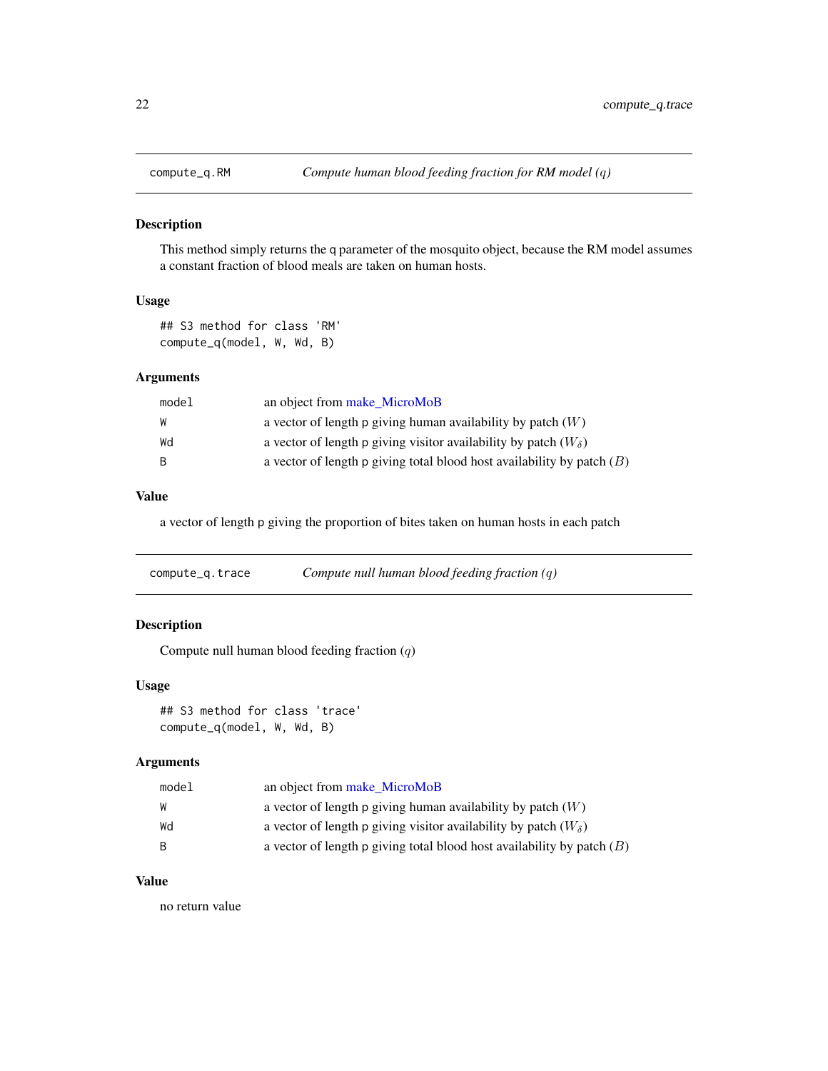## compute_q.RM — *Compute human blood feeding fraction for RM model ($q$)*

### Description

This method simply returns the q parameter of the mosquito object, because the RM model assumes a constant fraction of blood meals are taken on human hosts.

### Usage

```
## S3 method for class 'RM'
compute_q(model, W, Wd, B)
```

### Arguments

| | |
|---|---|
| model | an object from make_MicroMoB |
| W | a vector of length p giving human availability by patch ($W$) |
| Wd | a vector of length p giving visitor availability by patch ($W_\delta$) |
| B | a vector of length p giving total blood host availability by patch ($B$) |

### Value

a vector of length p giving the proportion of bites taken on human hosts in each patch

## compute_q.trace — *Compute null human blood feeding fraction ($q$)*

### Description

Compute null human blood feeding fraction ($q$)

### Usage

```
## S3 method for class 'trace'
compute_q(model, W, Wd, B)
```

### Arguments

| | |
|---|---|
| model | an object from make_MicroMoB |
| W | a vector of length p giving human availability by patch ($W$) |
| Wd | a vector of length p giving visitor availability by patch ($W_\delta$) |
| B | a vector of length p giving total blood host availability by patch ($B$) |

### Value

no return value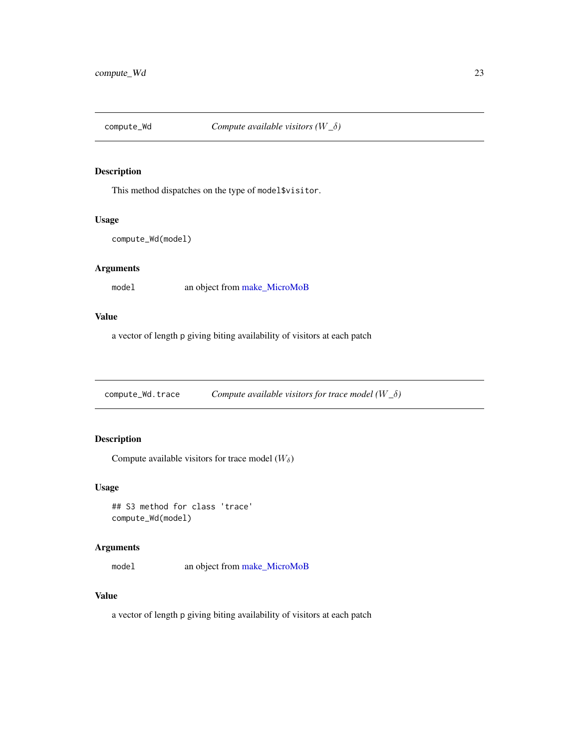## compute_Wd — *Compute available visitors ($W\_\delta$)*

### Description

This method dispatches on the type of `model$visitor`.

### Usage

```
compute_Wd(model)
```

### Arguments

| | |
|---|---|
| `model` | an object from make_MicroMoB |

### Value

a vector of length p giving biting availability of visitors at each patch

## compute_Wd.trace — *Compute available visitors for trace model ($W\_\delta$)*

### Description

Compute available visitors for trace model ($W_\delta$)

### Usage

```
## S3 method for class 'trace'
compute_Wd(model)
```

### Arguments

| | |
|---|---|
| `model` | an object from make_MicroMoB |

### Value

a vector of length p giving biting availability of visitors at each patch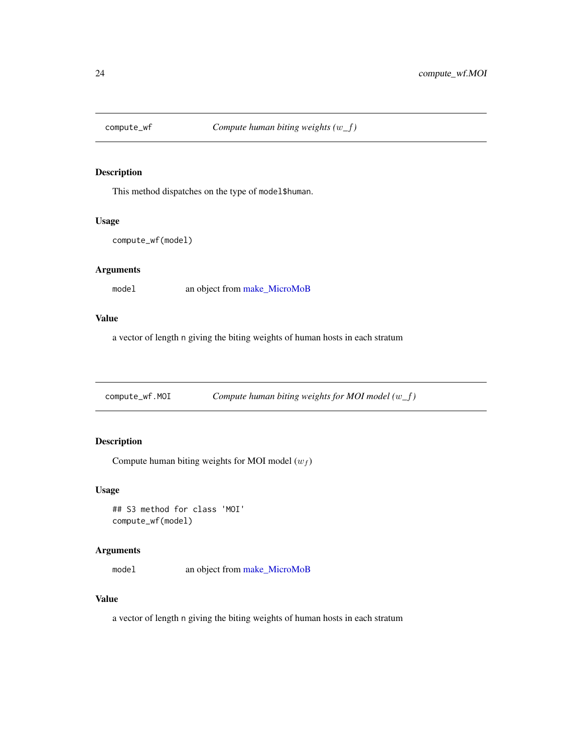## compute_wf — *Compute human biting weights ($w\_f$)*

### Description

This method dispatches on the type of `model$human`.

### Usage

```
compute_wf(model)
```

### Arguments

`model` — an object from make_MicroMoB

### Value

a vector of length `n` giving the biting weights of human hosts in each stratum

## compute_wf.MOI — *Compute human biting weights for MOI model ($w\_f$)*

### Description

Compute human biting weights for MOI model ($w_f$)

### Usage

```
## S3 method for class 'MOI'
compute_wf(model)
```

### Arguments

`model` — an object from make_MicroMoB

### Value

a vector of length `n` giving the biting weights of human hosts in each stratum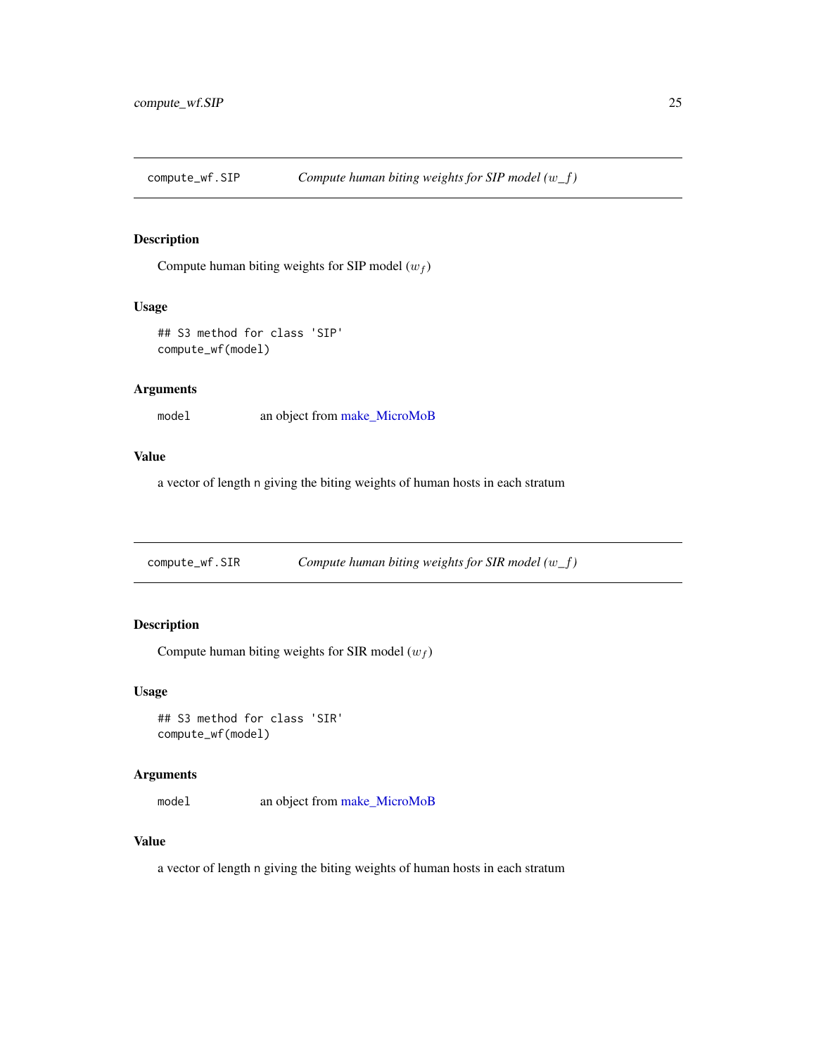## compute_wf.SIP    *Compute human biting weights for SIP model ($w\_f$)*

### Description

Compute human biting weights for SIP model ($w_f$)

### Usage

```
## S3 method for class 'SIP'
compute_wf(model)
```

### Arguments

| | |
|---|---|
| model | an object from make_MicroMoB |

### Value

a vector of length n giving the biting weights of human hosts in each stratum

## compute_wf.SIR    *Compute human biting weights for SIR model ($w\_f$)*

### Description

Compute human biting weights for SIR model ($w_f$)

### Usage

```
## S3 method for class 'SIR'
compute_wf(model)
```

### Arguments

| | |
|---|---|
| model | an object from make_MicroMoB |

### Value

a vector of length n giving the biting weights of human hosts in each stratum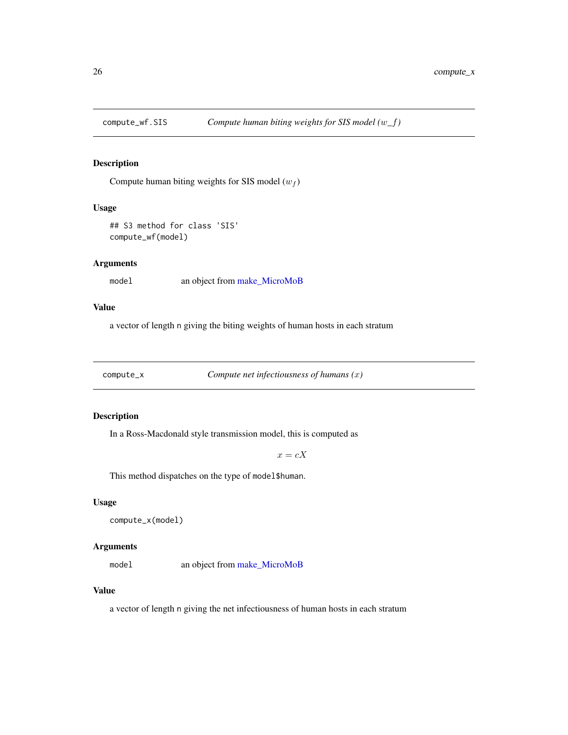## compute_wf.SIS — *Compute human biting weights for SIS model ($w\_f$)*

### Description

Compute human biting weights for SIS model ($w_f$)

### Usage

```
## S3 method for class 'SIS'
compute_wf(model)
```

### Arguments

| | |
|---|---|
| `model` | an object from make_MicroMoB |

### Value

a vector of length `n` giving the biting weights of human hosts in each stratum

## compute_x — *Compute net infectiousness of humans ($x$)*

### Description

In a Ross-Macdonald style transmission model, this is computed as

$$x = cX$$

This method dispatches on the type of `model$human`.

### Usage

```
compute_x(model)
```

### Arguments

| | |
|---|---|
| `model` | an object from make_MicroMoB |

### Value

a vector of length `n` giving the net infectiousness of human hosts in each stratum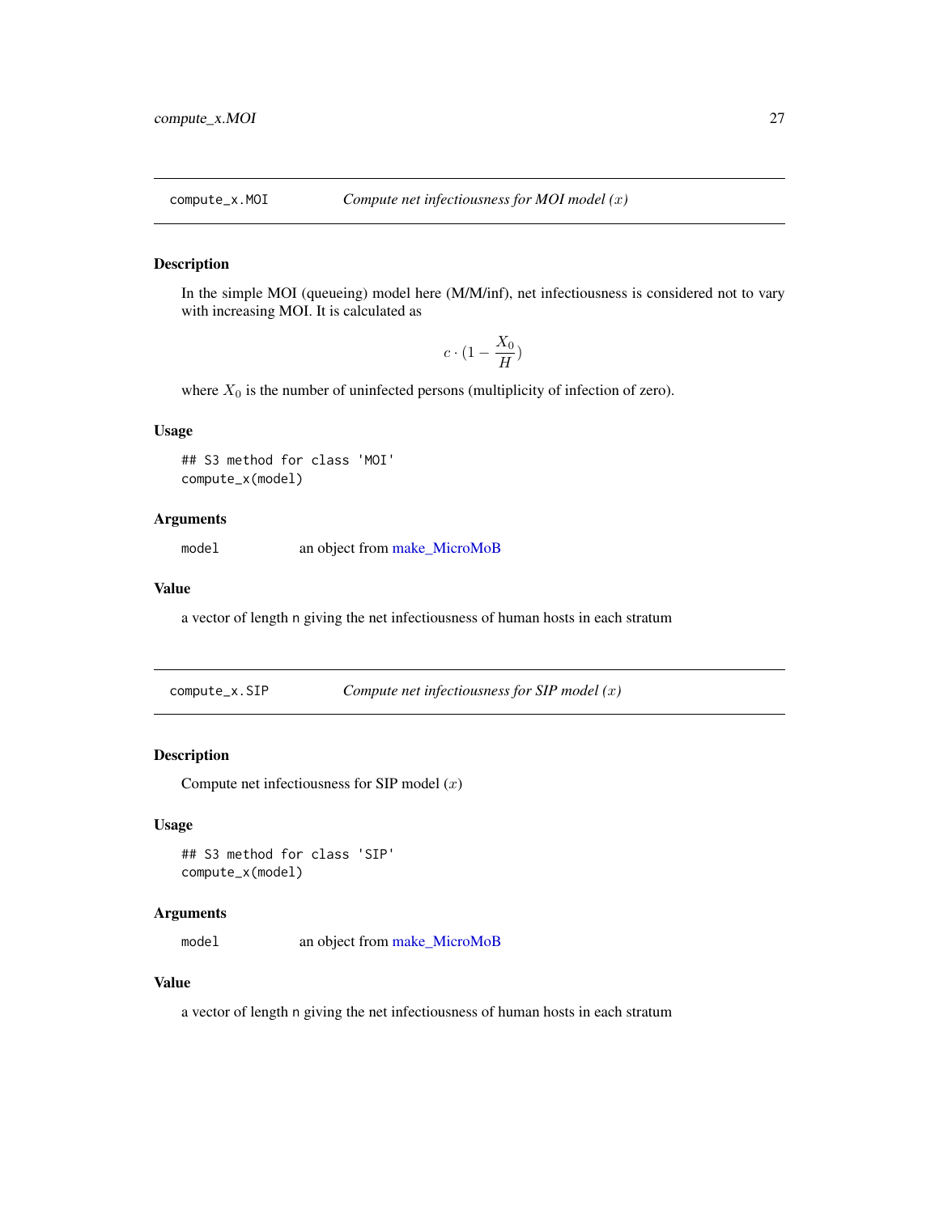## compute_x.MOI — *Compute net infectiousness for MOI model ($x$)*

### Description

In the simple MOI (queueing) model here (M/M/inf), net infectiousness is considered not to vary with increasing MOI. It is calculated as

$$c \cdot (1 - \frac{X_0}{H})$$

where $X_0$ is the number of uninfected persons (multiplicity of infection of zero).

### Usage

```
## S3 method for class 'MOI'
compute_x(model)
```

### Arguments

| | |
|---|---|
| `model` | an object from make_MicroMoB |

### Value

a vector of length `n` giving the net infectiousness of human hosts in each stratum

## compute_x.SIP — *Compute net infectiousness for SIP model ($x$)*

### Description

Compute net infectiousness for SIP model ($x$)

### Usage

```
## S3 method for class 'SIP'
compute_x(model)
```

### Arguments

| | |
|---|---|
| `model` | an object from make_MicroMoB |

### Value

a vector of length `n` giving the net infectiousness of human hosts in each stratum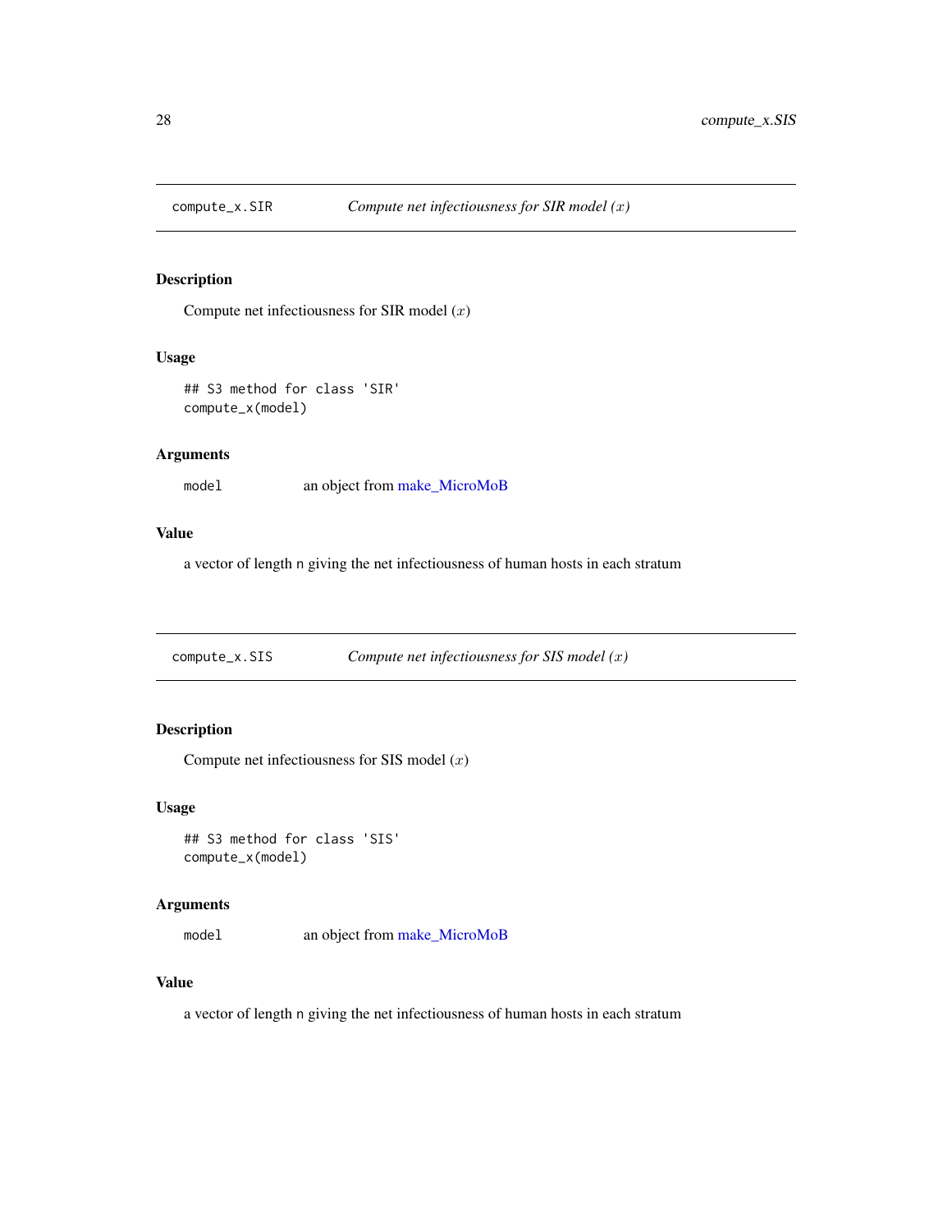## compute_x.SIR — *Compute net infectiousness for SIR model ($x$)*

### Description

Compute net infectiousness for SIR model ($x$)

### Usage

```
## S3 method for class 'SIR'
compute_x(model)
```

### Arguments

| | |
|---|---|
| `model` | an object from make_MicroMoB |

### Value

a vector of length `n` giving the net infectiousness of human hosts in each stratum

## compute_x.SIS — *Compute net infectiousness for SIS model ($x$)*

### Description

Compute net infectiousness for SIS model ($x$)

### Usage

```
## S3 method for class 'SIS'
compute_x(model)
```

### Arguments

| | |
|---|---|
| `model` | an object from make_MicroMoB |

### Value

a vector of length `n` giving the net infectiousness of human hosts in each stratum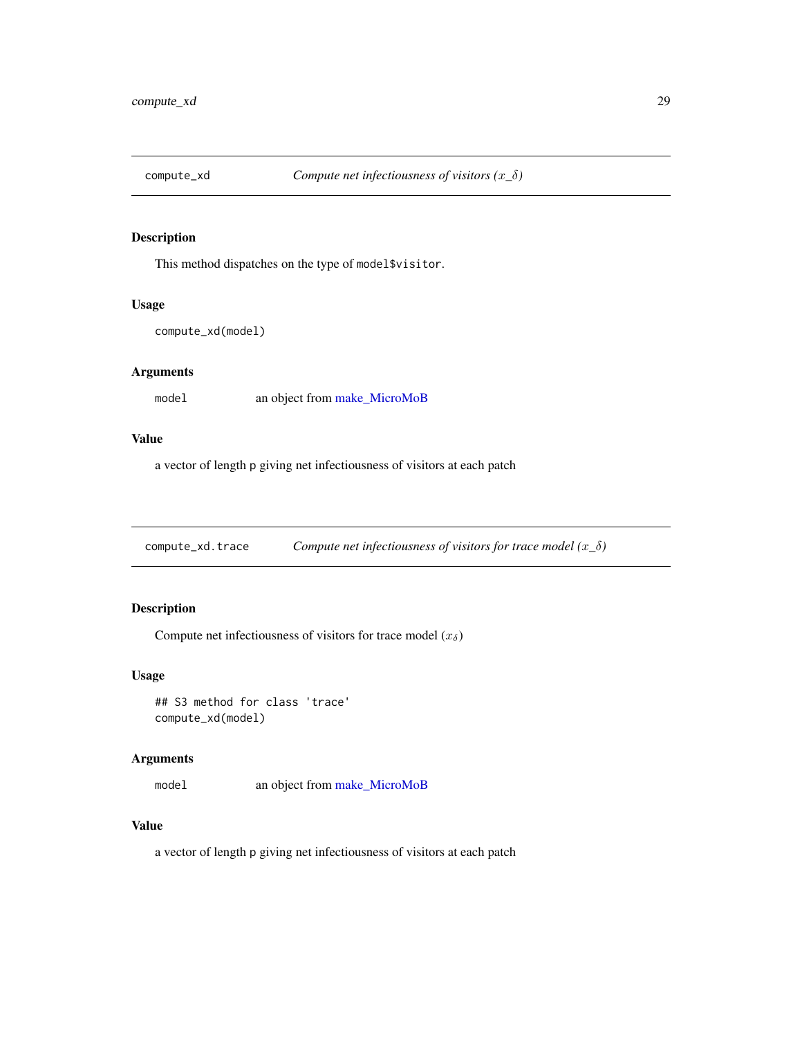## compute_xd — *Compute net infectiousness of visitors ($x\_\delta$)*

### Description

This method dispatches on the type of `model$visitor`.

### Usage

```
compute_xd(model)
```

### Arguments

| | |
|---|---|
| `model` | an object from make_MicroMoB |

### Value

a vector of length `p` giving net infectiousness of visitors at each patch

## compute_xd.trace — *Compute net infectiousness of visitors for trace model ($x\_\delta$)*

### Description

Compute net infectiousness of visitors for trace model ($x_{\delta}$)

### Usage

```
## S3 method for class 'trace'
compute_xd(model)
```

### Arguments

| | |
|---|---|
| `model` | an object from make_MicroMoB |

### Value

a vector of length `p` giving net infectiousness of visitors at each patch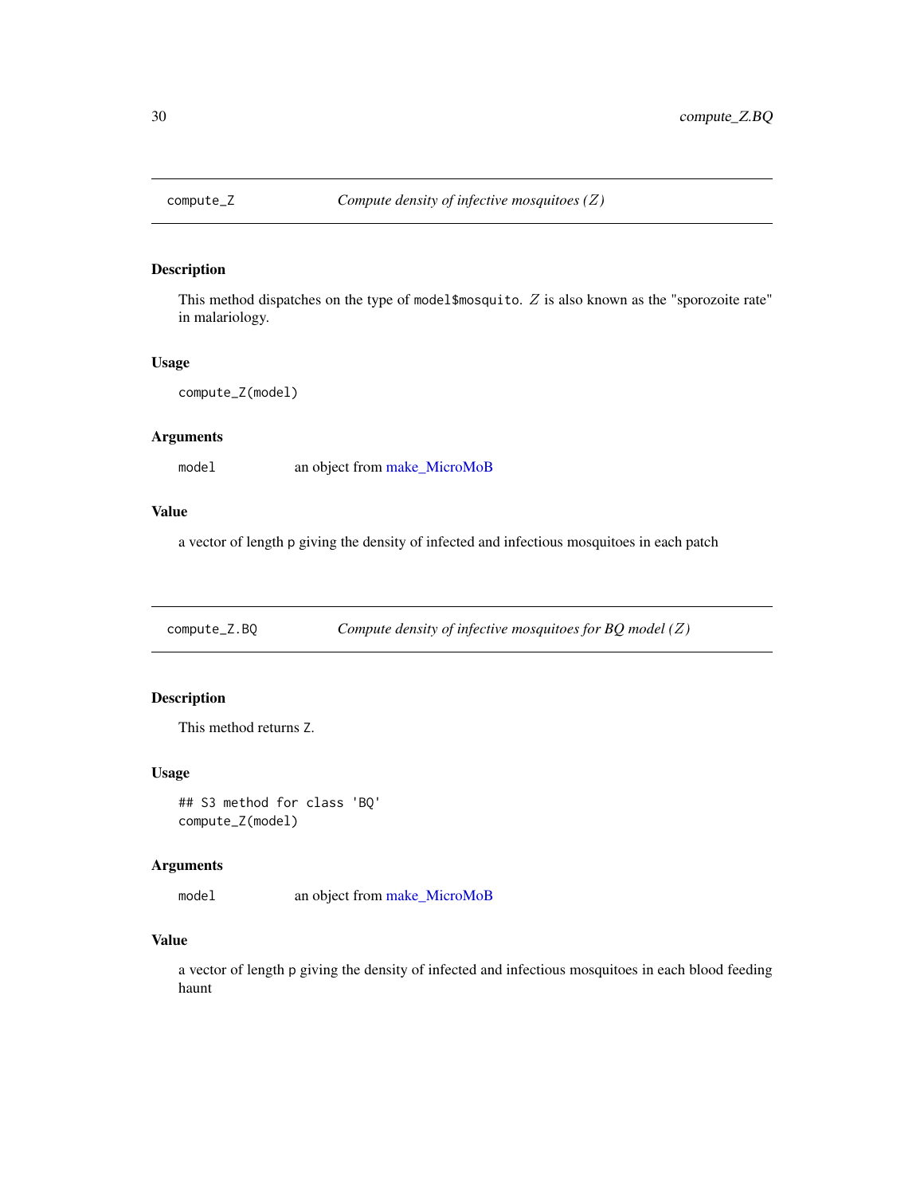## compute_Z — *Compute density of infective mosquitoes ($Z$)*

### Description

This method dispatches on the type of `model$mosquito`. $Z$ is also known as the "sporozoite rate" in malariology.

### Usage

```
compute_Z(model)
```

### Arguments

| | |
|---|---|
| `model` | an object from make_MicroMoB |

### Value

a vector of length `p` giving the density of infected and infectious mosquitoes in each patch

## compute_Z.BQ — *Compute density of infective mosquitoes for BQ model ($Z$)*

### Description

This method returns `Z`.

### Usage

```
## S3 method for class 'BQ'
compute_Z(model)
```

### Arguments

| | |
|---|---|
| `model` | an object from make_MicroMoB |

### Value

a vector of length `p` giving the density of infected and infectious mosquitoes in each blood feeding haunt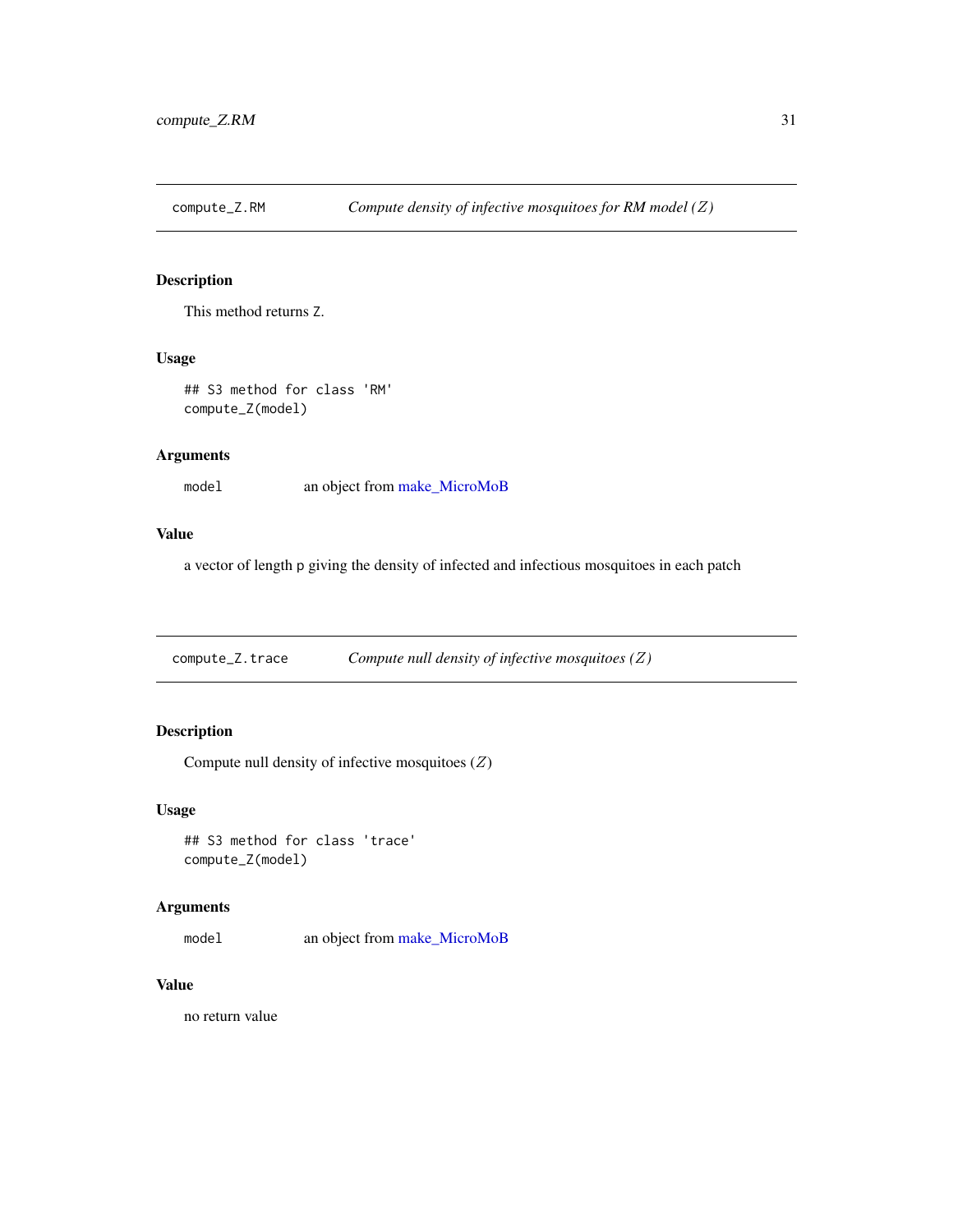## compute_Z.RM — *Compute density of infective mosquitoes for RM model ($Z$)*

### Description

This method returns Z.

### Usage

```
## S3 method for class 'RM'
compute_Z(model)
```

### Arguments

model — an object from make_MicroMoB

### Value

a vector of length p giving the density of infected and infectious mosquitoes in each patch

## compute_Z.trace — *Compute null density of infective mosquitoes ($Z$)*

### Description

Compute null density of infective mosquitoes ($Z$)

### Usage

```
## S3 method for class 'trace'
compute_Z(model)
```

### Arguments

model — an object from make_MicroMoB

### Value

no return value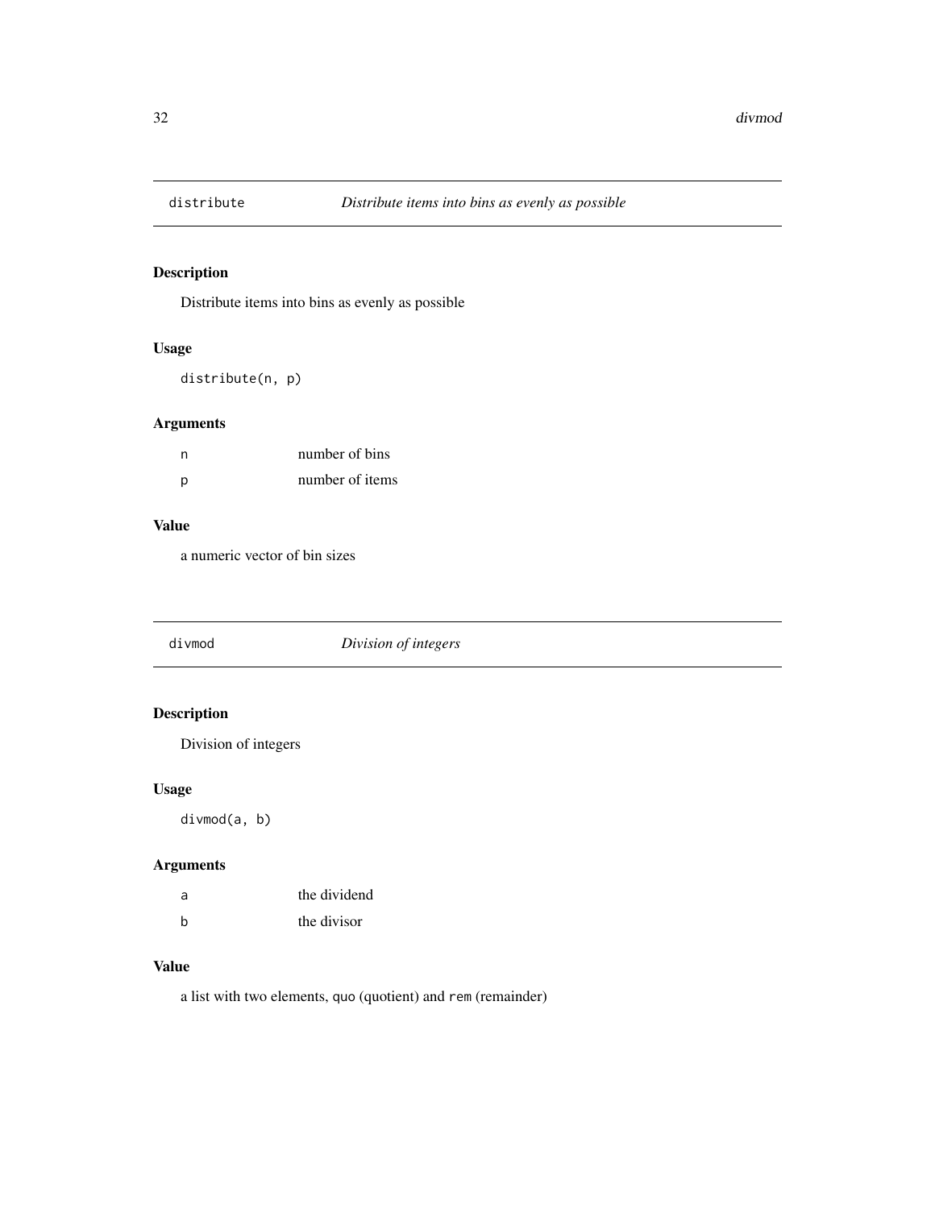## distribute — *Distribute items into bins as evenly as possible*

### Description

Distribute items into bins as evenly as possible

### Usage

```
distribute(n, p)
```

### Arguments

| | |
|---|---|
| `n` | number of bins |
| `p` | number of items |

### Value

a numeric vector of bin sizes

## divmod — *Division of integers*

### Description

Division of integers

### Usage

```
divmod(a, b)
```

### Arguments

| | |
|---|---|
| `a` | the dividend |
| `b` | the divisor |

### Value

a list with two elements, `quo` (quotient) and `rem` (remainder)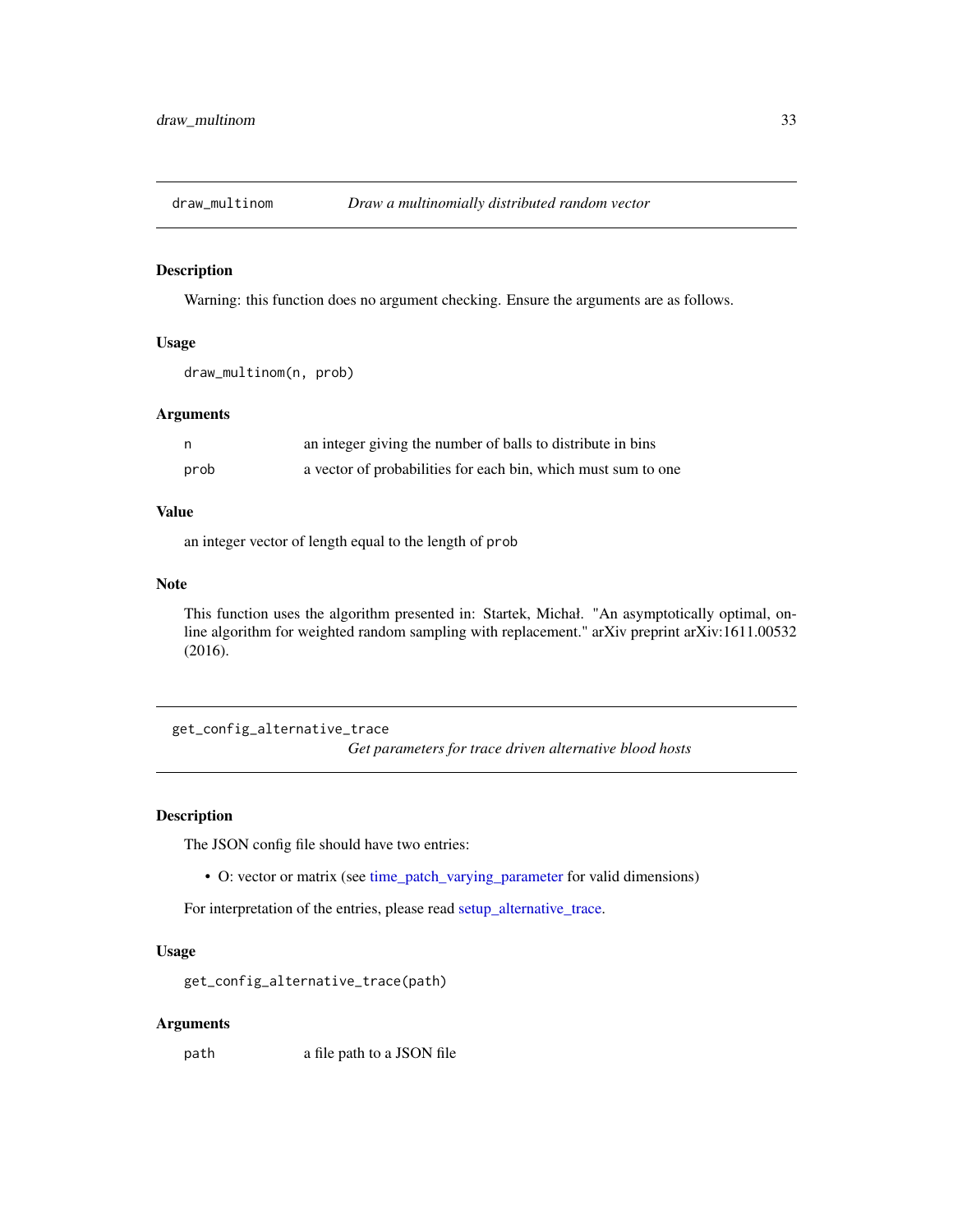## draw_multinom — *Draw a multinomially distributed random vector*

### Description

Warning: this function does no argument checking. Ensure the arguments are as follows.

### Usage

```
draw_multinom(n, prob)
```

### Arguments

| | |
|---|---|
| n | an integer giving the number of balls to distribute in bins |
| prob | a vector of probabilities for each bin, which must sum to one |

### Value

an integer vector of length equal to the length of `prob`

### Note

This function uses the algorithm presented in: Startek, Michał. "An asymptotically optimal, online algorithm for weighted random sampling with replacement." arXiv preprint arXiv:1611.00532 (2016).

## get_config_alternative_trace — *Get parameters for trace driven alternative blood hosts*

### Description

The JSON config file should have two entries:

- O: vector or matrix (see time_patch_varying_parameter for valid dimensions)

For interpretation of the entries, please read setup_alternative_trace.

### Usage

```
get_config_alternative_trace(path)
```

### Arguments

| | |
|---|---|
| path | a file path to a JSON file |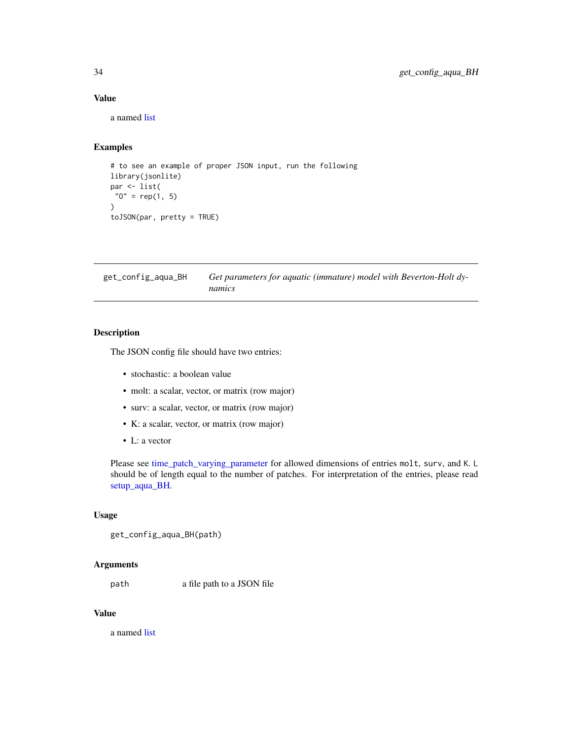### Value

a named list

### Examples

```
# to see an example of proper JSON input, run the following
library(jsonlite)
par <- list(
 "O" = rep(1, 5)
)
toJSON(par, pretty = TRUE)
```

---

## get_config_aqua_BH — *Get parameters for aquatic (immature) model with Beverton-Holt dynamics*

### Description

The JSON config file should have two entries:

- stochastic: a boolean value
- molt: a scalar, vector, or matrix (row major)
- surv: a scalar, vector, or matrix (row major)
- K: a scalar, vector, or matrix (row major)
- L: a vector

Please see time_patch_varying_parameter for allowed dimensions of entries `molt`, `surv`, and `K`. `L` should be of length equal to the number of patches. For interpretation of the entries, please read setup_aqua_BH.

### Usage

```
get_config_aqua_BH(path)
```

### Arguments

| | |
|---|---|
| `path` | a file path to a JSON file |

### Value

a named list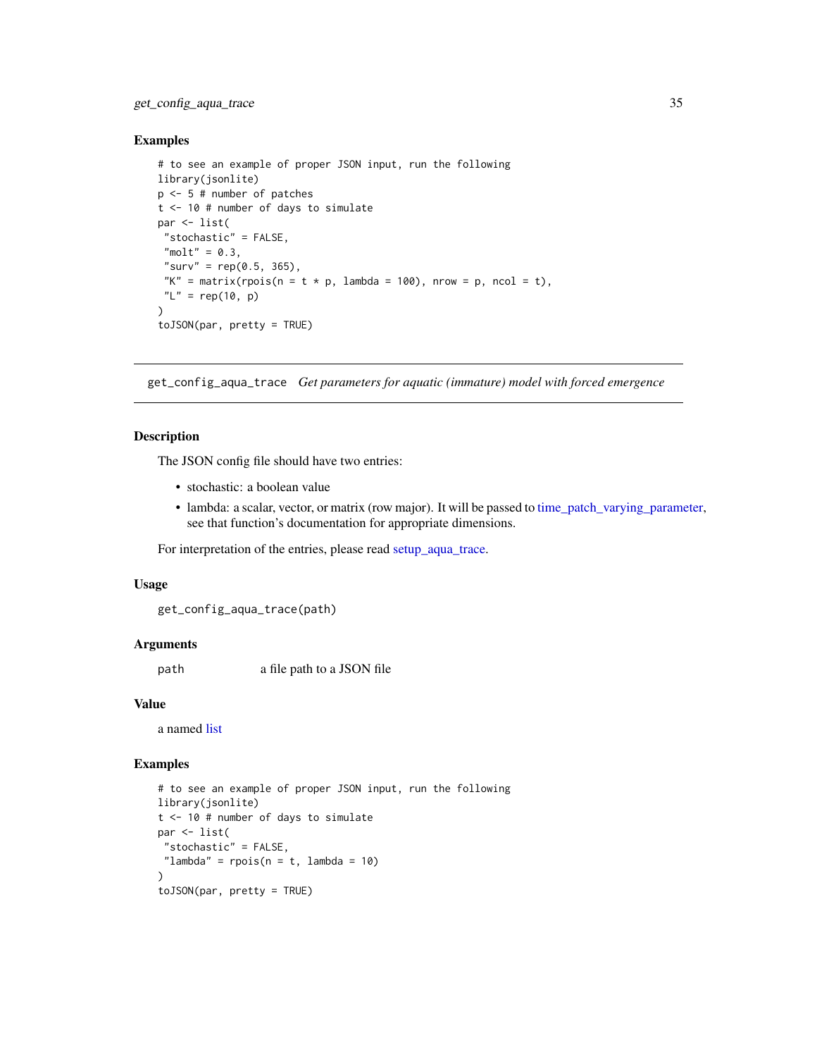### Examples

```
# to see an example of proper JSON input, run the following
library(jsonlite)
p <- 5 # number of patches
t <- 10 # number of days to simulate
par <- list(
 "stochastic" = FALSE,
 "molt" = 0.3,
 "surv" = rep(0.5, 365),
 "K" = matrix(rpois(n = t * p, lambda = 100), nrow = p, ncol = t),
 "L" = rep(10, p)
)
toJSON(par, pretty = TRUE)
```

---

## get_config_aqua_trace *Get parameters for aquatic (immature) model with forced emergence*

---

### Description

The JSON config file should have two entries:

- stochastic: a boolean value
- lambda: a scalar, vector, or matrix (row major). It will be passed to time_patch_varying_parameter, see that function's documentation for appropriate dimensions.

For interpretation of the entries, please read setup_aqua_trace.

### Usage

```
get_config_aqua_trace(path)
```

### Arguments

| | |
|---|---|
| path | a file path to a JSON file |

### Value

a named list

### Examples

```
# to see an example of proper JSON input, run the following
library(jsonlite)
t <- 10 # number of days to simulate
par <- list(
 "stochastic" = FALSE,
 "lambda" = rpois(n = t, lambda = 10)
)
toJSON(par, pretty = TRUE)
```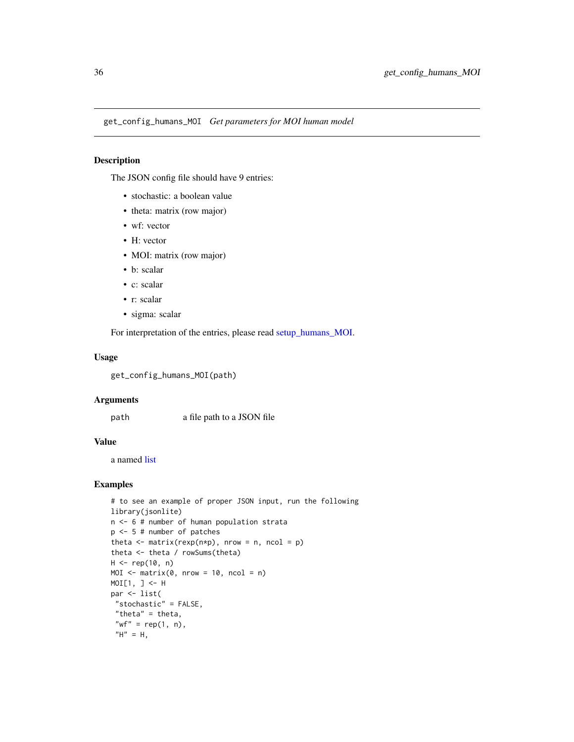## get_config_humans_MOI *Get parameters for MOI human model*

### Description

The JSON config file should have 9 entries:

- stochastic: a boolean value
- theta: matrix (row major)
- wf: vector
- H: vector
- MOI: matrix (row major)
- b: scalar
- c: scalar
- r: scalar
- sigma: scalar

For interpretation of the entries, please read setup_humans_MOI.

### Usage

```
get_config_humans_MOI(path)
```

### Arguments

| | |
|---|---|
| path | a file path to a JSON file |

### Value

a named list

### Examples

```
# to see an example of proper JSON input, run the following
library(jsonlite)
n <- 6 # number of human population strata
p <- 5 # number of patches
theta <- matrix(rexp(n*p), nrow = n, ncol = p)
theta <- theta / rowSums(theta)
H <- rep(10, n)
MOI <- matrix(0, nrow = 10, ncol = n)
MOI[1, ] <- H
par <- list(
 "stochastic" = FALSE,
 "theta" = theta,
 "wf" = rep(1, n),
 "H" = H,
```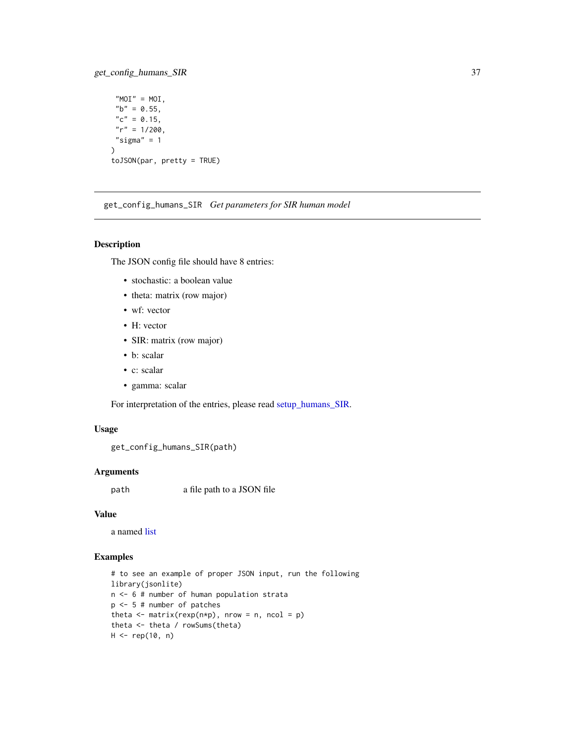```
  "MOI" = MOI,
  "b" = 0.55,
  "c" = 0.15,
  "r" = 1/200,
  "sigma" = 1
)
toJSON(par, pretty = TRUE)
```

---

## get_config_humans_SIR *Get parameters for SIR human model*

---

### Description

The JSON config file should have 8 entries:

- stochastic: a boolean value
- theta: matrix (row major)
- wf: vector
- H: vector
- SIR: matrix (row major)
- b: scalar
- c: scalar
- gamma: scalar

For interpretation of the entries, please read setup_humans_SIR.

### Usage

```
get_config_humans_SIR(path)
```

### Arguments

| | |
|---|---|
| path | a file path to a JSON file |

### Value

a named list

### Examples

```
# to see an example of proper JSON input, run the following
library(jsonlite)
n <- 6 # number of human population strata
p <- 5 # number of patches
theta <- matrix(rexp(n*p), nrow = n, ncol = p)
theta <- theta / rowSums(theta)
H <- rep(10, n)
```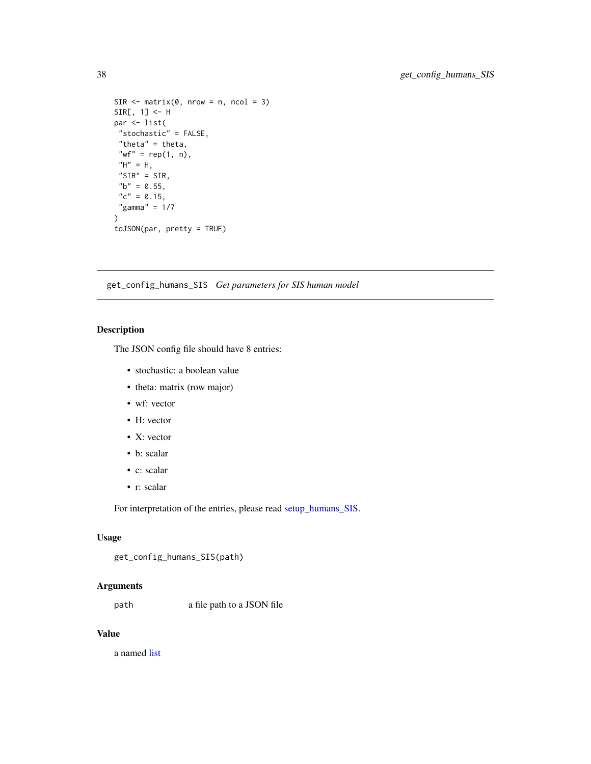```
SIR <- matrix(0, nrow = n, ncol = 3)
SIR[, 1] <- H
par <- list(
 "stochastic" = FALSE,
 "theta" = theta,
 "wf" = rep(1, n),
 "H" = H,
 "SIR" = SIR,
 "b" = 0.55,
 "c" = 0.15,
 "gamma" = 1/7
)
toJSON(par, pretty = TRUE)
```

---

## get_config_humans_SIS *Get parameters for SIS human model*

### Description

The JSON config file should have 8 entries:

- stochastic: a boolean value
- theta: matrix (row major)
- wf: vector
- H: vector
- X: vector
- b: scalar
- c: scalar
- r: scalar

For interpretation of the entries, please read setup_humans_SIS.

### Usage

```
get_config_humans_SIS(path)
```

### Arguments

| | |
|---|---|
| `path` | a file path to a JSON file |

### Value

a named list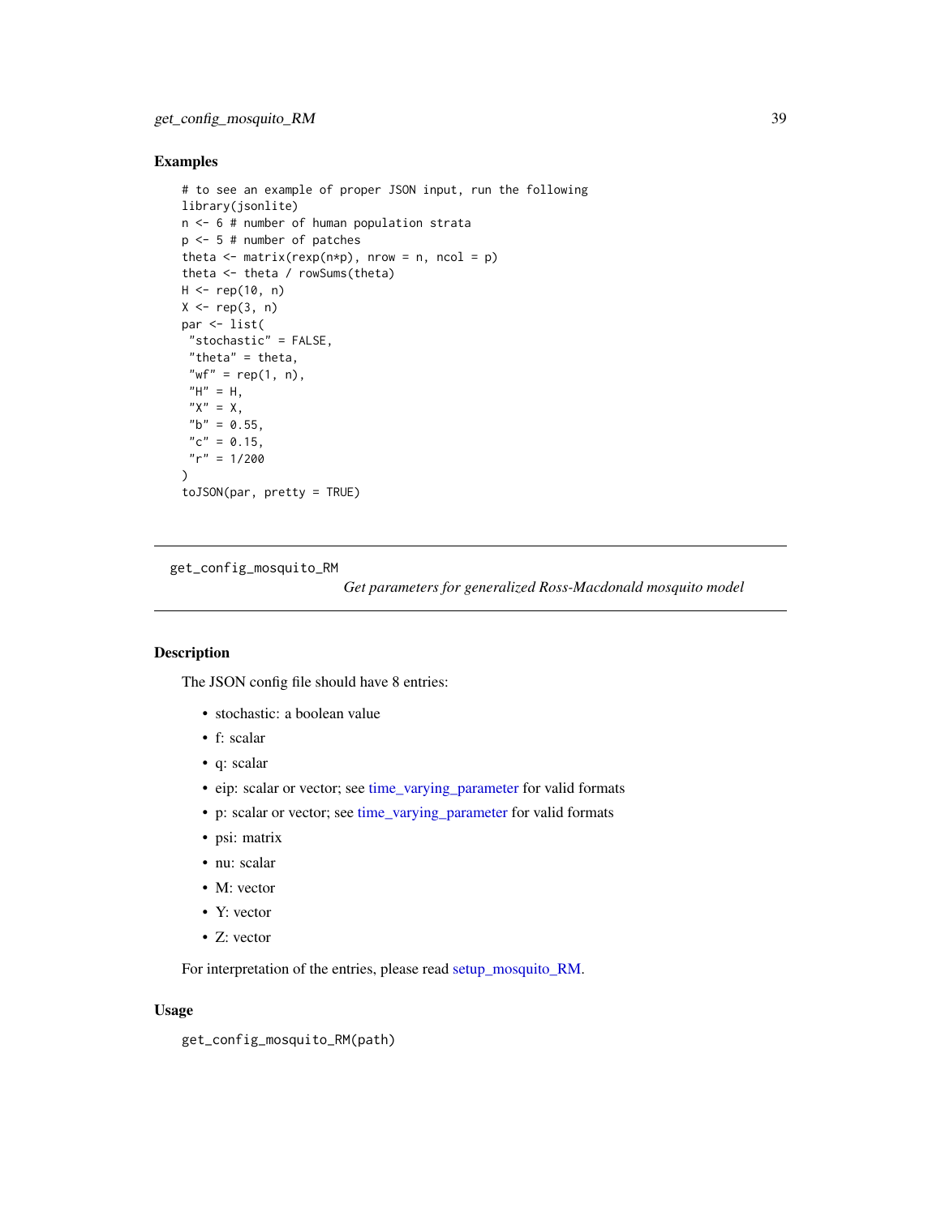### Examples

```
# to see an example of proper JSON input, run the following
library(jsonlite)
n <- 6 # number of human population strata
p <- 5 # number of patches
theta <- matrix(rexp(n*p), nrow = n, ncol = p)
theta <- theta / rowSums(theta)
H <- rep(10, n)
X <- rep(3, n)
par <- list(
 "stochastic" = FALSE,
 "theta" = theta,
 "wf" = rep(1, n),
 "H" = H,
 "X" = X,
 "b" = 0.55,
 "c" = 0.15,
 "r" = 1/200
)
toJSON(par, pretty = TRUE)
```

---

## get_config_mosquito_RM

*Get parameters for generalized Ross-Macdonald mosquito model*

---

### Description

The JSON config file should have 8 entries:

- stochastic: a boolean value
- f: scalar
- q: scalar
- eip: scalar or vector; see time_varying_parameter for valid formats
- p: scalar or vector; see time_varying_parameter for valid formats
- psi: matrix
- nu: scalar
- M: vector
- Y: vector
- Z: vector

For interpretation of the entries, please read setup_mosquito_RM.

### Usage

```
get_config_mosquito_RM(path)
```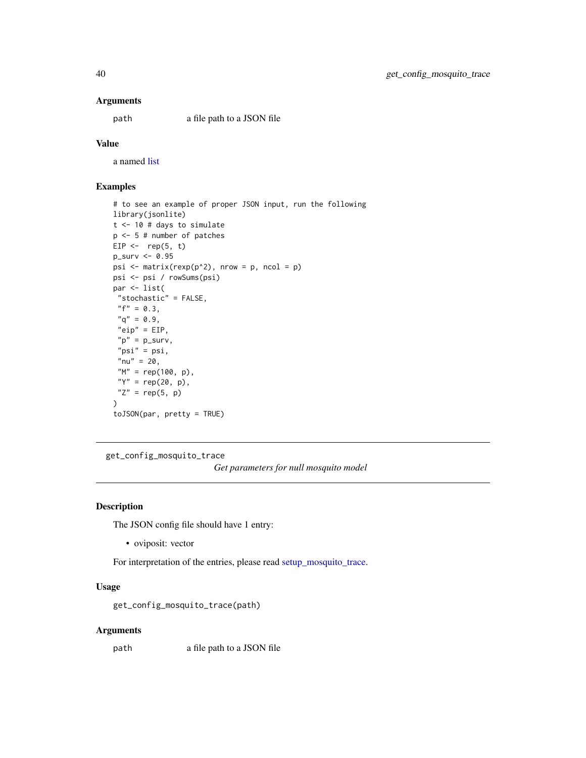### Arguments

`path` a file path to a JSON file

### Value

a named list

### Examples

```
# to see an example of proper JSON input, run the following
library(jsonlite)
t <- 10 # days to simulate
p <- 5 # number of patches
EIP <-  rep(5, t)
p_surv <- 0.95
psi <- matrix(rexp(p^2), nrow = p, ncol = p)
psi <- psi / rowSums(psi)
par <- list(
 "stochastic" = FALSE,
 "f" = 0.3,
 "q" = 0.9,
 "eip" = EIP,
 "p" = p_surv,
 "psi" = psi,
 "nu" = 20,
 "M" = rep(100, p),
 "Y" = rep(20, p),
 "Z" = rep(5, p)
)
toJSON(par, pretty = TRUE)
```

---

## get_config_mosquito_trace

*Get parameters for null mosquito model*

---

### Description

The JSON config file should have 1 entry:

- oviposit: vector

For interpretation of the entries, please read setup_mosquito_trace.

### Usage

```
get_config_mosquito_trace(path)
```

### Arguments

`path` a file path to a JSON file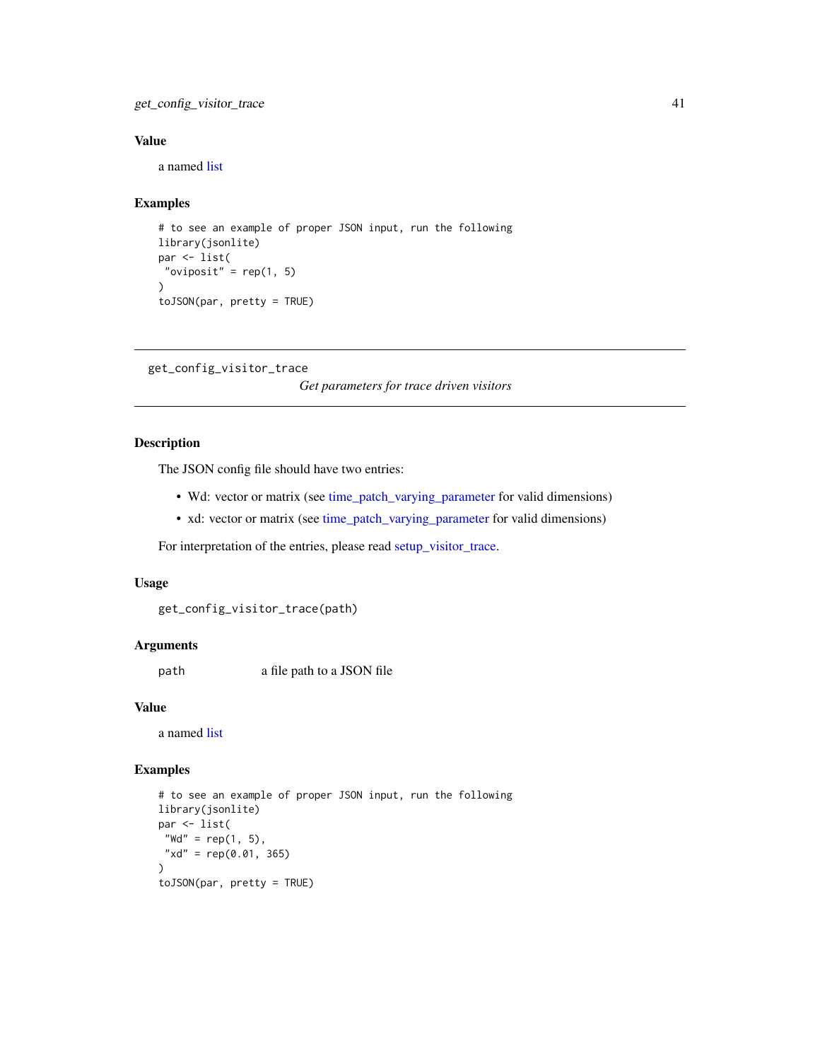### Value

a named list

### Examples

```
# to see an example of proper JSON input, run the following
library(jsonlite)
par <- list(
 "oviposit" = rep(1, 5)
)
toJSON(par, pretty = TRUE)
```

---

## get_config_visitor_trace

*Get parameters for trace driven visitors*

---

### Description

The JSON config file should have two entries:

- Wd: vector or matrix (see time_patch_varying_parameter for valid dimensions)
- xd: vector or matrix (see time_patch_varying_parameter for valid dimensions)

For interpretation of the entries, please read setup_visitor_trace.

### Usage

```
get_config_visitor_trace(path)
```

### Arguments

| | |
|---|---|
| path | a file path to a JSON file |

### Value

a named list

### Examples

```
# to see an example of proper JSON input, run the following
library(jsonlite)
par <- list(
 "Wd" = rep(1, 5),
 "xd" = rep(0.01, 365)
)
toJSON(par, pretty = TRUE)
```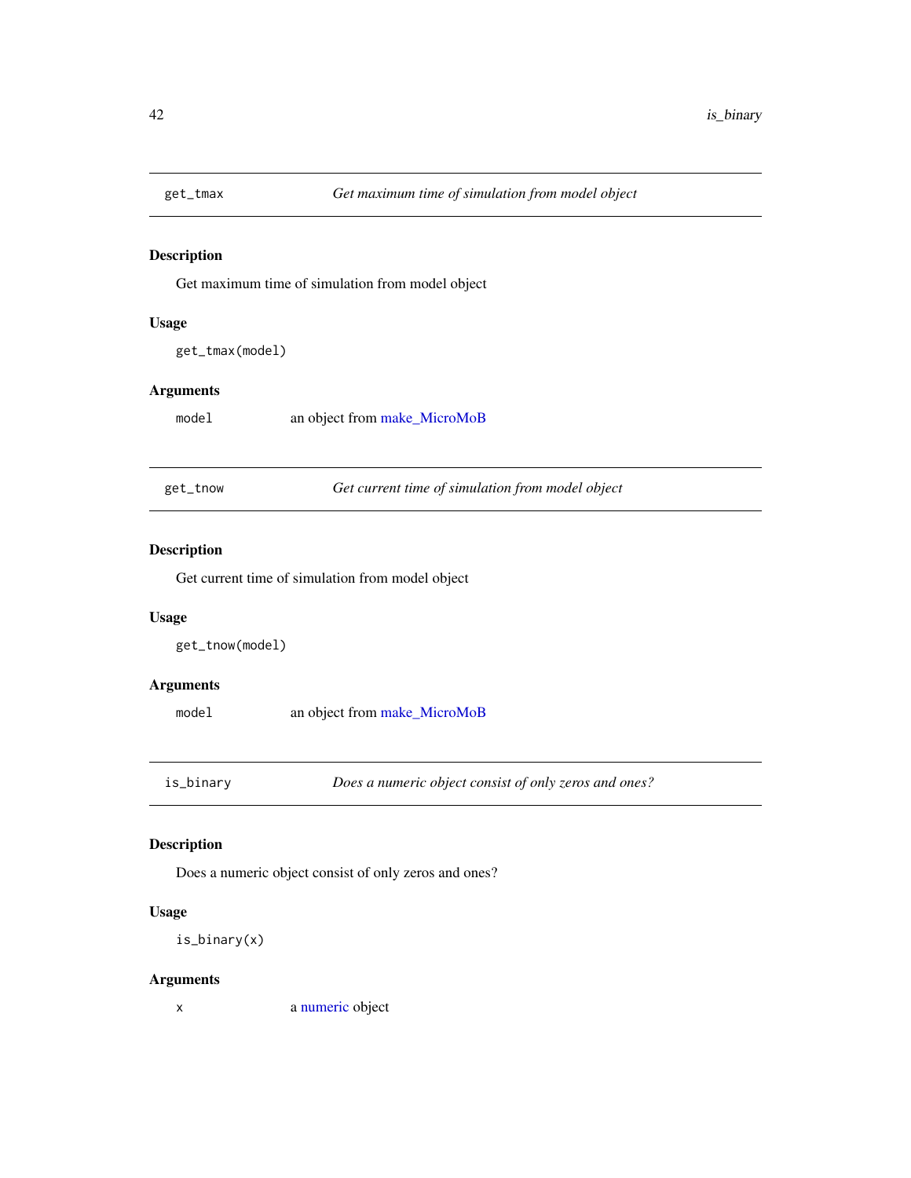## get_tmax — *Get maximum time of simulation from model object*

### Description

Get maximum time of simulation from model object

### Usage

```
get_tmax(model)
```

### Arguments

| | |
|---|---|
| model | an object from make_MicroMoB |

## get_tnow — *Get current time of simulation from model object*

### Description

Get current time of simulation from model object

### Usage

```
get_tnow(model)
```

### Arguments

| | |
|---|---|
| model | an object from make_MicroMoB |

## is_binary — *Does a numeric object consist of only zeros and ones?*

### Description

Does a numeric object consist of only zeros and ones?

### Usage

```
is_binary(x)
```

### Arguments

| | |
|---|---|
| x | a numeric object |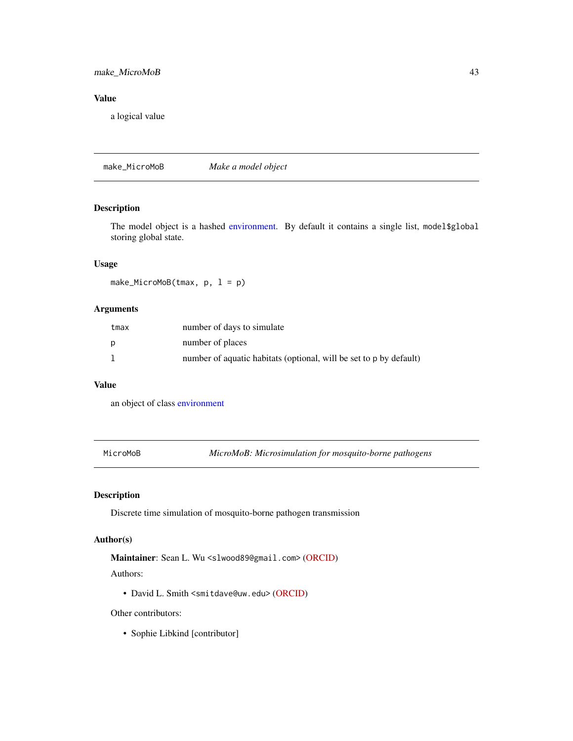## Value

a logical value

---

## make_MicroMoB — *Make a model object*

### Description

The model object is a hashed environment. By default it contains a single list, `model$global` storing global state.

### Usage

```
make_MicroMoB(tmax, p, l = p)
```

### Arguments

| | |
|---|---|
| `tmax` | number of days to simulate |
| `p` | number of places |
| `l` | number of aquatic habitats (optional, will be set to `p` by default) |

### Value

an object of class environment

---

## MicroMoB — *MicroMoB: Microsimulation for mosquito-borne pathogens*

### Description

Discrete time simulation of mosquito-borne pathogen transmission

### Author(s)

**Maintainer**: Sean L. Wu <slwood89@gmail.com> (ORCID)

Authors:

- David L. Smith <smitdave@uw.edu> (ORCID)

Other contributors:

- Sophie Libkind [contributor]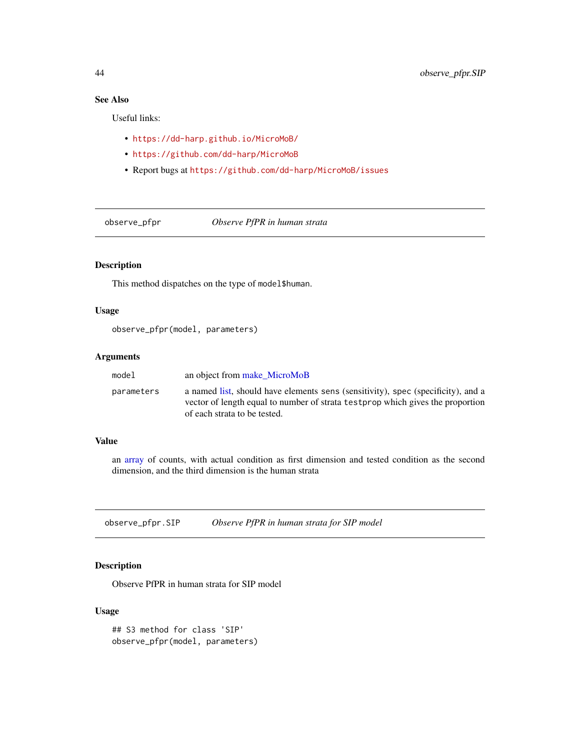### See Also

Useful links:

- https://dd-harp.github.io/MicroMoB/
- https://github.com/dd-harp/MicroMoB
- Report bugs at https://github.com/dd-harp/MicroMoB/issues

---

## observe_pfpr — *Observe PfPR in human strata*

### Description

This method dispatches on the type of `model$human`.

### Usage

```
observe_pfpr(model, parameters)
```

### Arguments

| | |
|---|---|
| `model` | an object from make_MicroMoB |
| `parameters` | a named list, should have elements `sens` (sensitivity), `spec` (specificity), and a vector of length equal to number of strata `testprop` which gives the proportion of each strata to be tested. |

### Value

an array of counts, with actual condition as first dimension and tested condition as the second dimension, and the third dimension is the human strata

---

## observe_pfpr.SIP — *Observe PfPR in human strata for SIP model*

### Description

Observe PfPR in human strata for SIP model

### Usage

```
## S3 method for class 'SIP'
observe_pfpr(model, parameters)
```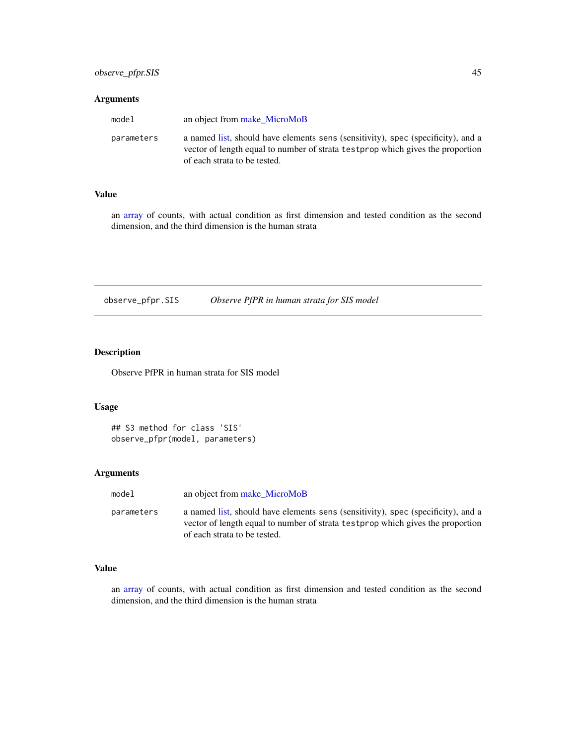## Arguments

| | |
|---|---|
| `model` | an object from make_MicroMoB |
| `parameters` | a named list, should have elements `sens` (sensitivity), `spec` (specificity), and a vector of length equal to number of strata `testprop` which gives the proportion of each strata to be tested. |

## Value

an array of counts, with actual condition as first dimension and tested condition as the second dimension, and the third dimension is the human strata

---

# observe_pfpr.SIS &nbsp;&nbsp;&nbsp; *Observe PfPR in human strata for SIS model*

## Description

Observe PfPR in human strata for SIS model

## Usage

```
## S3 method for class 'SIS'
observe_pfpr(model, parameters)
```

## Arguments

| | |
|---|---|
| `model` | an object from make_MicroMoB |
| `parameters` | a named list, should have elements `sens` (sensitivity), `spec` (specificity), and a vector of length equal to number of strata `testprop` which gives the proportion of each strata to be tested. |

## Value

an array of counts, with actual condition as first dimension and tested condition as the second dimension, and the third dimension is the human strata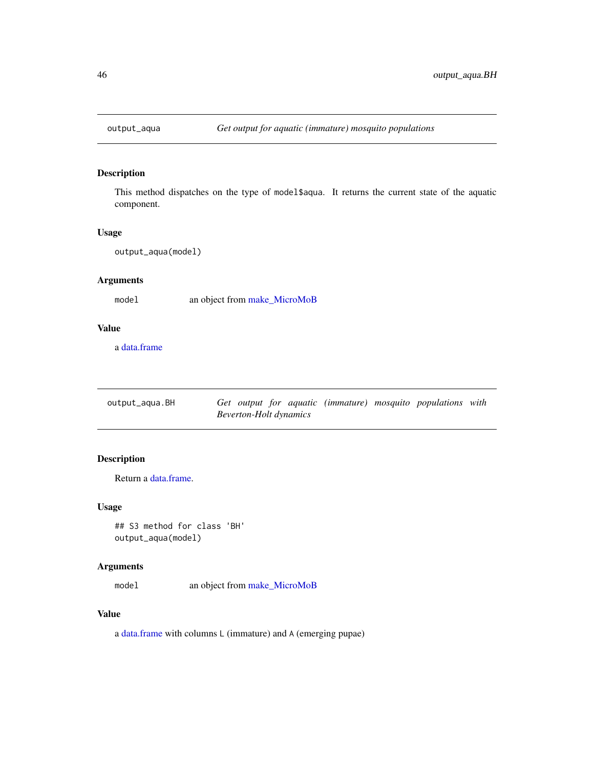## output_aqua — *Get output for aquatic (immature) mosquito populations*

### Description

This method dispatches on the type of model$aqua. It returns the current state of the aquatic component.

### Usage

```
output_aqua(model)
```

### Arguments

| | |
|---|---|
| model | an object from make_MicroMoB |

### Value

a data.frame

## output_aqua.BH — *Get output for aquatic (immature) mosquito populations with Beverton-Holt dynamics*

### Description

Return a data.frame.

### Usage

```
## S3 method for class 'BH'
output_aqua(model)
```

### Arguments

| | |
|---|---|
| model | an object from make_MicroMoB |

### Value

a data.frame with columns L (immature) and A (emerging pupae)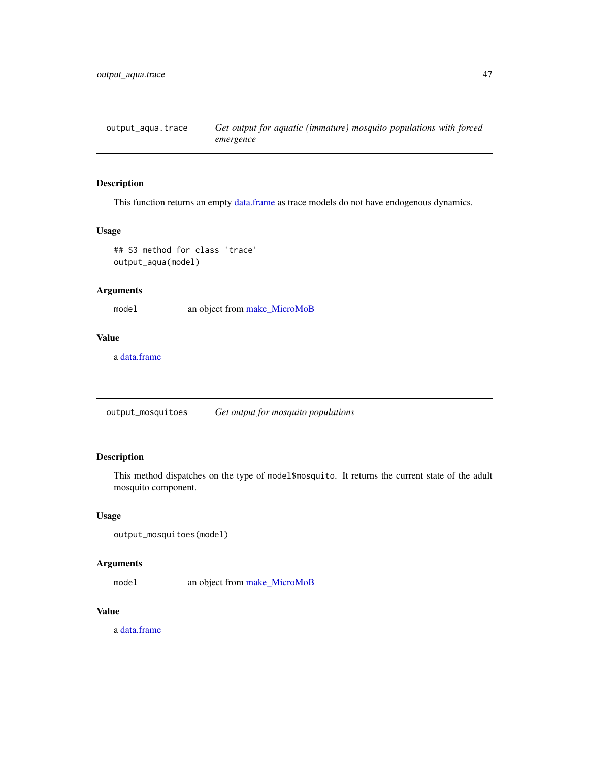## output_aqua.trace — *Get output for aquatic (immature) mosquito populations with forced emergence*

### Description

This function returns an empty data.frame as trace models do not have endogenous dynamics.

### Usage

```
## S3 method for class 'trace'
output_aqua(model)
```

### Arguments

| | |
|---|---|
| `model` | an object from make_MicroMoB |

### Value

a data.frame

## output_mosquitoes — *Get output for mosquito populations*

### Description

This method dispatches on the type of `model$mosquito`. It returns the current state of the adult mosquito component.

### Usage

```
output_mosquitoes(model)
```

### Arguments

| | |
|---|---|
| `model` | an object from make_MicroMoB |

### Value

a data.frame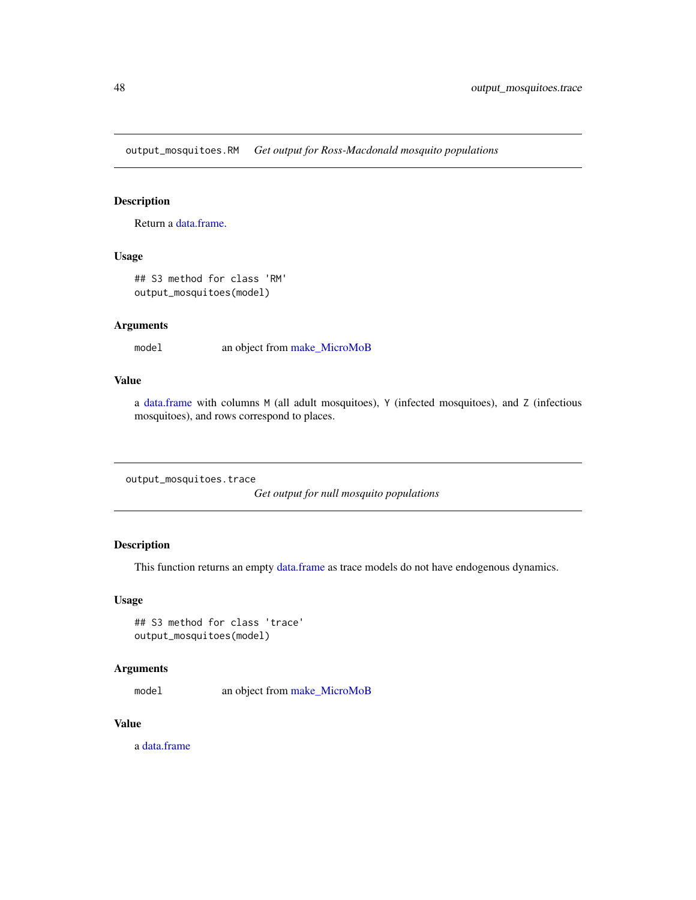## output_mosquitoes.RM *Get output for Ross-Macdonald mosquito populations*

### Description

Return a data.frame.

### Usage

```
## S3 method for class 'RM'
output_mosquitoes(model)
```

### Arguments

`model` an object from make_MicroMoB

### Value

a data.frame with columns `M` (all adult mosquitoes), `Y` (infected mosquitoes), and `Z` (infectious mosquitoes), and rows correspond to places.

## output_mosquitoes.trace *Get output for null mosquito populations*

### Description

This function returns an empty data.frame as trace models do not have endogenous dynamics.

### Usage

```
## S3 method for class 'trace'
output_mosquitoes(model)
```

### Arguments

`model` an object from make_MicroMoB

### Value

a data.frame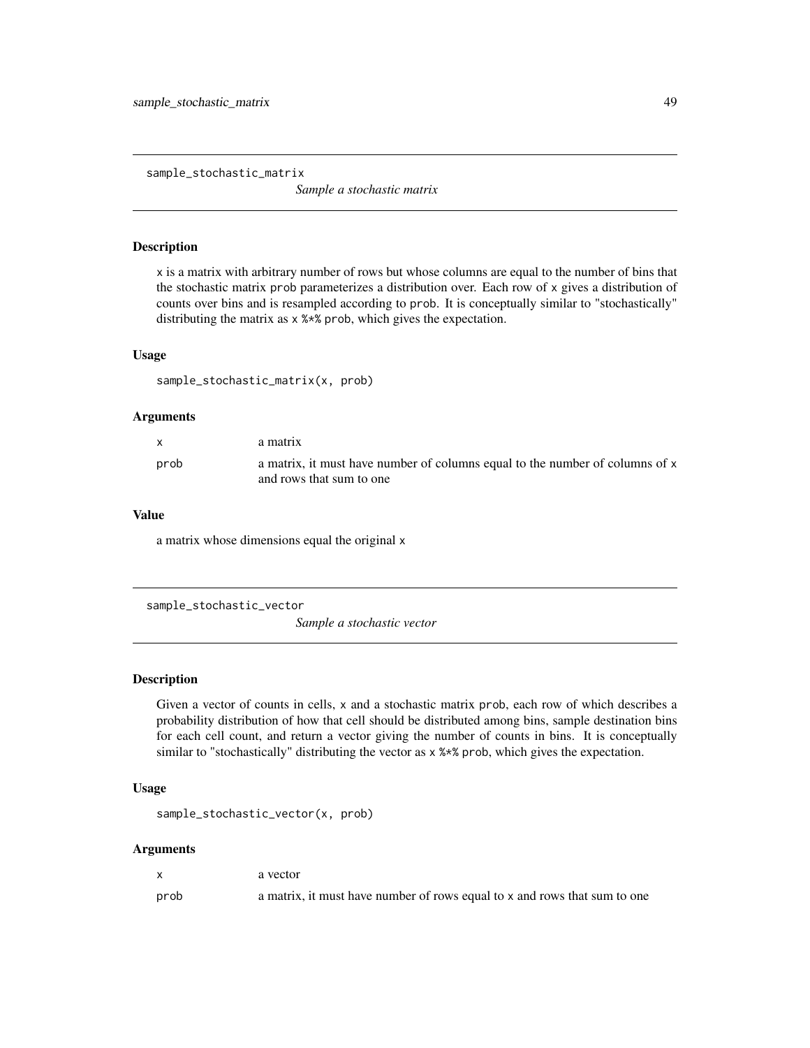## sample_stochastic_matrix

*Sample a stochastic matrix*

### Description

x is a matrix with arbitrary number of rows but whose columns are equal to the number of bins that the stochastic matrix prob parameterizes a distribution over. Each row of x gives a distribution of counts over bins and is resampled according to prob. It is conceptually similar to "stochastically" distributing the matrix as x %*% prob, which gives the expectation.

### Usage

```
sample_stochastic_matrix(x, prob)
```

### Arguments

| | |
|---|---|
| x | a matrix |
| prob | a matrix, it must have number of columns equal to the number of columns of x and rows that sum to one |

### Value

a matrix whose dimensions equal the original x

## sample_stochastic_vector

*Sample a stochastic vector*

### Description

Given a vector of counts in cells, x and a stochastic matrix prob, each row of which describes a probability distribution of how that cell should be distributed among bins, sample destination bins for each cell count, and return a vector giving the number of counts in bins. It is conceptually similar to "stochastically" distributing the vector as x %*% prob, which gives the expectation.

### Usage

```
sample_stochastic_vector(x, prob)
```

### Arguments

| | |
|---|---|
| x | a vector |
| prob | a matrix, it must have number of rows equal to x and rows that sum to one |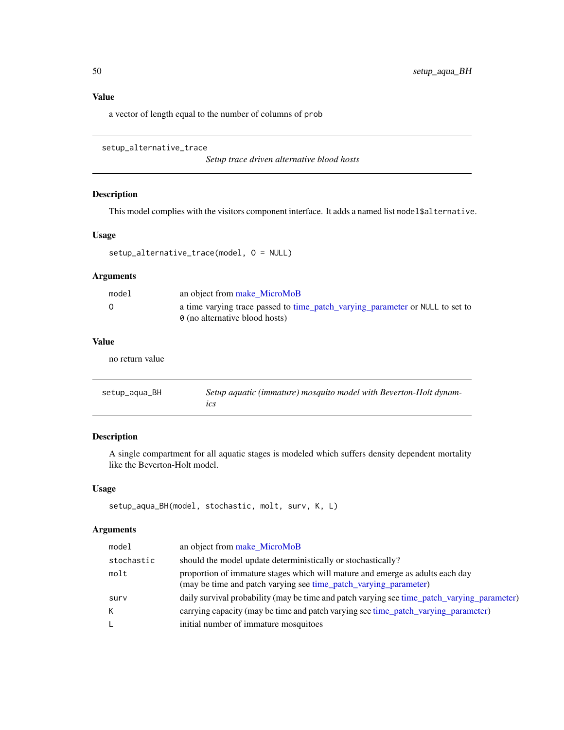### Value

a vector of length equal to the number of columns of `prob`

---

## setup_alternative_trace

*Setup trace driven alternative blood hosts*

### Description

This model complies with the visitors component interface. It adds a named list `model$alternative`.

### Usage

```
setup_alternative_trace(model, O = NULL)
```

### Arguments

| | |
|---|---|
| `model` | an object from make_MicroMoB |
| `O` | a time varying trace passed to time_patch_varying_parameter or `NULL` to set to `0` (no alternative blood hosts) |

### Value

no return value

---

## setup_aqua_BH

*Setup aquatic (immature) mosquito model with Beverton-Holt dynamics*

### Description

A single compartment for all aquatic stages is modeled which suffers density dependent mortality like the Beverton-Holt model.

### Usage

```
setup_aqua_BH(model, stochastic, molt, surv, K, L)
```

### Arguments

| | |
|---|---|
| `model` | an object from make_MicroMoB |
| `stochastic` | should the model update deterministically or stochastically? |
| `molt` | proportion of immature stages which will mature and emerge as adults each day (may be time and patch varying see time_patch_varying_parameter) |
| `surv` | daily survival probability (may be time and patch varying see time_patch_varying_parameter) |
| `K` | carrying capacity (may be time and patch varying see time_patch_varying_parameter) |
| `L` | initial number of immature mosquitoes |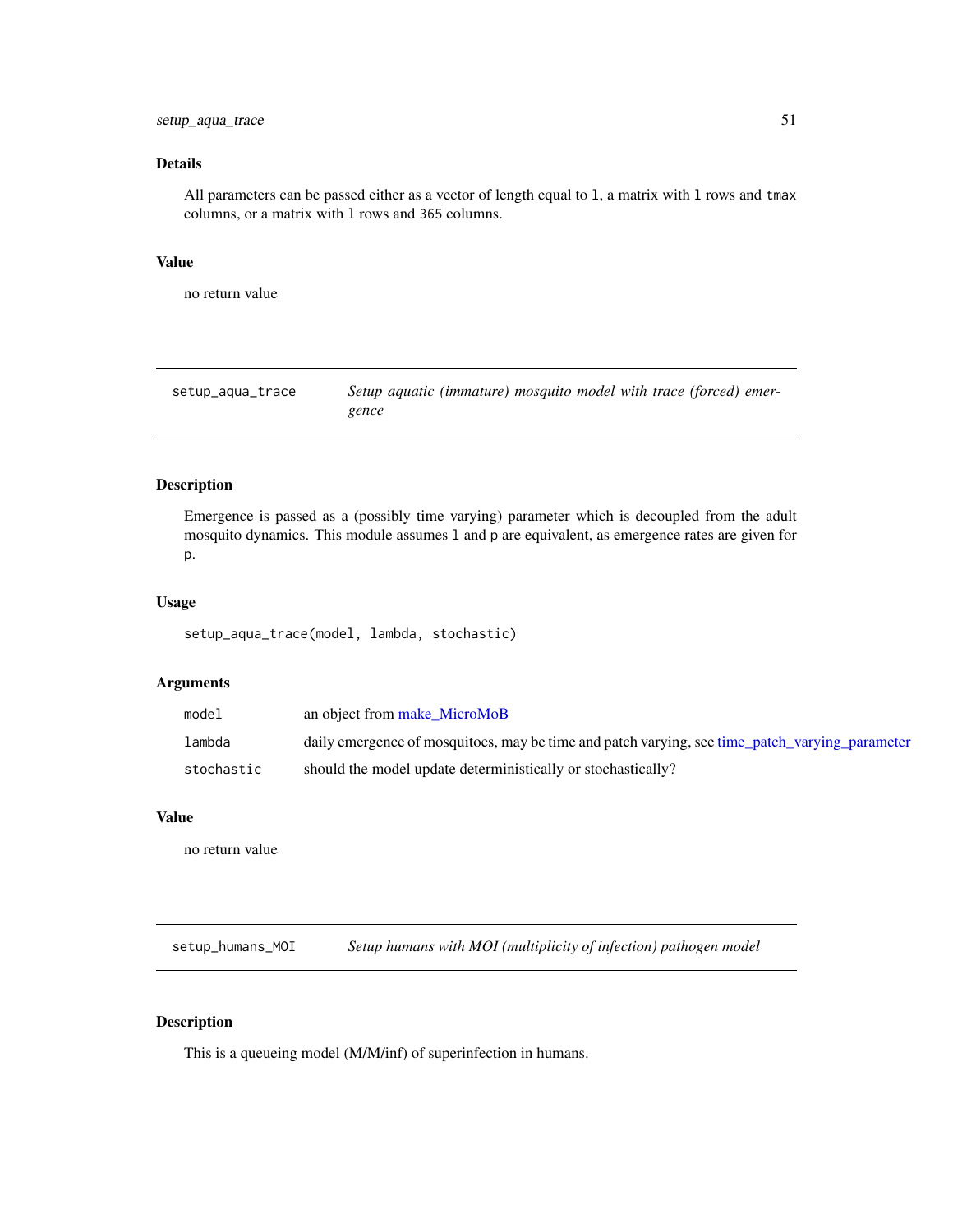### Details

All parameters can be passed either as a vector of length equal to `l`, a matrix with `l` rows and `tmax` columns, or a matrix with `l` rows and `365` columns.

### Value

no return value

---

## setup_aqua_trace — *Setup aquatic (immature) mosquito model with trace (forced) emergence*

### Description

Emergence is passed as a (possibly time varying) parameter which is decoupled from the adult mosquito dynamics. This module assumes `l` and `p` are equivalent, as emergence rates are given for `p`.

### Usage

```
setup_aqua_trace(model, lambda, stochastic)
```

### Arguments

| | |
|---|---|
| `model` | an object from make_MicroMoB |
| `lambda` | daily emergence of mosquitoes, may be time and patch varying, see time_patch_varying_parameter |
| `stochastic` | should the model update deterministically or stochastically? |

### Value

no return value

---

## setup_humans_MOI — *Setup humans with MOI (multiplicity of infection) pathogen model*

### Description

This is a queueing model (M/M/inf) of superinfection in humans.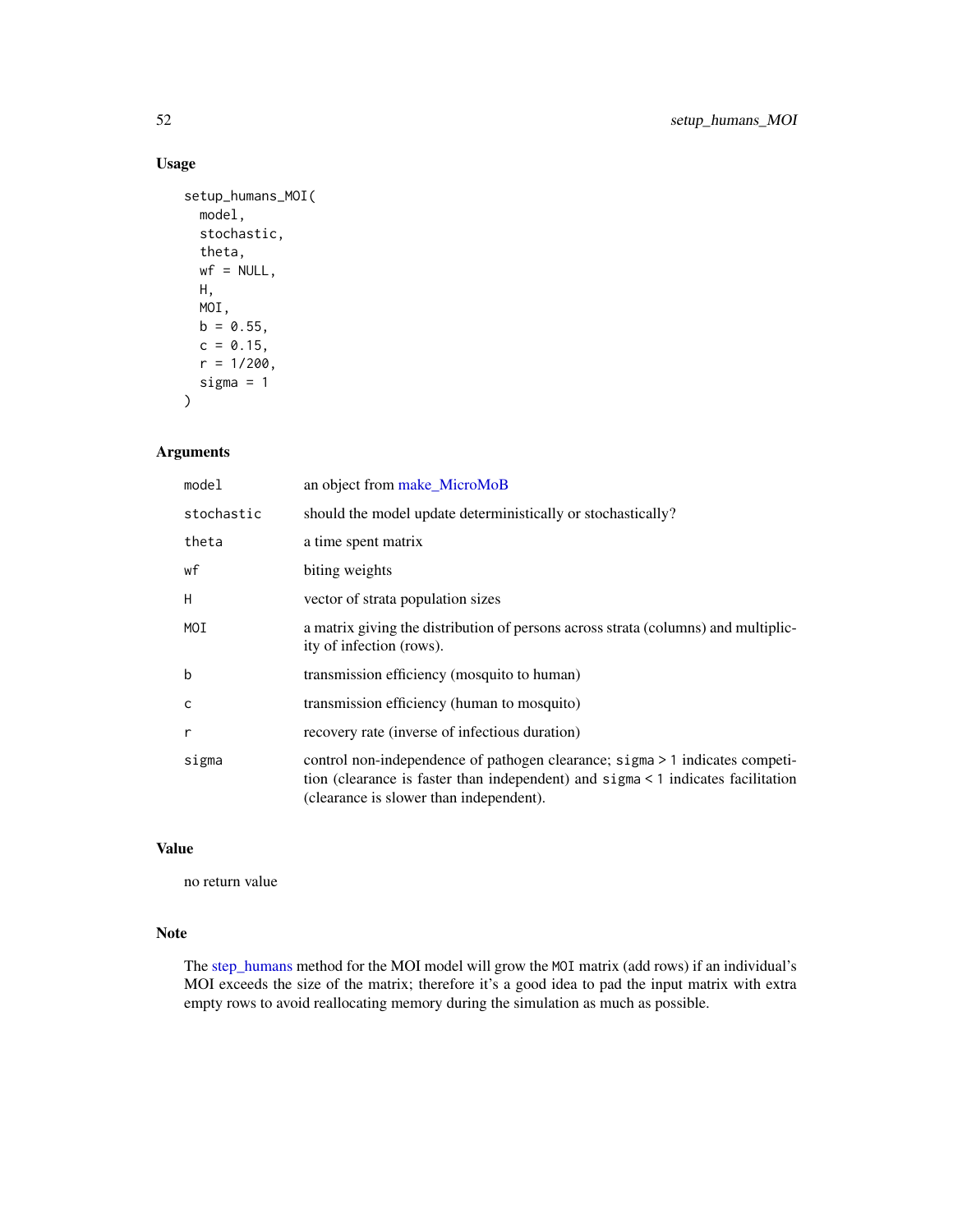### Usage

```
setup_humans_MOI(
  model,
  stochastic,
  theta,
  wf = NULL,
  H,
  MOI,
  b = 0.55,
  c = 0.15,
  r = 1/200,
  sigma = 1
)
```

### Arguments

| | |
|---|---|
| `model` | an object from make_MicroMoB |
| `stochastic` | should the model update deterministically or stochastically? |
| `theta` | a time spent matrix |
| `wf` | biting weights |
| `H` | vector of strata population sizes |
| `MOI` | a matrix giving the distribution of persons across strata (columns) and multiplicity of infection (rows). |
| `b` | transmission efficiency (mosquito to human) |
| `c` | transmission efficiency (human to mosquito) |
| `r` | recovery rate (inverse of infectious duration) |
| `sigma` | control non-independence of pathogen clearance; `sigma > 1` indicates competition (clearance is faster than independent) and `sigma < 1` indicates facilitation (clearance is slower than independent). |

### Value

no return value

### Note

The step_humans method for the MOI model will grow the `MOI` matrix (add rows) if an individual's MOI exceeds the size of the matrix; therefore it's a good idea to pad the input matrix with extra empty rows to avoid reallocating memory during the simulation as much as possible.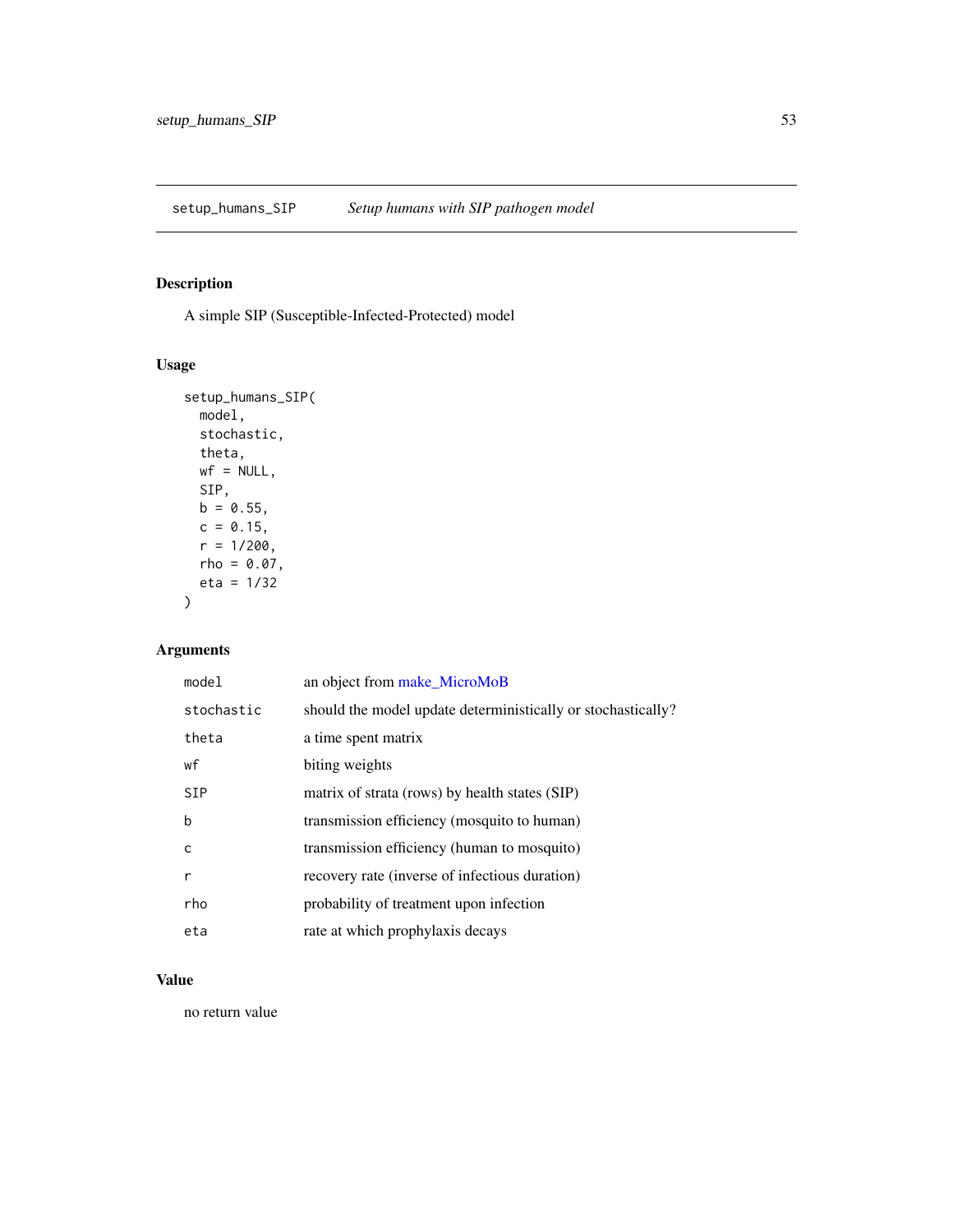## setup_humans_SIP    *Setup humans with SIP pathogen model*

### Description

A simple SIP (Susceptible-Infected-Protected) model

### Usage

```
setup_humans_SIP(
  model,
  stochastic,
  theta,
  wf = NULL,
  SIP,
  b = 0.55,
  c = 0.15,
  r = 1/200,
  rho = 0.07,
  eta = 1/32
)
```

### Arguments

| | |
|---|---|
| `model` | an object from make_MicroMoB |
| `stochastic` | should the model update deterministically or stochastically? |
| `theta` | a time spent matrix |
| `wf` | biting weights |
| `SIP` | matrix of strata (rows) by health states (SIP) |
| `b` | transmission efficiency (mosquito to human) |
| `c` | transmission efficiency (human to mosquito) |
| `r` | recovery rate (inverse of infectious duration) |
| `rho` | probability of treatment upon infection |
| `eta` | rate at which prophylaxis decays |

### Value

no return value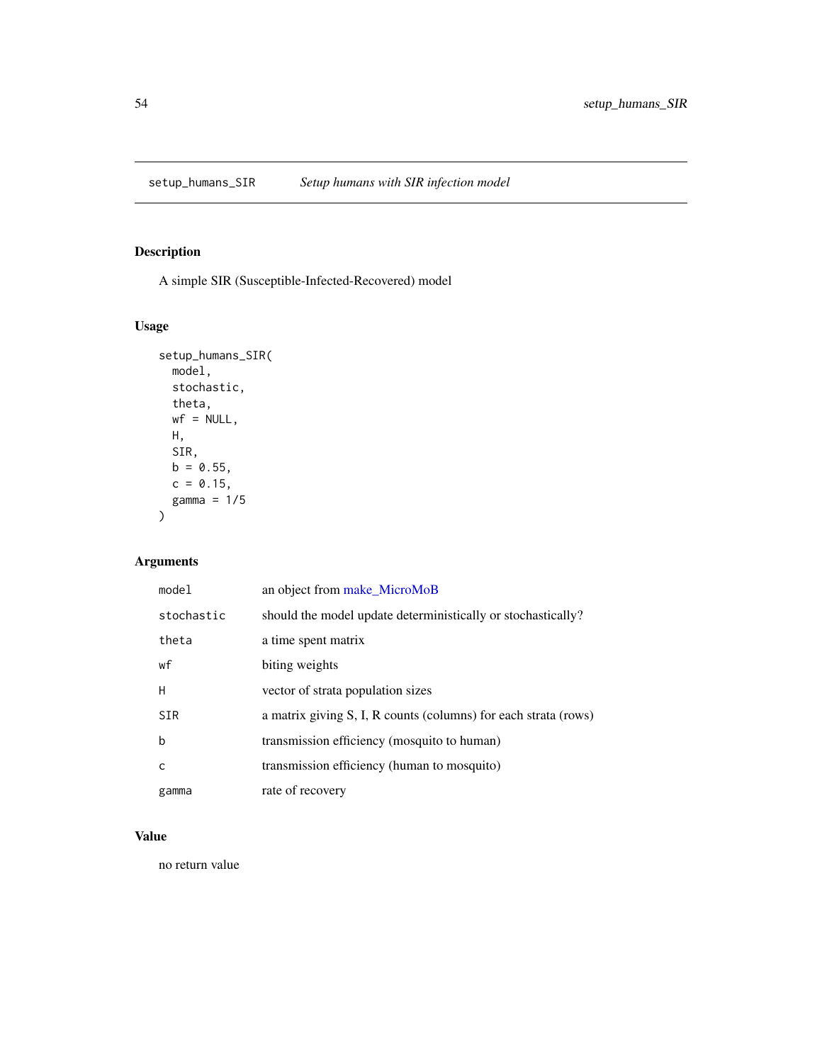# setup_humans_SIR *Setup humans with SIR infection model*

## Description

A simple SIR (Susceptible-Infected-Recovered) model

## Usage

```
setup_humans_SIR(
  model,
  stochastic,
  theta,
  wf = NULL,
  H,
  SIR,
  b = 0.55,
  c = 0.15,
  gamma = 1/5
)
```

## Arguments

| | |
|---|---|
| model | an object from make_MicroMoB |
| stochastic | should the model update deterministically or stochastically? |
| theta | a time spent matrix |
| wf | biting weights |
| H | vector of strata population sizes |
| SIR | a matrix giving S, I, R counts (columns) for each strata (rows) |
| b | transmission efficiency (mosquito to human) |
| c | transmission efficiency (human to mosquito) |
| gamma | rate of recovery |

## Value

no return value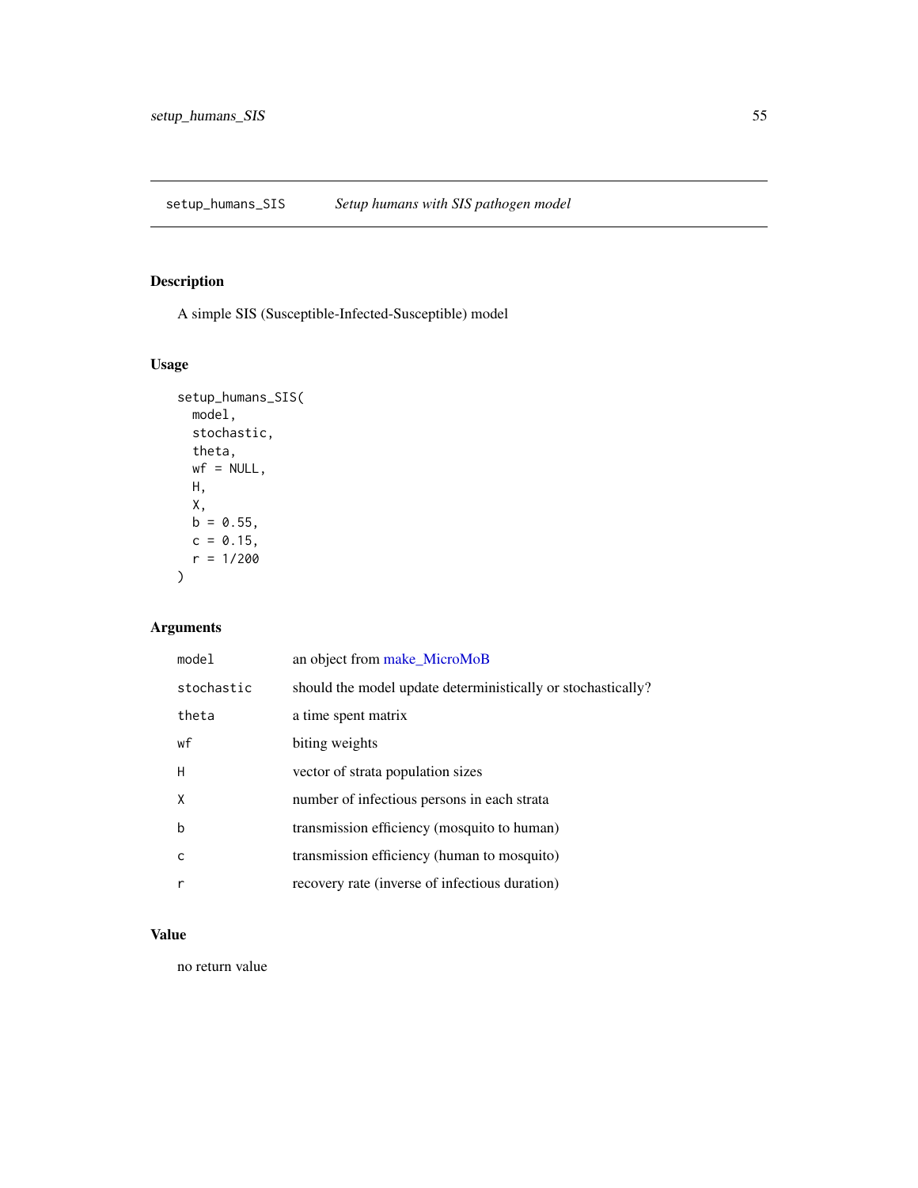# setup_humans_SIS — *Setup humans with SIS pathogen model*

## Description

A simple SIS (Susceptible-Infected-Susceptible) model

## Usage

```
setup_humans_SIS(
  model,
  stochastic,
  theta,
  wf = NULL,
  H,
  X,
  b = 0.55,
  c = 0.15,
  r = 1/200
)
```

## Arguments

| | |
|---|---|
| model | an object from make_MicroMoB |
| stochastic | should the model update deterministically or stochastically? |
| theta | a time spent matrix |
| wf | biting weights |
| H | vector of strata population sizes |
| X | number of infectious persons in each strata |
| b | transmission efficiency (mosquito to human) |
| c | transmission efficiency (human to mosquito) |
| r | recovery rate (inverse of infectious duration) |

## Value

no return value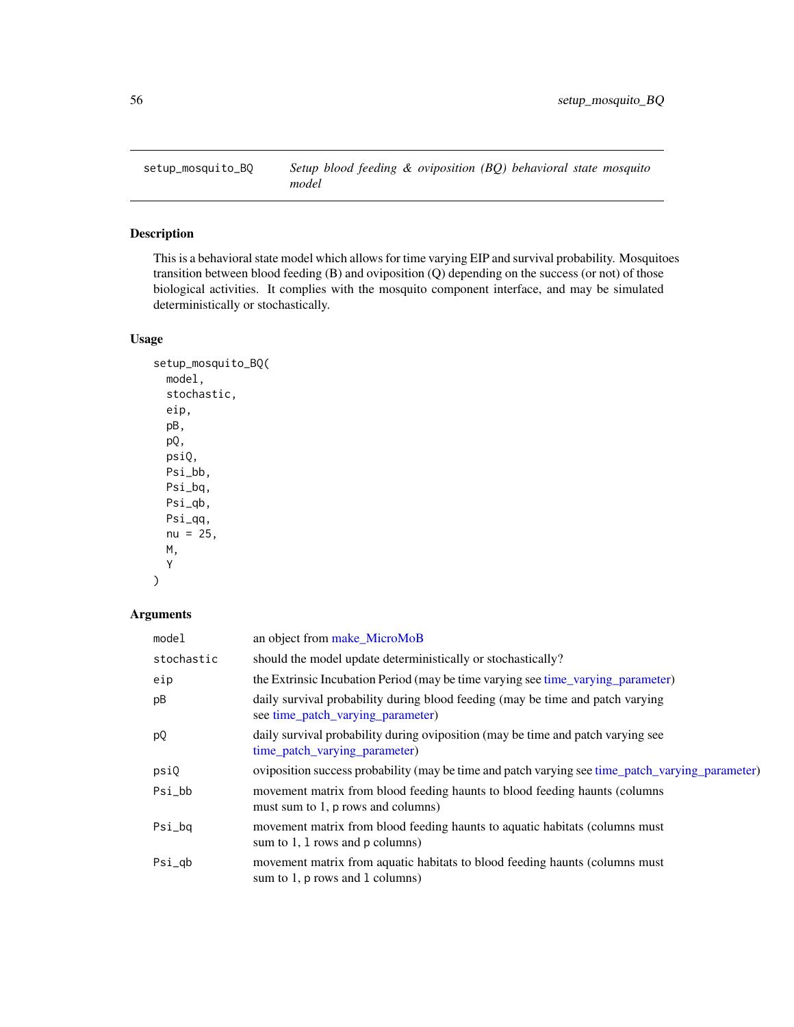## setup_mosquito_BQ

*Setup blood feeding & oviposition (BQ) behavioral state mosquito model*

### Description

This is a behavioral state model which allows for time varying EIP and survival probability. Mosquitoes transition between blood feeding (B) and oviposition (Q) depending on the success (or not) of those biological activities. It complies with the mosquito component interface, and may be simulated deterministically or stochastically.

### Usage

```
setup_mosquito_BQ(
  model,
  stochastic,
  eip,
  pB,
  pQ,
  psiQ,
  Psi_bb,
  Psi_bq,
  Psi_qb,
  Psi_qq,
  nu = 25,
  M,
  Y
)
```

### Arguments

| | |
|---|---|
| `model` | an object from make_MicroMoB |
| `stochastic` | should the model update deterministically or stochastically? |
| `eip` | the Extrinsic Incubation Period (may be time varying see time_varying_parameter) |
| `pB` | daily survival probability during blood feeding (may be time and patch varying see time_patch_varying_parameter) |
| `pQ` | daily survival probability during oviposition (may be time and patch varying see time_patch_varying_parameter) |
| `psiQ` | oviposition success probability (may be time and patch varying see time_patch_varying_parameter) |
| `Psi_bb` | movement matrix from blood feeding haunts to blood feeding haunts (columns must sum to 1, `p` rows and columns) |
| `Psi_bq` | movement matrix from blood feeding haunts to aquatic habitats (columns must sum to 1, `l` rows and `p` columns) |
| `Psi_qb` | movement matrix from aquatic habitats to blood feeding haunts (columns must sum to 1, `p` rows and `l` columns) |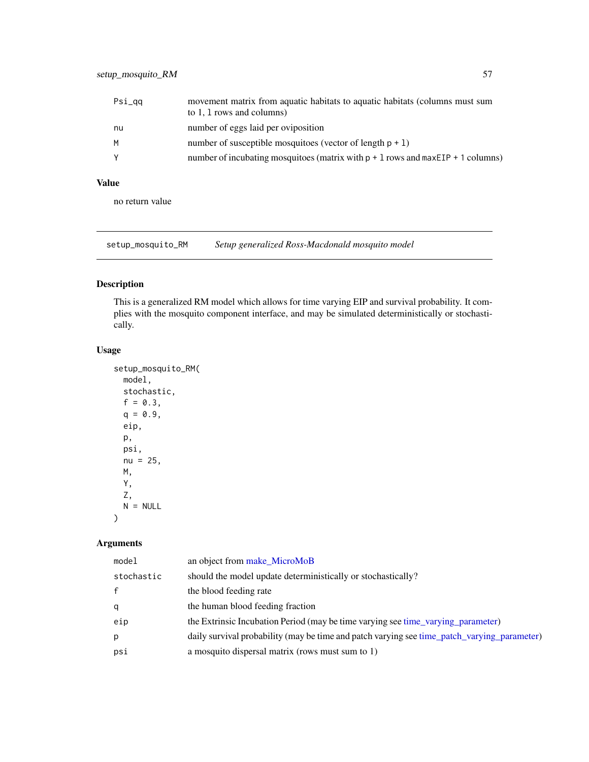| | |
|---|---|
| Psi_qq | movement matrix from aquatic habitats to aquatic habitats (columns must sum to 1, l rows and columns) |
| nu | number of eggs laid per oviposition |
| M | number of susceptible mosquitoes (vector of length p + l) |
| Y | number of incubating mosquitoes (matrix with p + l rows and maxEIP + 1 columns) |

## Value

no return value

---

## setup_mosquito_RM — *Setup generalized Ross-Macdonald mosquito model*

### Description

This is a generalized RM model which allows for time varying EIP and survival probability. It complies with the mosquito component interface, and may be simulated deterministically or stochastically.

### Usage

```
setup_mosquito_RM(
  model,
  stochastic,
  f = 0.3,
  q = 0.9,
  eip,
  p,
  psi,
  nu = 25,
  M,
  Y,
  Z,
  N = NULL
)
```

### Arguments

| | |
|---|---|
| model | an object from make_MicroMoB |
| stochastic | should the model update deterministically or stochastically? |
| f | the blood feeding rate |
| q | the human blood feeding fraction |
| eip | the Extrinsic Incubation Period (may be time varying see time_varying_parameter) |
| p | daily survival probability (may be time and patch varying see time_patch_varying_parameter) |
| psi | a mosquito dispersal matrix (rows must sum to 1) |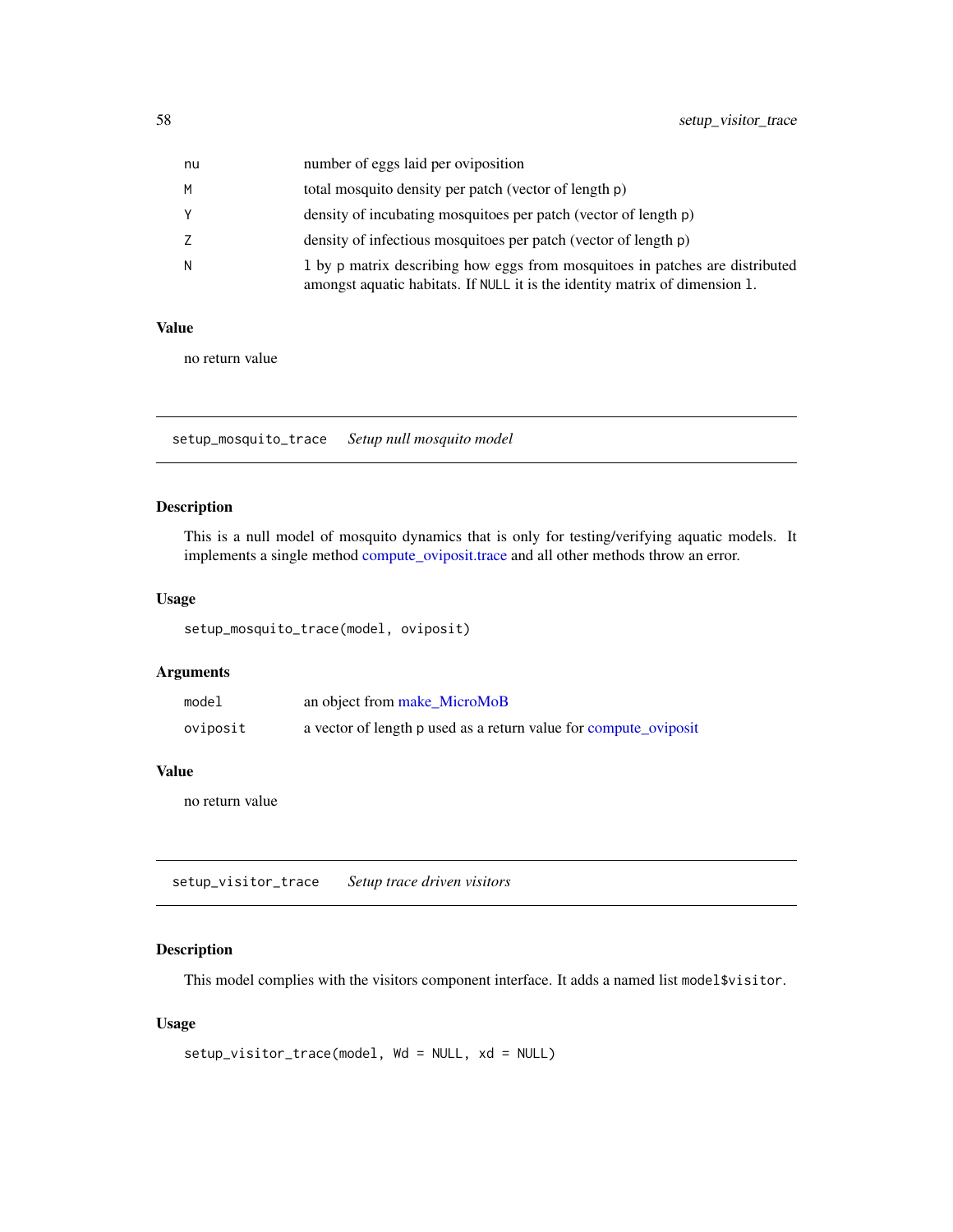| | |
|---|---|
| nu | number of eggs laid per oviposition |
| M | total mosquito density per patch (vector of length p) |
| Y | density of incubating mosquitoes per patch (vector of length p) |
| Z | density of infectious mosquitoes per patch (vector of length p) |
| N | l by p matrix describing how eggs from mosquitoes in patches are distributed amongst aquatic habitats. If NULL it is the identity matrix of dimension l. |

### Value

no return value

---

## setup_mosquito_trace — *Setup null mosquito model*

### Description

This is a null model of mosquito dynamics that is only for testing/verifying aquatic models. It implements a single method compute_oviposit.trace and all other methods throw an error.

### Usage

```
setup_mosquito_trace(model, oviposit)
```

### Arguments

| | |
|---|---|
| model | an object from make_MicroMoB |
| oviposit | a vector of length p used as a return value for compute_oviposit |

### Value

no return value

---

## setup_visitor_trace — *Setup trace driven visitors*

### Description

This model complies with the visitors component interface. It adds a named list model$visitor.

### Usage

```
setup_visitor_trace(model, Wd = NULL, xd = NULL)
```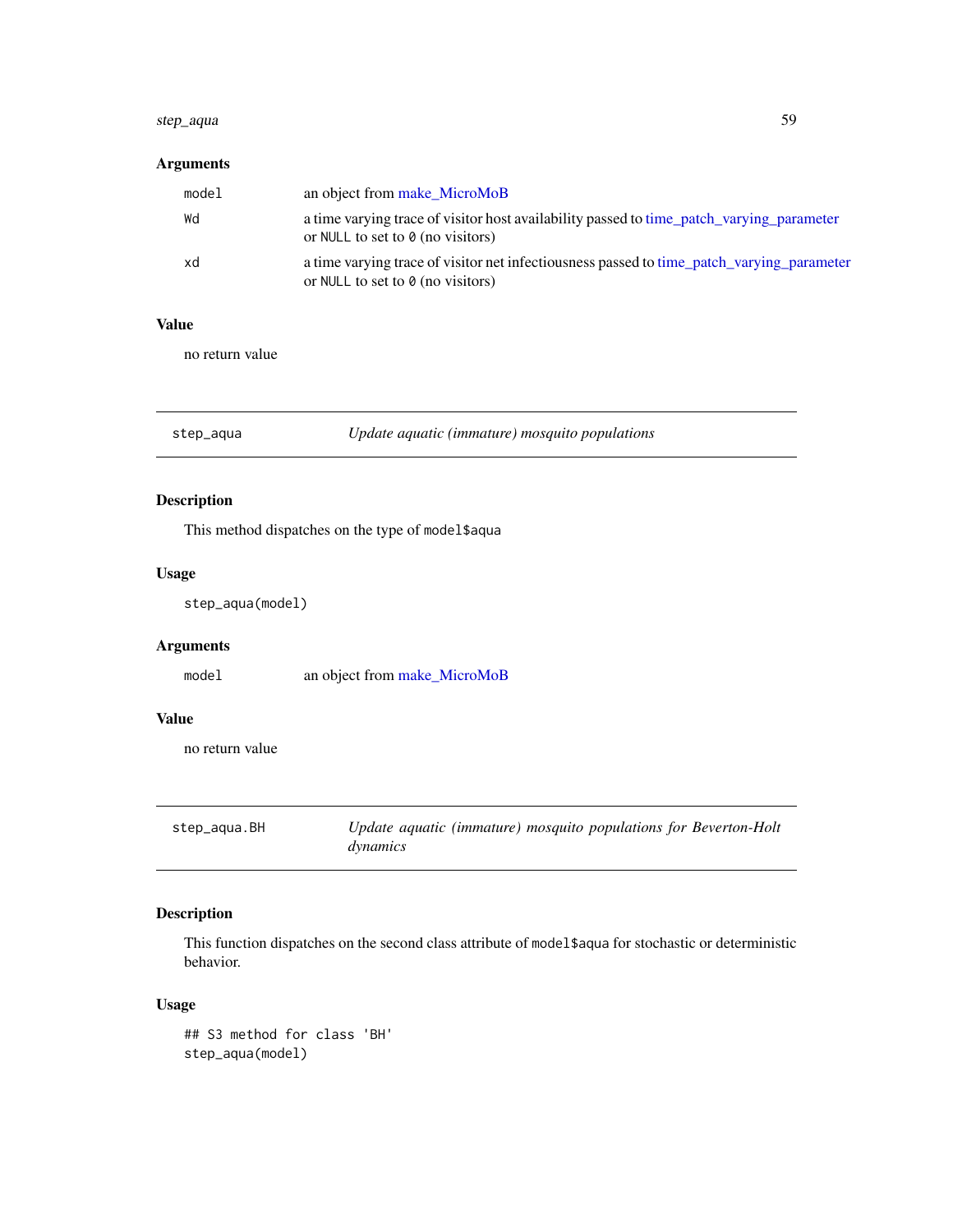### Arguments

| | |
|---|---|
| model | an object from make_MicroMoB |
| Wd | a time varying trace of visitor host availability passed to time_patch_varying_parameter or NULL to set to 0 (no visitors) |
| xd | a time varying trace of visitor net infectiousness passed to time_patch_varying_parameter or NULL to set to 0 (no visitors) |

### Value

no return value

---

## step_aqua — *Update aquatic (immature) mosquito populations*

### Description

This method dispatches on the type of `model$aqua`

### Usage

```
step_aqua(model)
```

### Arguments

| | |
|---|---|
| model | an object from make_MicroMoB |

### Value

no return value

---

## step_aqua.BH — *Update aquatic (immature) mosquito populations for Beverton-Holt dynamics*

### Description

This function dispatches on the second class attribute of `model$aqua` for stochastic or deterministic behavior.

### Usage

```
## S3 method for class 'BH'
step_aqua(model)
```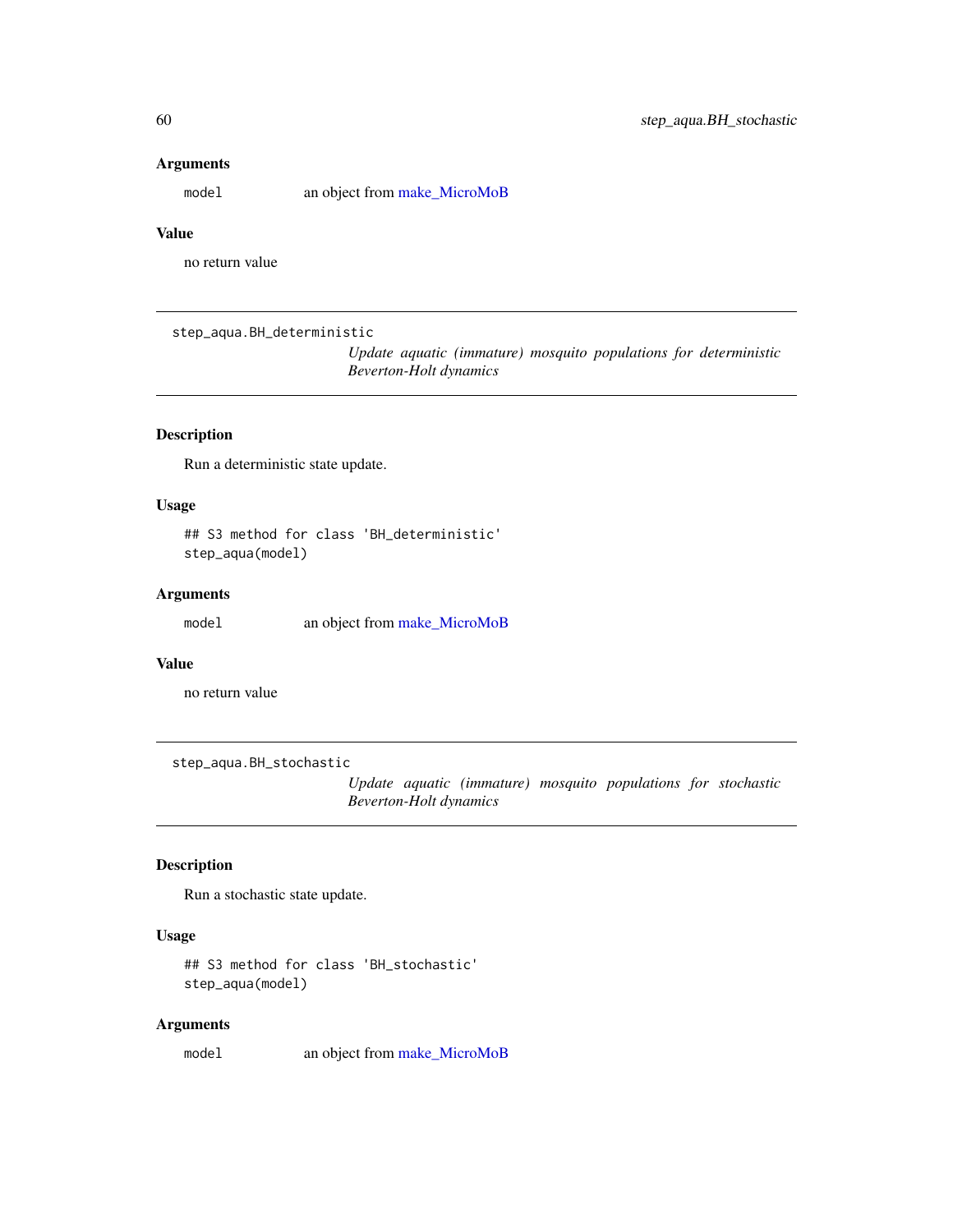### Arguments

`model` an object from make_MicroMoB

### Value

no return value

---

## step_aqua.BH_deterministic

*Update aquatic (immature) mosquito populations for deterministic Beverton-Holt dynamics*

---

### Description

Run a deterministic state update.

### Usage

```
## S3 method for class 'BH_deterministic'
step_aqua(model)
```

### Arguments

`model` an object from make_MicroMoB

### Value

no return value

---

## step_aqua.BH_stochastic

*Update aquatic (immature) mosquito populations for stochastic Beverton-Holt dynamics*

---

### Description

Run a stochastic state update.

### Usage

```
## S3 method for class 'BH_stochastic'
step_aqua(model)
```

### Arguments

`model` an object from make_MicroMoB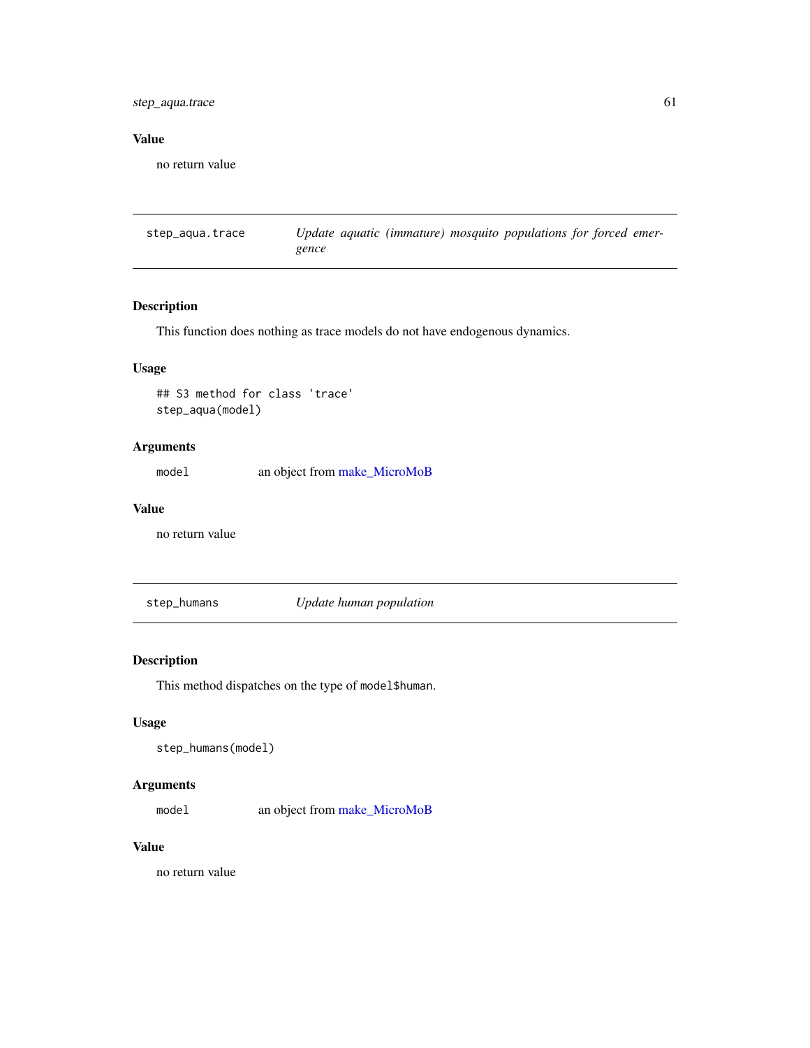## Value

no return value

---

## step_aqua.trace — *Update aquatic (immature) mosquito populations for forced emergence*

### Description

This function does nothing as trace models do not have endogenous dynamics.

### Usage

```
## S3 method for class 'trace'
step_aqua(model)
```

### Arguments

| | |
|---|---|
| model | an object from make_MicroMoB |

### Value

no return value

---

## step_humans — *Update human population*

### Description

This method dispatches on the type of `model$human`.

### Usage

```
step_humans(model)
```

### Arguments

| | |
|---|---|
| model | an object from make_MicroMoB |

### Value

no return value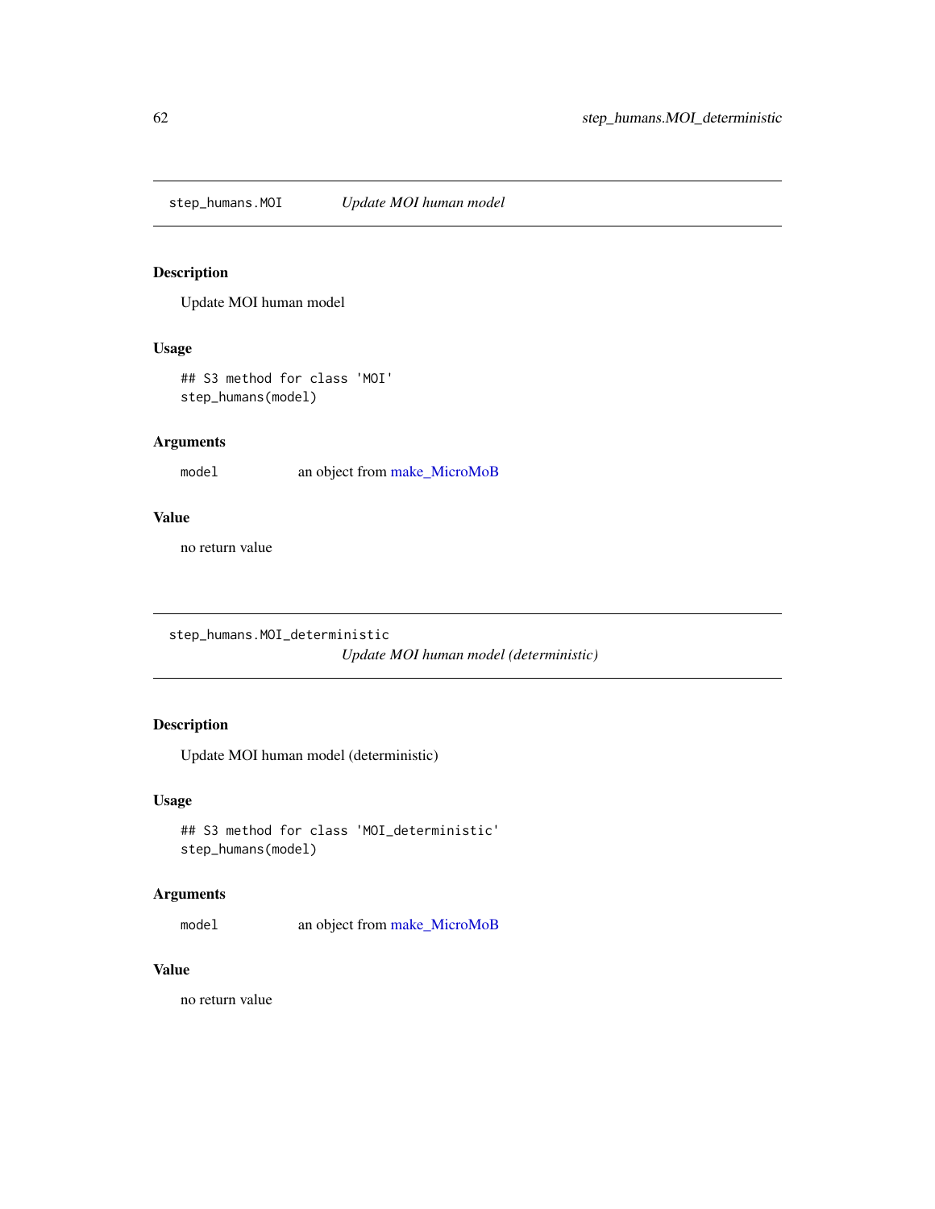## step_humans.MOI — *Update MOI human model*

### Description

Update MOI human model

### Usage

```
## S3 method for class 'MOI'
step_humans(model)
```

### Arguments

model — an object from make_MicroMoB

### Value

no return value

## step_humans.MOI_deterministic — *Update MOI human model (deterministic)*

### Description

Update MOI human model (deterministic)

### Usage

```
## S3 method for class 'MOI_deterministic'
step_humans(model)
```

### Arguments

model — an object from make_MicroMoB

### Value

no return value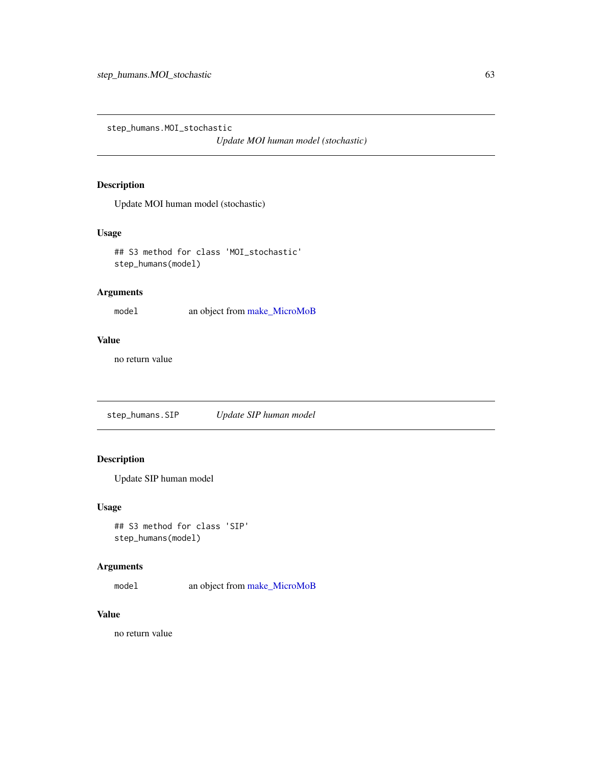## step_humans.MOI_stochastic

*Update MOI human model (stochastic)*

### Description

Update MOI human model (stochastic)

### Usage

```
## S3 method for class 'MOI_stochastic'
step_humans(model)
```

### Arguments

| | |
|---|---|
| `model` | an object from make_MicroMoB |

### Value

no return value

## step_humans.SIP

*Update SIP human model*

### Description

Update SIP human model

### Usage

```
## S3 method for class 'SIP'
step_humans(model)
```

### Arguments

| | |
|---|---|
| `model` | an object from make_MicroMoB |

### Value

no return value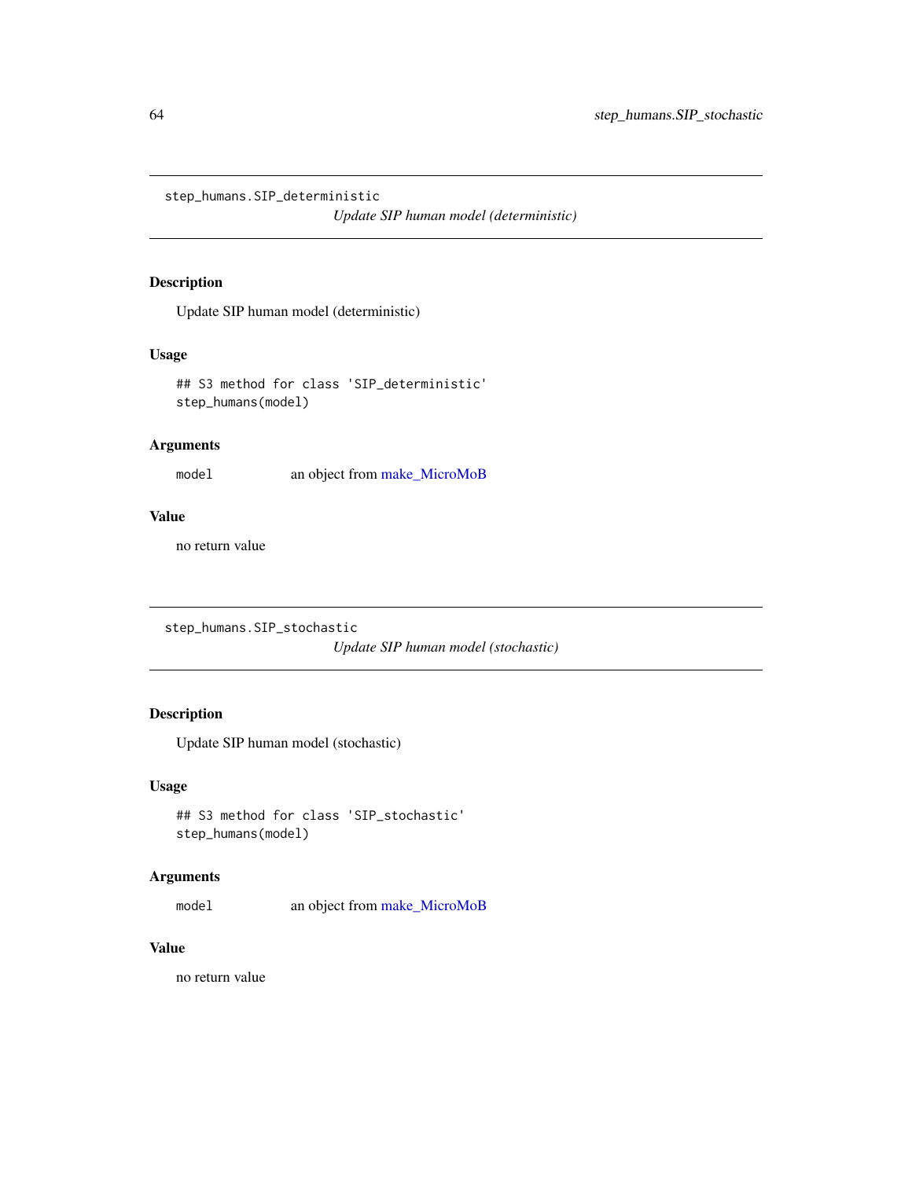## step_humans.SIP_deterministic

*Update SIP human model (deterministic)*

### Description

Update SIP human model (deterministic)

### Usage

```
## S3 method for class 'SIP_deterministic'
step_humans(model)
```

### Arguments

| | |
|---|---|
| `model` | an object from make_MicroMoB |

### Value

no return value

## step_humans.SIP_stochastic

*Update SIP human model (stochastic)*

### Description

Update SIP human model (stochastic)

### Usage

```
## S3 method for class 'SIP_stochastic'
step_humans(model)
```

### Arguments

| | |
|---|---|
| `model` | an object from make_MicroMoB |

### Value

no return value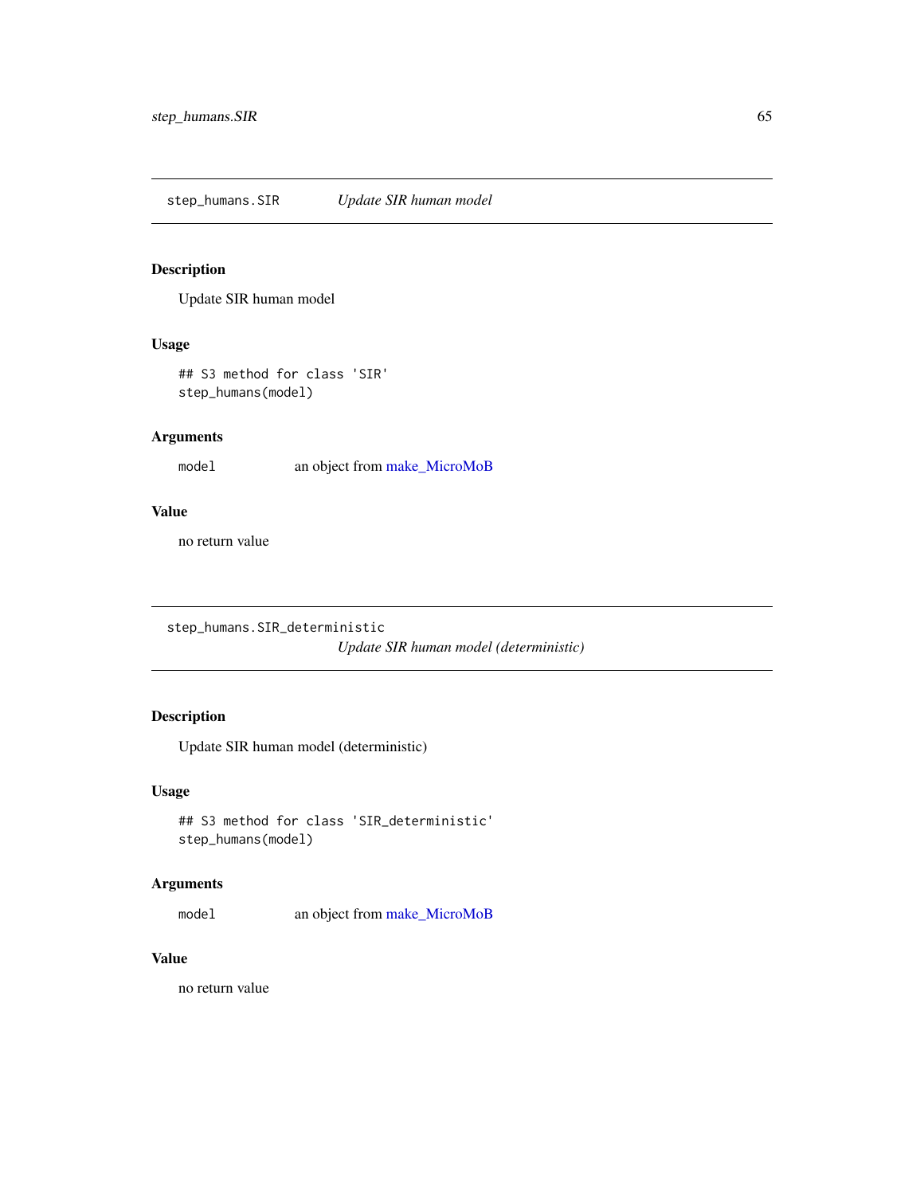## step_humans.SIR — *Update SIR human model*

### Description

Update SIR human model

### Usage

```
## S3 method for class 'SIR'
step_humans(model)
```

### Arguments

| | |
|---|---|
| `model` | an object from make_MicroMoB |

### Value

no return value

## step_humans.SIR_deterministic — *Update SIR human model (deterministic)*

### Description

Update SIR human model (deterministic)

### Usage

```
## S3 method for class 'SIR_deterministic'
step_humans(model)
```

### Arguments

| | |
|---|---|
| `model` | an object from make_MicroMoB |

### Value

no return value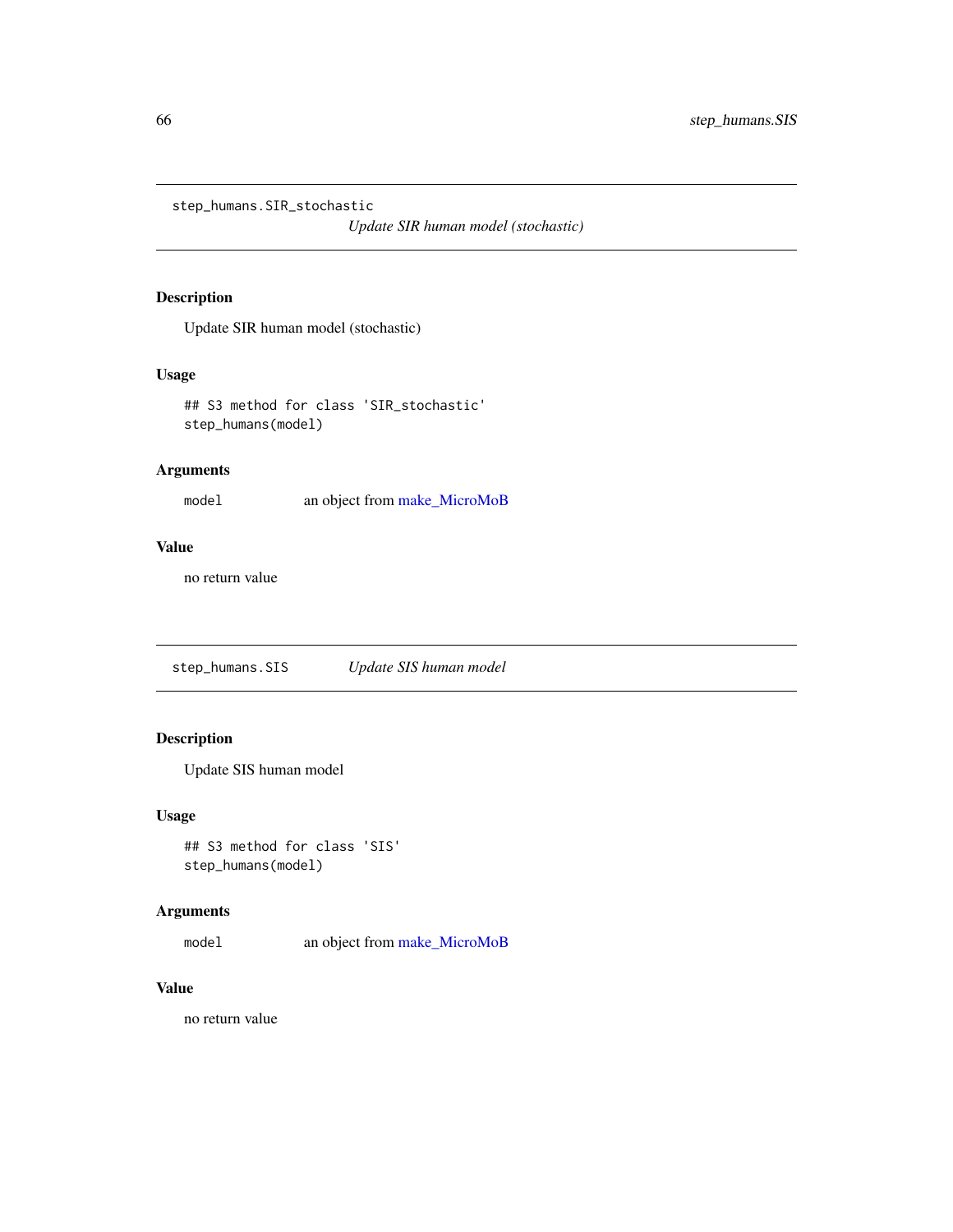## step_humans.SIR_stochastic

*Update SIR human model (stochastic)*

### Description

Update SIR human model (stochastic)

### Usage

```
## S3 method for class 'SIR_stochastic'
step_humans(model)
```

### Arguments

| | |
|---|---|
| model | an object from make_MicroMoB |

### Value

no return value

## step_humans.SIS

*Update SIS human model*

### Description

Update SIS human model

### Usage

```
## S3 method for class 'SIS'
step_humans(model)
```

### Arguments

| | |
|---|---|
| model | an object from make_MicroMoB |

### Value

no return value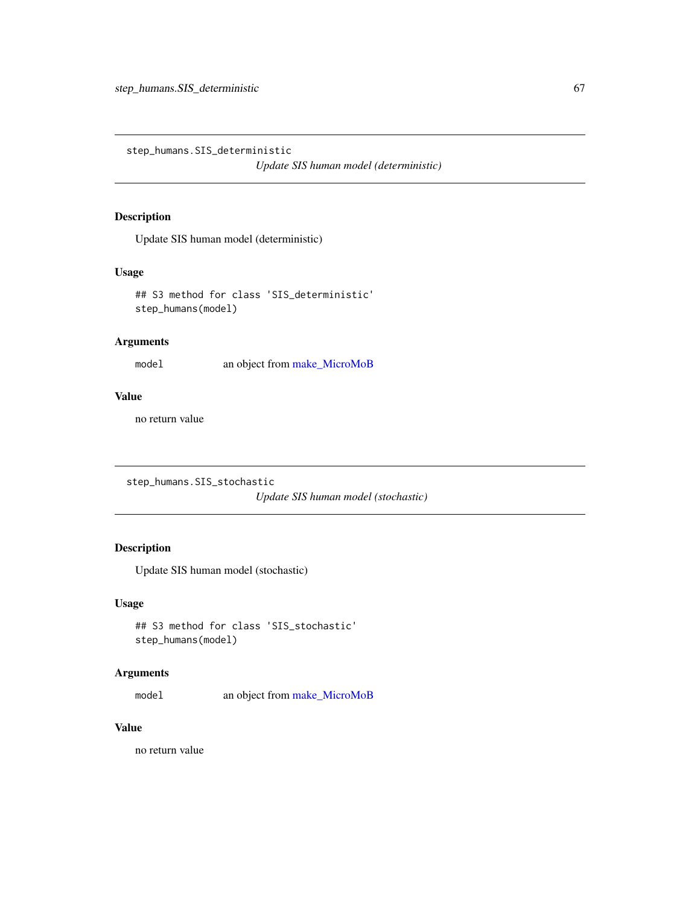## step_humans.SIS_deterministic

*Update SIS human model (deterministic)*

### Description

Update SIS human model (deterministic)

### Usage

```
## S3 method for class 'SIS_deterministic'
step_humans(model)
```

### Arguments

`model` an object from make_MicroMoB

### Value

no return value

## step_humans.SIS_stochastic

*Update SIS human model (stochastic)*

### Description

Update SIS human model (stochastic)

### Usage

```
## S3 method for class 'SIS_stochastic'
step_humans(model)
```

### Arguments

`model` an object from make_MicroMoB

### Value

no return value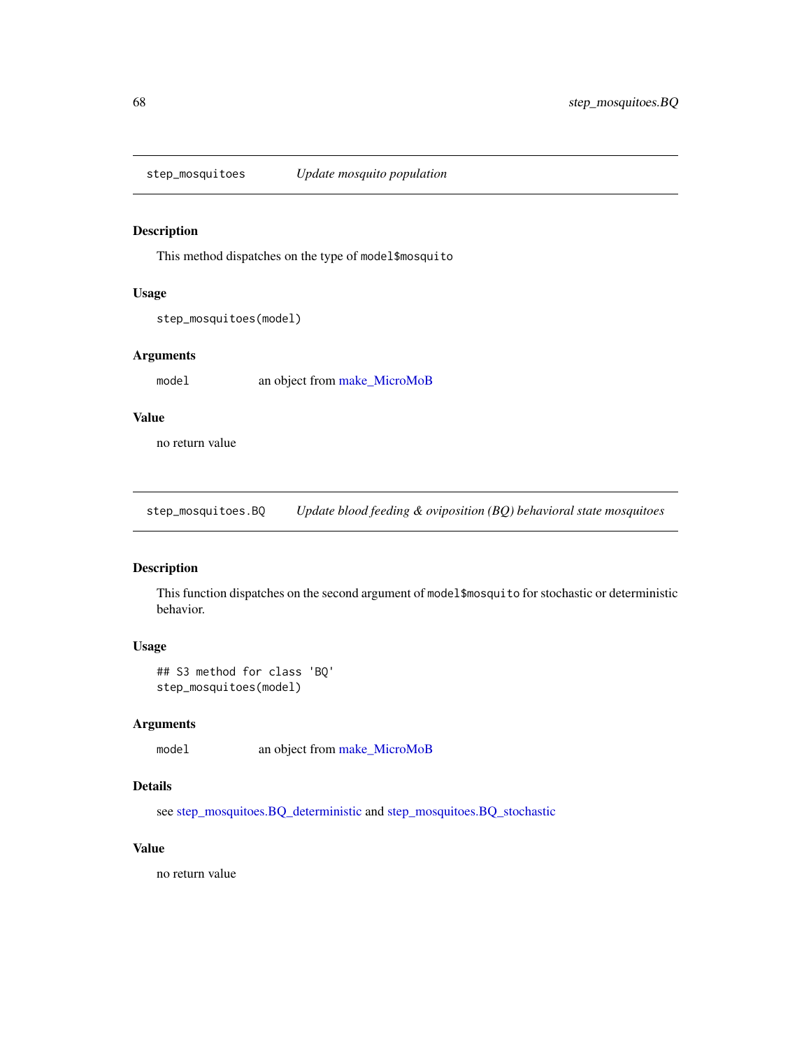## step_mosquitoes — *Update mosquito population*

### Description

This method dispatches on the type of `model$mosquito`

### Usage

```
step_mosquitoes(model)
```

### Arguments

| | |
|---|---|
| `model` | an object from make_MicroMoB |

### Value

no return value

## step_mosquitoes.BQ — *Update blood feeding & oviposition (BQ) behavioral state mosquitoes*

### Description

This function dispatches on the second argument of `model$mosquito` for stochastic or deterministic behavior.

### Usage

```
## S3 method for class 'BQ'
step_mosquitoes(model)
```

### Arguments

| | |
|---|---|
| `model` | an object from make_MicroMoB |

### Details

see step_mosquitoes.BQ_deterministic and step_mosquitoes.BQ_stochastic

### Value

no return value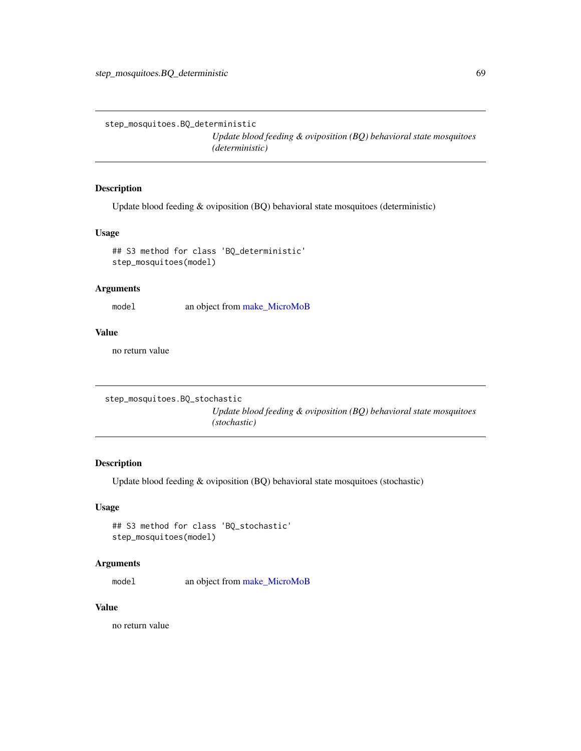## step_mosquitoes.BQ_deterministic

*Update blood feeding & oviposition (BQ) behavioral state mosquitoes (deterministic)*

### Description

Update blood feeding & oviposition (BQ) behavioral state mosquitoes (deterministic)

### Usage

```
## S3 method for class 'BQ_deterministic'
step_mosquitoes(model)
```

### Arguments

| | |
|---|---|
| model | an object from make_MicroMoB |

### Value

no return value

## step_mosquitoes.BQ_stochastic

*Update blood feeding & oviposition (BQ) behavioral state mosquitoes (stochastic)*

### Description

Update blood feeding & oviposition (BQ) behavioral state mosquitoes (stochastic)

### Usage

```
## S3 method for class 'BQ_stochastic'
step_mosquitoes(model)
```

### Arguments

| | |
|---|---|
| model | an object from make_MicroMoB |

### Value

no return value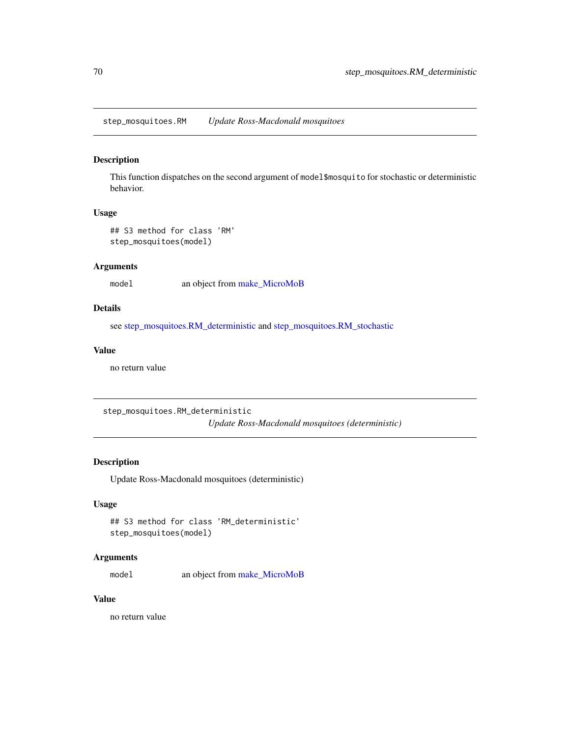## step_mosquitoes.RM — *Update Ross-Macdonald mosquitoes*

### Description

This function dispatches on the second argument of `model$mosquito` for stochastic or deterministic behavior.

### Usage

```
## S3 method for class 'RM'
step_mosquitoes(model)
```

### Arguments

| | |
|---|---|
| `model` | an object from make_MicroMoB |

### Details

see step_mosquitoes.RM_deterministic and step_mosquitoes.RM_stochastic

### Value

no return value

## step_mosquitoes.RM_deterministic — *Update Ross-Macdonald mosquitoes (deterministic)*

### Description

Update Ross-Macdonald mosquitoes (deterministic)

### Usage

```
## S3 method for class 'RM_deterministic'
step_mosquitoes(model)
```

### Arguments

| | |
|---|---|
| `model` | an object from make_MicroMoB |

### Value

no return value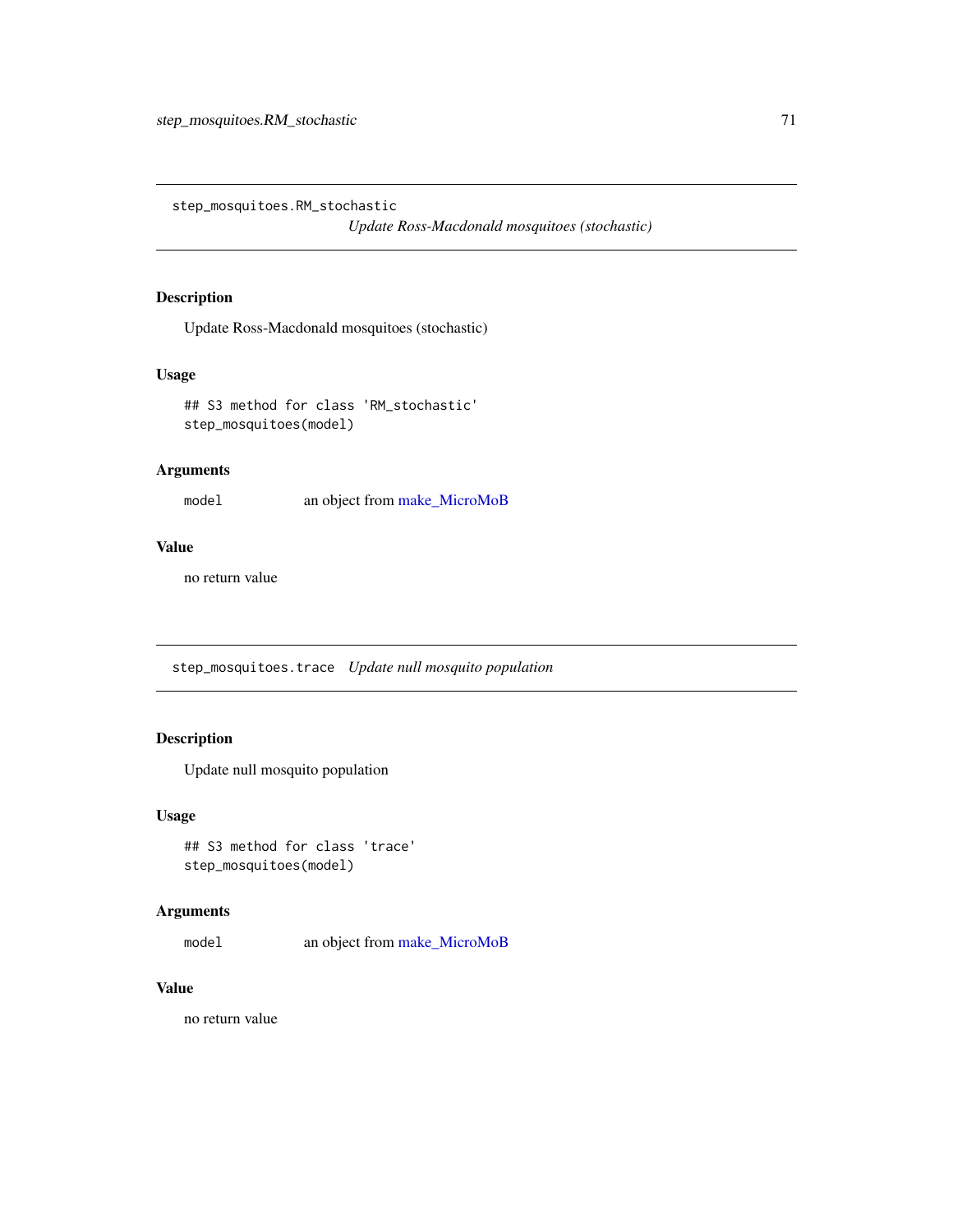## step_mosquitoes.RM_stochastic

*Update Ross-Macdonald mosquitoes (stochastic)*

### Description

Update Ross-Macdonald mosquitoes (stochastic)

### Usage

```
## S3 method for class 'RM_stochastic'
step_mosquitoes(model)
```

### Arguments

| | |
|---|---|
| model | an object from make_MicroMoB |

### Value

no return value

## step_mosquitoes.trace

*Update null mosquito population*

### Description

Update null mosquito population

### Usage

```
## S3 method for class 'trace'
step_mosquitoes(model)
```

### Arguments

| | |
|---|---|
| model | an object from make_MicroMoB |

### Value

no return value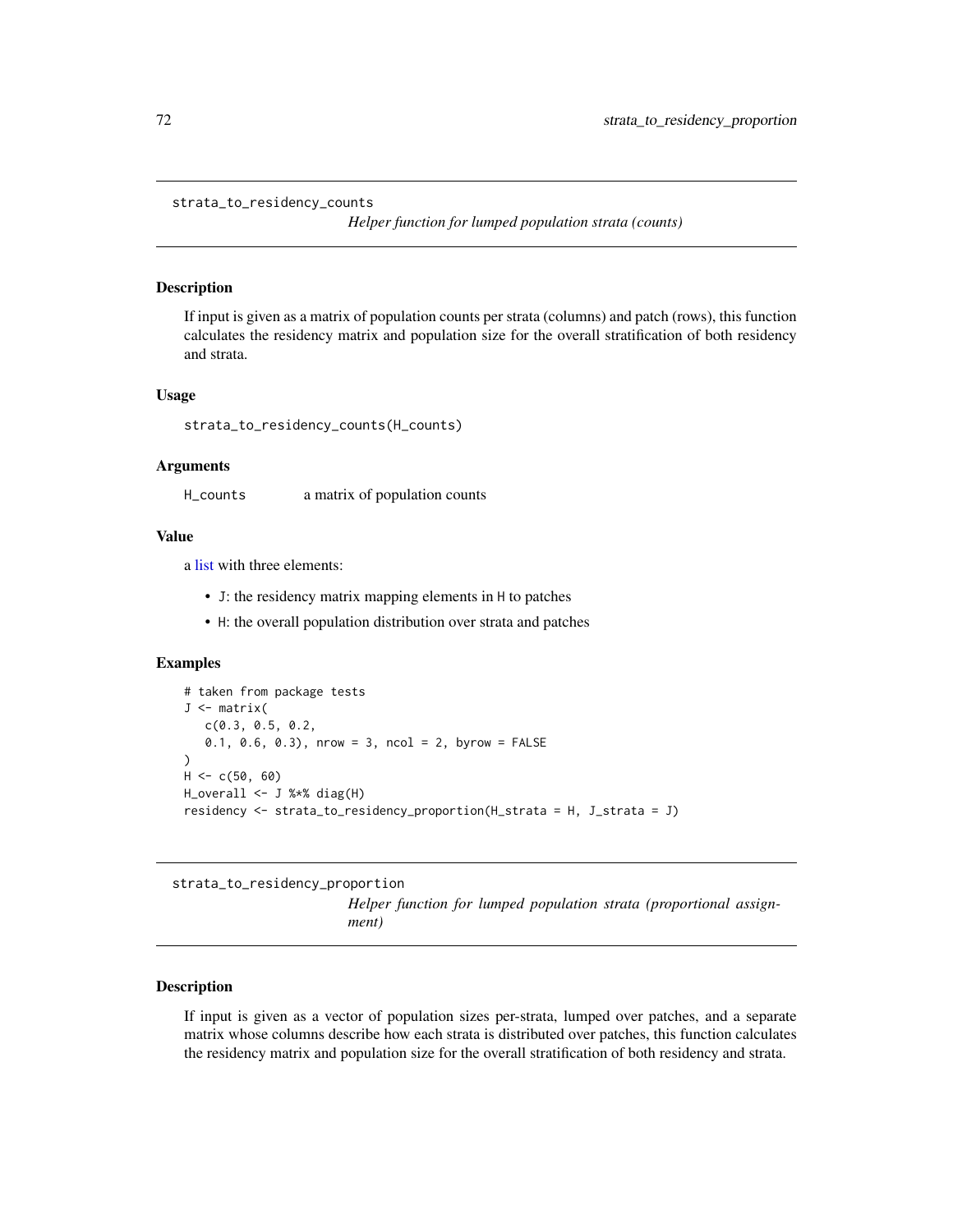## strata_to_residency_counts

*Helper function for lumped population strata (counts)*

### Description

If input is given as a matrix of population counts per strata (columns) and patch (rows), this function calculates the residency matrix and population size for the overall stratification of both residency and strata.

### Usage

```
strata_to_residency_counts(H_counts)
```

### Arguments

| | |
|---|---|
| H_counts | a matrix of population counts |

### Value

a list with three elements:

- J: the residency matrix mapping elements in H to patches
- H: the overall population distribution over strata and patches

### Examples

```
# taken from package tests
J <- matrix(
   c(0.3, 0.5, 0.2,
   0.1, 0.6, 0.3), nrow = 3, ncol = 2, byrow = FALSE
)
H <- c(50, 60)
H_overall <- J %*% diag(H)
residency <- strata_to_residency_proportion(H_strata = H, J_strata = J)
```

## strata_to_residency_proportion

*Helper function for lumped population strata (proportional assignment)*

### Description

If input is given as a vector of population sizes per-strata, lumped over patches, and a separate matrix whose columns describe how each strata is distributed over patches, this function calculates the residency matrix and population size for the overall stratification of both residency and strata.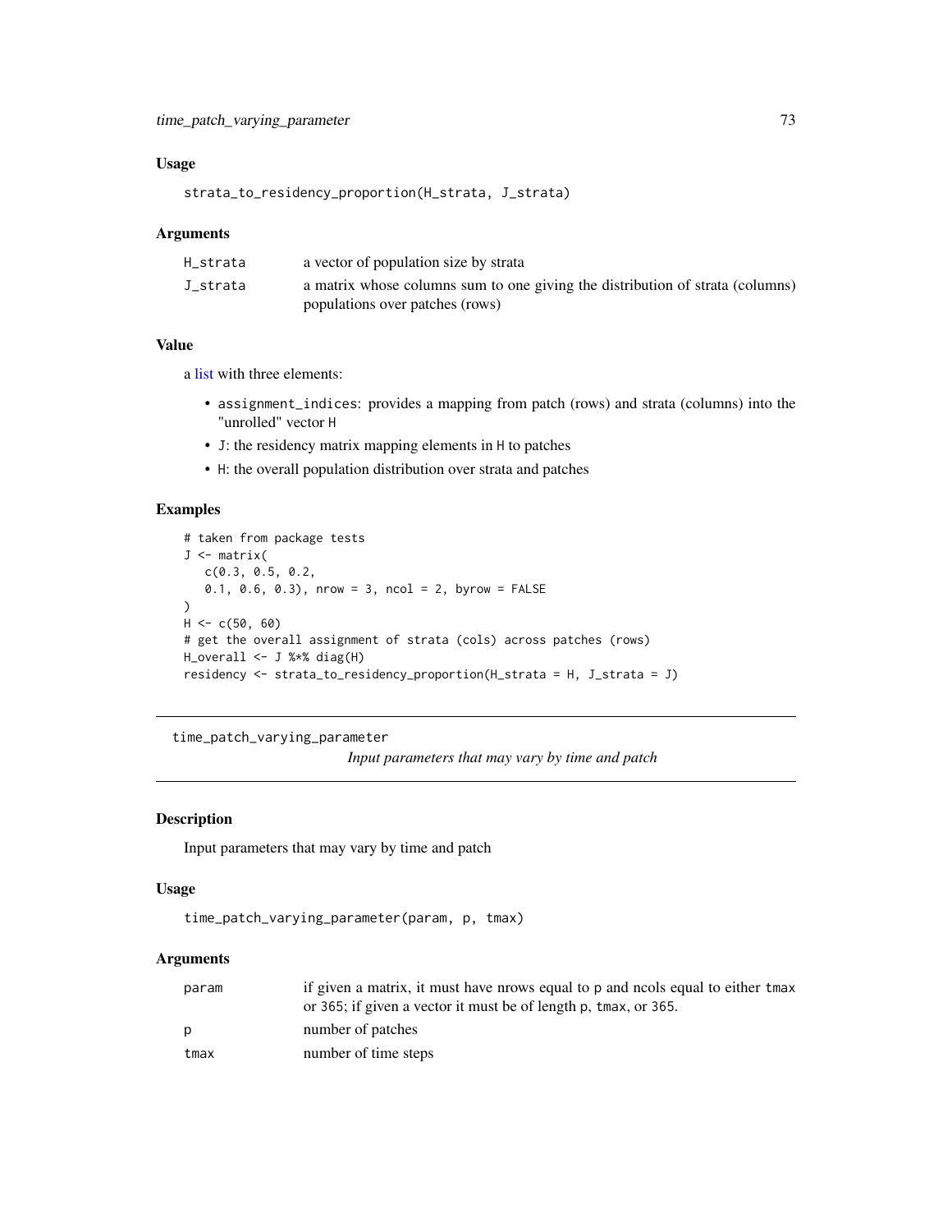## Usage

```
strata_to_residency_proportion(H_strata, J_strata)
```

## Arguments

| | |
|---|---|
| H_strata | a vector of population size by strata |
| J_strata | a matrix whose columns sum to one giving the distribution of strata (columns) populations over patches (rows) |

## Value

a list with three elements:

- assignment_indices: provides a mapping from patch (rows) and strata (columns) into the "unrolled" vector H
- J: the residency matrix mapping elements in H to patches
- H: the overall population distribution over strata and patches

## Examples

```
# taken from package tests
J <- matrix(
   c(0.3, 0.5, 0.2,
   0.1, 0.6, 0.3), nrow = 3, ncol = 2, byrow = FALSE
)
H <- c(50, 60)
# get the overall assignment of strata (cols) across patches (rows)
H_overall <- J %*% diag(H)
residency <- strata_to_residency_proportion(H_strata = H, J_strata = J)
```

---

# time_patch_varying_parameter

*Input parameters that may vary by time and patch*

## Description

Input parameters that may vary by time and patch

## Usage

```
time_patch_varying_parameter(param, p, tmax)
```

## Arguments

| | |
|---|---|
| param | if given a matrix, it must have nrows equal to p and ncols equal to either tmax or 365; if given a vector it must be of length p, tmax, or 365. |
| p | number of patches |
| tmax | number of time steps |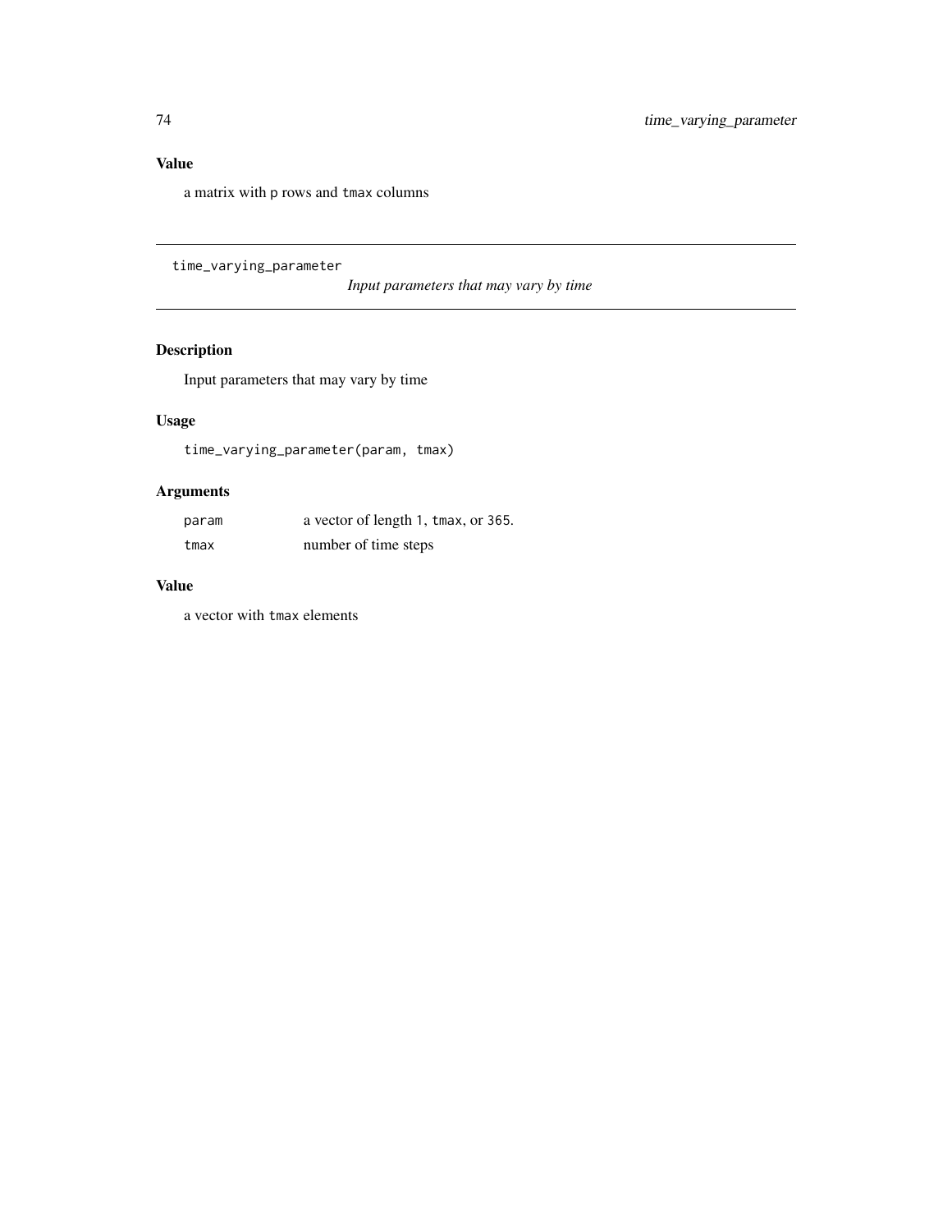## Value

a matrix with `p` rows and `tmax` columns

---

`time_varying_parameter` *Input parameters that may vary by time*

---

## Description

Input parameters that may vary by time

## Usage

```
time_varying_parameter(param, tmax)
```

## Arguments

| | |
|---|---|
| `param` | a vector of length `1`, `tmax`, or `365`. |
| `tmax` | number of time steps |

## Value

a vector with `tmax` elements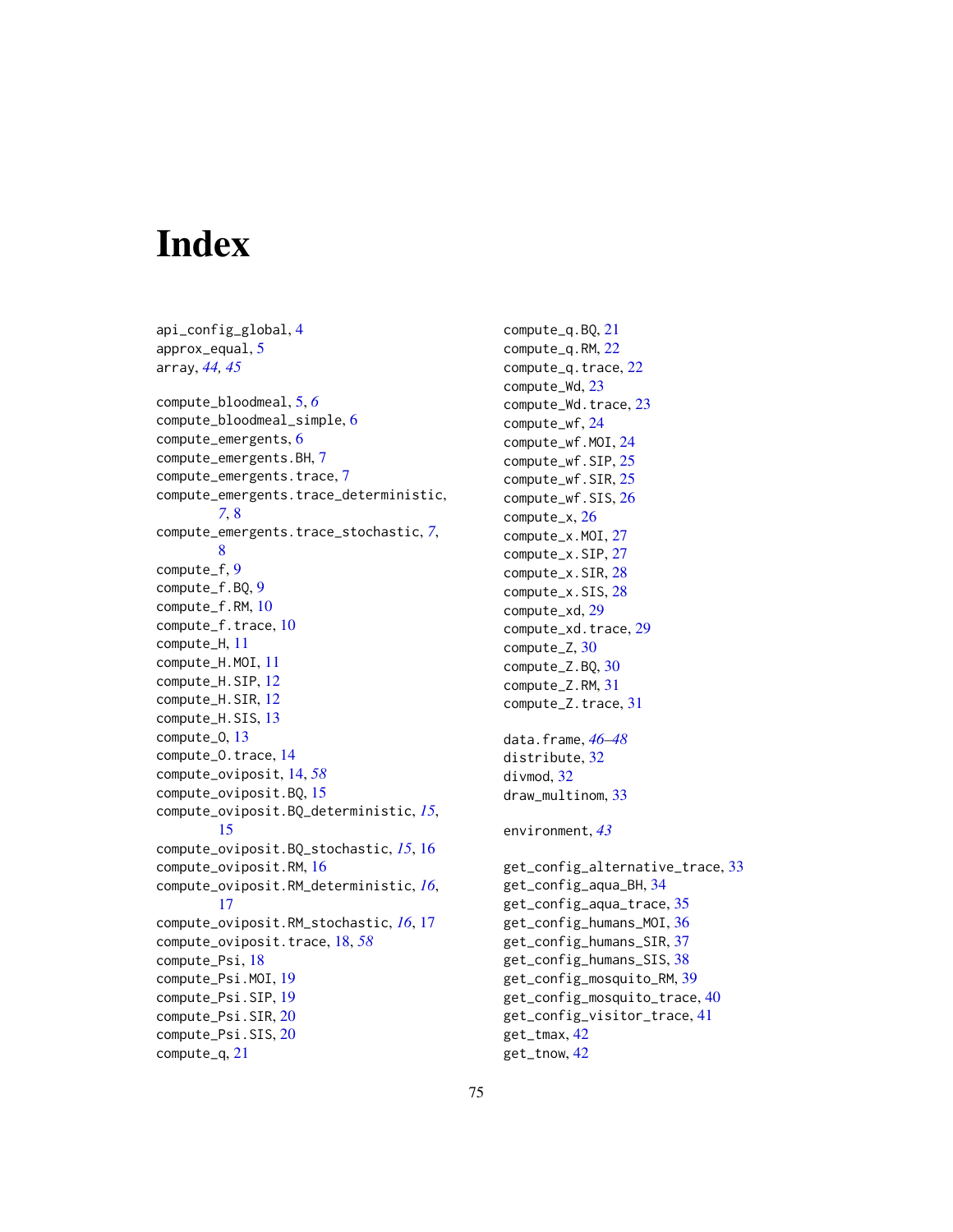# Index

api_config_global, 4
approx_equal, 5
array, *44, 45*

compute_bloodmeal, 5, *6*
compute_bloodmeal_simple, 6
compute_emergents, 6
compute_emergents.BH, 7
compute_emergents.trace, 7
compute_emergents.trace_deterministic, *7*, 8
compute_emergents.trace_stochastic, *7*, 8
compute_f, 9
compute_f.BQ, 9
compute_f.RM, 10
compute_f.trace, 10
compute_H, 11
compute_H.MOI, 11
compute_H.SIP, 12
compute_H.SIR, 12
compute_H.SIS, 13
compute_O, 13
compute_O.trace, 14
compute_oviposit, 14, *58*
compute_oviposit.BQ, 15
compute_oviposit.BQ_deterministic, *15*, 15
compute_oviposit.BQ_stochastic, *15*, 16
compute_oviposit.RM, 16
compute_oviposit.RM_deterministic, *16*, 17
compute_oviposit.RM_stochastic, *16*, 17
compute_oviposit.trace, 18, *58*
compute_Psi, 18
compute_Psi.MOI, 19
compute_Psi.SIP, 19
compute_Psi.SIR, 20
compute_Psi.SIS, 20
compute_q, 21
compute_q.BQ, 21
compute_q.RM, 22
compute_q.trace, 22
compute_Wd, 23
compute_Wd.trace, 23
compute_wf, 24
compute_wf.MOI, 24
compute_wf.SIP, 25
compute_wf.SIR, 25
compute_wf.SIS, 26
compute_x, 26
compute_x.MOI, 27
compute_x.SIP, 27
compute_x.SIR, 28
compute_x.SIS, 28
compute_xd, 29
compute_xd.trace, 29
compute_Z, 30
compute_Z.BQ, 30
compute_Z.RM, 31
compute_Z.trace, 31

data.frame, *46–48*
distribute, 32
divmod, 32
draw_multinom, 33

environment, *43*

get_config_alternative_trace, 33
get_config_aqua_BH, 34
get_config_aqua_trace, 35
get_config_humans_MOI, 36
get_config_humans_SIR, 37
get_config_humans_SIS, 38
get_config_mosquito_RM, 39
get_config_mosquito_trace, 40
get_config_visitor_trace, 41
get_tmax, 42
get_tnow, 42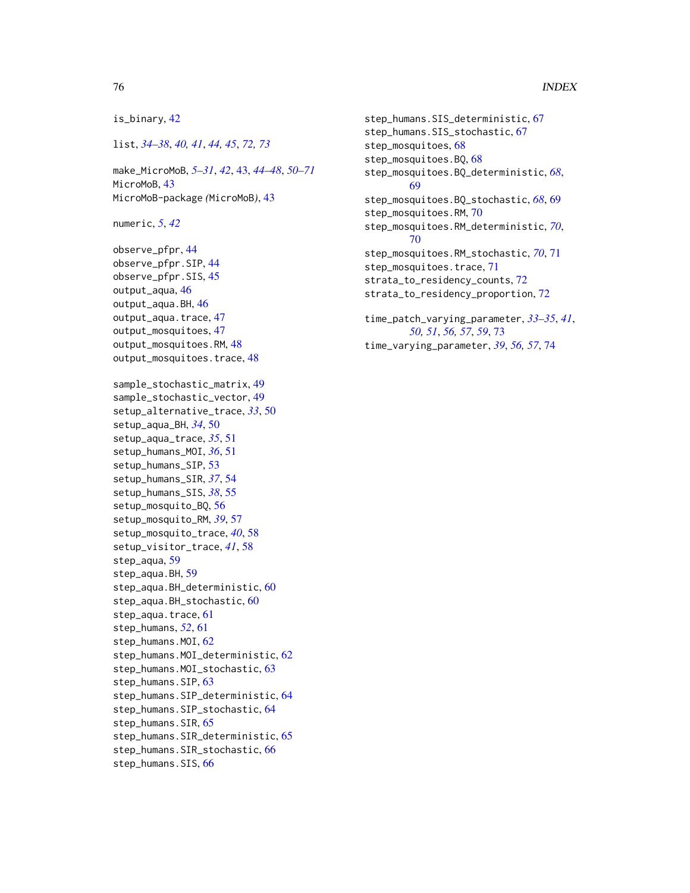is_binary, 42

list, *34–38*, *40, 41*, *44, 45*, *72, 73*

make_MicroMoB, *5–31*, *42*, 43, *44–48*, *50–71*
MicroMoB, 43
MicroMoB-package *(*MicroMoB*)*, 43

numeric, *5*, *42*

observe_pfpr, 44
observe_pfpr.SIP, 44
observe_pfpr.SIS, 45
output_aqua, 46
output_aqua.BH, 46
output_aqua.trace, 47
output_mosquitoes, 47
output_mosquitoes.RM, 48
output_mosquitoes.trace, 48

sample_stochastic_matrix, 49
sample_stochastic_vector, 49
setup_alternative_trace, *33*, 50
setup_aqua_BH, *34*, 50
setup_aqua_trace, *35*, 51
setup_humans_MOI, *36*, 51
setup_humans_SIP, 53
setup_humans_SIR, *37*, 54
setup_humans_SIS, *38*, 55
setup_mosquito_BQ, 56
setup_mosquito_RM, *39*, 57
setup_mosquito_trace, *40*, 58
setup_visitor_trace, *41*, 58
step_aqua, 59
step_aqua.BH, 59
step_aqua.BH_deterministic, 60
step_aqua.BH_stochastic, 60
step_aqua.trace, 61
step_humans, *52*, 61
step_humans.MOI, 62
step_humans.MOI_deterministic, 62
step_humans.MOI_stochastic, 63
step_humans.SIP, 63
step_humans.SIP_deterministic, 64
step_humans.SIP_stochastic, 64
step_humans.SIR, 65
step_humans.SIR_deterministic, 65
step_humans.SIR_stochastic, 66
step_humans.SIS, 66
step_humans.SIS_deterministic, 67
step_humans.SIS_stochastic, 67
step_mosquitoes, 68
step_mosquitoes.BQ, 68
step_mosquitoes.BQ_deterministic, *68*, 69
step_mosquitoes.BQ_stochastic, *68*, 69
step_mosquitoes.RM, 70
step_mosquitoes.RM_deterministic, *70*, 70
step_mosquitoes.RM_stochastic, *70*, 71
step_mosquitoes.trace, 71
strata_to_residency_counts, 72
strata_to_residency_proportion, 72

time_patch_varying_parameter, *33–35*, *41*, *50, 51*, *56, 57*, *59*, 73
time_varying_parameter, *39*, *56, 57*, 74